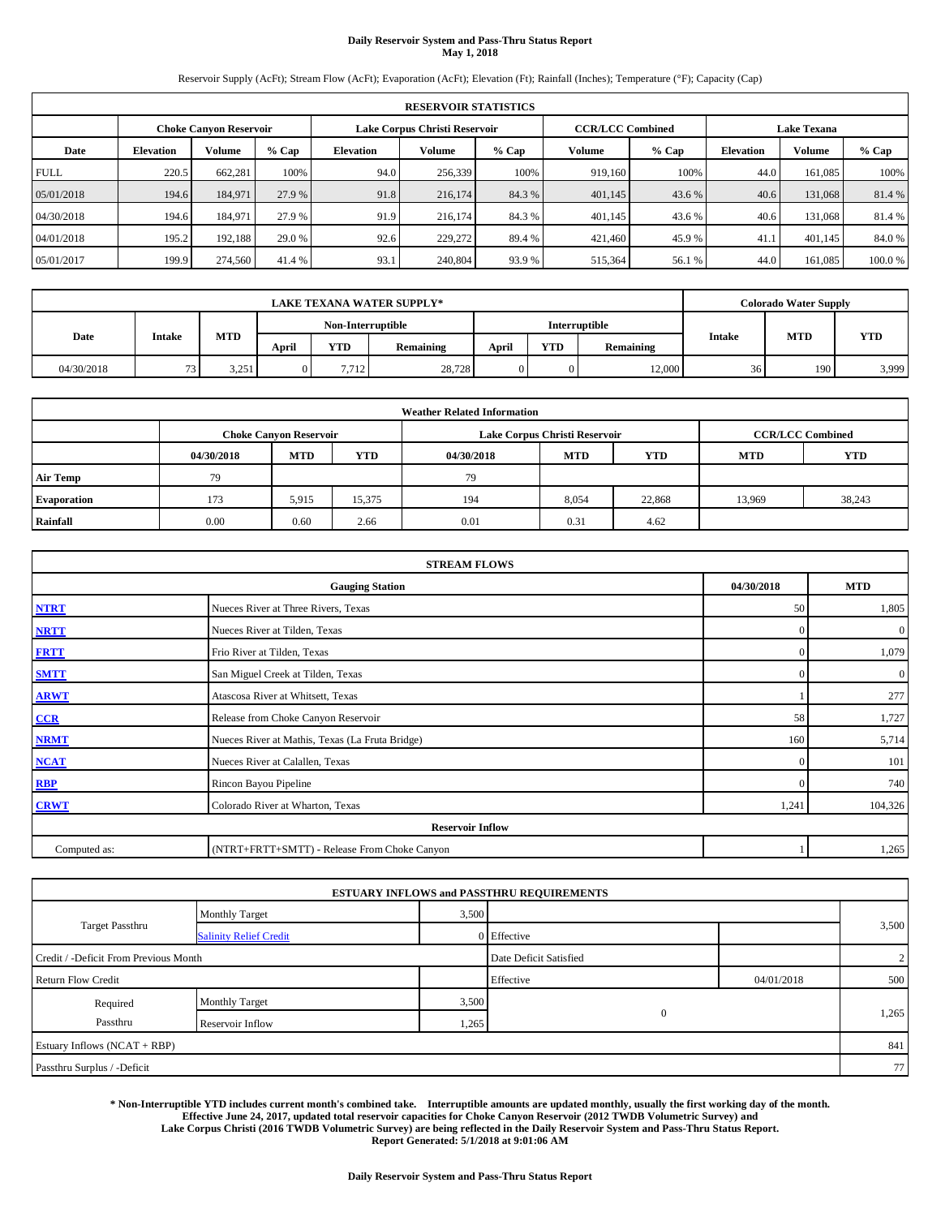# Daily Reservoir System and Pass-Thru Status Report
## May 1, 2018

Reservoir Supply (AcFt); Stream Flow (AcFt); Evaporation (AcFt); Elevation (Ft); Rainfall (Inches); Temperature (°F); Capacity (Cap)

| RESERVOIR STATISTICS | | | | | | | | | | | |
|---|---|---|---|---|---|---|---|---|---|---|---|
| | Choke Canyon Reservoir | | | Lake Corpus Christi Reservoir | | | CCR/LCC Combined | | Lake Texana | | |
| Date | Elevation | Volume | % Cap | Elevation | Volume | % Cap | Volume | % Cap | Elevation | Volume | % Cap |
| FULL | 220.5 | 662,281 | 100% | 94.0 | 256,339 | 100% | 919,160 | 100% | 44.0 | 161,085 | 100% |
| 05/01/2018 | 194.6 | 184,971 | 27.9 % | 91.8 | 216,174 | 84.3 % | 401,145 | 43.6 % | 40.6 | 131,068 | 81.4 % |
| 04/30/2018 | 194.6 | 184,971 | 27.9 % | 91.9 | 216,174 | 84.3 % | 401,145 | 43.6 % | 40.6 | 131,068 | 81.4 % |
| 04/01/2018 | 195.2 | 192,188 | 29.0 % | 92.6 | 229,272 | 89.4 % | 421,460 | 45.9 % | 41.1 | 401,145 | 84.0 % |
| 05/01/2017 | 199.9 | 274,560 | 41.4 % | 93.1 | 240,804 | 93.9 % | 515,364 | 56.1 % | 44.0 | 161,085 | 100.0 % |

| LAKE TEXANA WATER SUPPLY* | | | | | | | | | Colorado Water Supply | | |
|---|---|---|---|---|---|---|---|---|---|---|---|
| Date | Intake | MTD | Non-Interruptible | | | Interruptible | | | Intake | MTD | YTD |
| | | | April | YTD | Remaining | April | YTD | Remaining | | | |
| 04/30/2018 | 73 | 3,251 | 0 | 7,712 | 28,728 | 0 | 0 | 12,000 | 36 | 190 | 3,999 |

| Weather Related Information | | | | | | | | |
|---|---|---|---|---|---|---|---|---|
| | Choke Canyon Reservoir | | | Lake Corpus Christi Reservoir | | | CCR/LCC Combined | |
| | 04/30/2018 | MTD | YTD | 04/30/2018 | MTD | YTD | MTD | YTD |
| Air Temp | 79 | | | 79 | | | | |
| Evaporation | 173 | 5,915 | 15,375 | 194 | 8,054 | 22,868 | 13,969 | 38,243 |
| Rainfall | 0.00 | 0.60 | 2.66 | 0.01 | 0.31 | 4.62 | | |

| STREAM FLOWS | | | |
|---|---|---|---|
| | Gauging Station | 04/30/2018 | MTD |
| NTRT | Nueces River at Three Rivers, Texas | 50 | 1,805 |
| NRTT | Nueces River at Tilden, Texas | 0 | 0 |
| FRTT | Frio River at Tilden, Texas | 0 | 1,079 |
| SMTT | San Miguel Creek at Tilden, Texas | 0 | 0 |
| ARWT | Atascosa River at Whitsett, Texas | 1 | 277 |
| CCR | Release from Choke Canyon Reservoir | 58 | 1,727 |
| NRMT | Nueces River at Mathis, Texas (La Fruta Bridge) | 160 | 5,714 |
| NCAT | Nueces River at Calallen, Texas | 0 | 101 |
| RBP | Rincon Bayou Pipeline | 0 | 740 |
| CRWT | Colorado River at Wharton, Texas | 1,241 | 104,326 |
| Reservoir Inflow | | | |
| Computed as: | (NTRT+FRTT+SMTT) - Release From Choke Canyon | 1 | 1,265 |

| ESTUARY INFLOWS and PASSTHRU REQUIREMENTS | | | | | |
|---|---|---|---|---|---|
| Target Passthru | Monthly Target | 3,500 | | | 3,500 |
| | Salinity Relief Credit | 0 | Effective | | |
| Credit / -Deficit From Previous Month | | | Date Deficit Satisfied | | 2 |
| Return Flow Credit | | | Effective | 04/01/2018 | 500 |
| Required Passthru | Monthly Target | 3,500 | 0 | | 1,265 |
| | Reservoir Inflow | 1,265 | | | |
| Estuary Inflows (NCAT + RBP) | | | | | 841 |
| Passthru Surplus / -Deficit | | | | | 77 |

**\* Non-Interruptible YTD includes current month's combined take. Interruptible amounts are updated monthly, usually the first working day of the month. Effective June 24, 2017, updated total reservoir capacities for Choke Canyon Reservoir (2012 TWDB Volumetric Survey) and Lake Corpus Christi (2016 TWDB Volumetric Survey) are being reflected in the Daily Reservoir System and Pass-Thru Status Report. Report Generated: 5/1/2018 at 9:01:06 AM**

**Daily Reservoir System and Pass-Thru Status Report**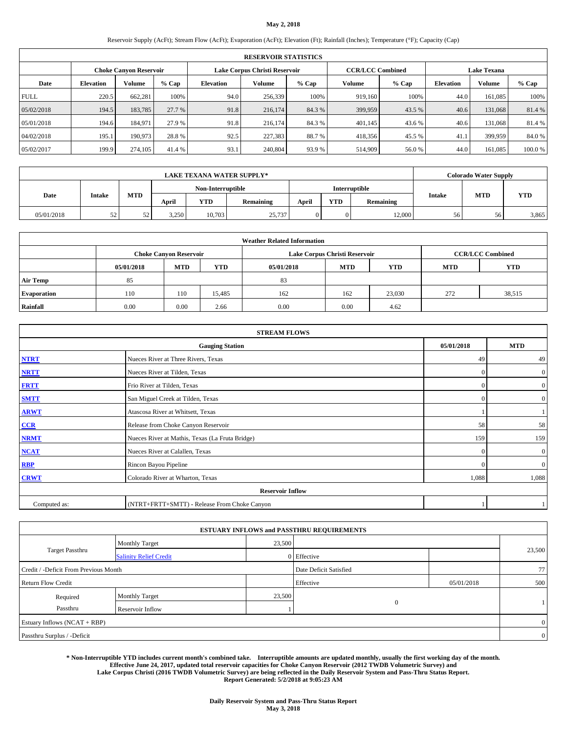**May 2, 2018**

Reservoir Supply (AcFt); Stream Flow (AcFt); Evaporation (AcFt); Elevation (Ft); Rainfall (Inches); Temperature (°F); Capacity (Cap)

| RESERVOIR STATISTICS | | | | | | | | | | | |
|---|---|---|---|---|---|---|---|---|---|---|---|
| | Choke Canyon Reservoir | | | Lake Corpus Christi Reservoir | | | CCR/LCC Combined | | Lake Texana | | |
| Date | Elevation | Volume | % Cap | Elevation | Volume | % Cap | Volume | % Cap | Elevation | Volume | % Cap |
| FULL | 220.5 | 662,281 | 100% | 94.0 | 256,339 | 100% | 919,160 | 100% | 44.0 | 161,085 | 100% |
| 05/02/2018 | 194.5 | 183,785 | 27.7 % | 91.8 | 216,174 | 84.3 % | 399,959 | 43.5 % | 40.6 | 131,068 | 81.4 % |
| 05/01/2018 | 194.6 | 184,971 | 27.9 % | 91.8 | 216,174 | 84.3 % | 401,145 | 43.6 % | 40.6 | 131,068 | 81.4 % |
| 04/02/2018 | 195.1 | 190,973 | 28.8 % | 92.5 | 227,383 | 88.7 % | 418,356 | 45.5 % | 41.1 | 399,959 | 84.0 % |
| 05/02/2017 | 199.9 | 274,105 | 41.4 % | 93.1 | 240,804 | 93.9 % | 514,909 | 56.0 % | 44.0 | 161,085 | 100.0 % |

| LAKE TEXANA WATER SUPPLY* | | | | | | | | | Colorado Water Supply | | |
|---|---|---|---|---|---|---|---|---|---|---|---|
| Date | Intake | MTD | Non-Interruptible | | | Interruptible | | | Intake | MTD | YTD |
| | | | April | YTD | Remaining | April | YTD | Remaining | | | |
| 05/01/2018 | 52 | 52 | 3,250 | 10,703 | 25,737 | 0 | 0 | 12,000 | 56 | 56 | 3,865 |

| Weather Related Information | | | | | | | | |
|---|---|---|---|---|---|---|---|---|
| | Choke Canyon Reservoir | | | Lake Corpus Christi Reservoir | | | CCR/LCC Combined | |
| | 05/01/2018 | MTD | YTD | 05/01/2018 | MTD | YTD | MTD | YTD |
| Air Temp | 85 | | | 83 | | | | |
| Evaporation | 110 | 110 | 15,485 | 162 | 162 | 23,030 | 272 | 38,515 |
| Rainfall | 0.00 | 0.00 | 2.66 | 0.00 | 0.00 | 4.62 | | |

| STREAM FLOWS | | | |
|---|---|---|---|
| | Gauging Station | 05/01/2018 | MTD |
| NTRT | Nueces River at Three Rivers, Texas | 49 | 49 |
| NRTT | Nueces River at Tilden, Texas | 0 | 0 |
| FRTT | Frio River at Tilden, Texas | 0 | 0 |
| SMTT | San Miguel Creek at Tilden, Texas | 0 | 0 |
| ARWT | Atascosa River at Whitsett, Texas | 1 | 1 |
| CCR | Release from Choke Canyon Reservoir | 58 | 58 |
| NRMT | Nueces River at Mathis, Texas (La Fruta Bridge) | 159 | 159 |
| NCAT | Nueces River at Calallen, Texas | 0 | 0 |
| RBP | Rincon Bayou Pipeline | 0 | 0 |
| CRWT | Colorado River at Wharton, Texas | 1,088 | 1,088 |
| | Reservoir Inflow | | |
| Computed as: | (NTRT+FRTT+SMTT) - Release From Choke Canyon | 1 | 1 |

| ESTUARY INFLOWS and PASSTHRU REQUIREMENTS | | | | | |
|---|---|---|---|---|---|
| Target Passthru | Monthly Target | 23,500 | | | 23,500 |
| | Salinity Relief Credit | 0 | Effective | | |
| Credit / -Deficit From Previous Month | | | Date Deficit Satisfied | | 77 |
| Return Flow Credit | | | Effective | 05/01/2018 | 500 |
| Required Passthru | Monthly Target | 23,500 | 0 | | 1 |
| | Reservoir Inflow | 1 | | | |
| Estuary Inflows (NCAT + RBP) | | | | | 0 |
| Passthru Surplus / -Deficit | | | | | 0 |

**\* Non-Interruptible YTD includes current month's combined take. Interruptible amounts are updated monthly, usually the first working day of the month. Effective June 24, 2017, updated total reservoir capacities for Choke Canyon Reservoir (2012 TWDB Volumetric Survey) and Lake Corpus Christi (2016 TWDB Volumetric Survey) are being reflected in the Daily Reservoir System and Pass-Thru Status Report. Report Generated: 5/2/2018 at 9:05:23 AM**

**Daily Reservoir System and Pass-Thru Status Report**
**May 3, 2018**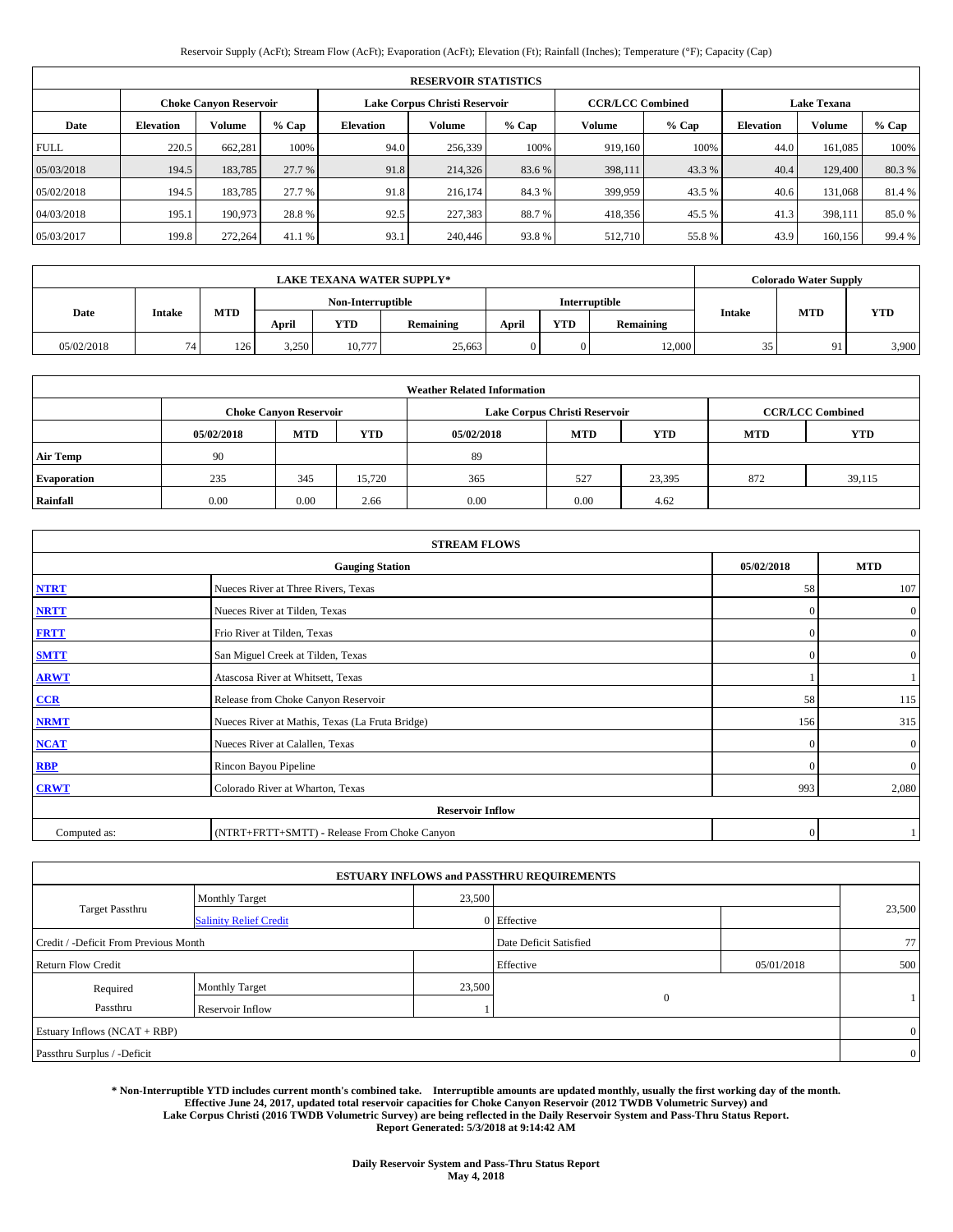Reservoir Supply (AcFt); Stream Flow (AcFt); Evaporation (AcFt); Elevation (Ft); Rainfall (Inches); Temperature (°F); Capacity (Cap)

| RESERVOIR STATISTICS | | | | | | | | | | | |
|---|---|---|---|---|---|---|---|---|---|---|---|
| | Choke Canyon Reservoir | | | Lake Corpus Christi Reservoir | | | CCR/LCC Combined | | Lake Texana | | |
| Date | Elevation | Volume | % Cap | Elevation | Volume | % Cap | Volume | % Cap | Elevation | Volume | % Cap |
| FULL | 220.5 | 662,281 | 100% | 94.0 | 256,339 | 100% | 919,160 | 100% | 44.0 | 161,085 | 100% |
| 05/03/2018 | 194.5 | 183,785 | 27.7 % | 91.8 | 214,326 | 83.6 % | 398,111 | 43.3 % | 40.4 | 129,400 | 80.3 % |
| 05/02/2018 | 194.5 | 183,785 | 27.7 % | 91.8 | 216,174 | 84.3 % | 399,959 | 43.5 % | 40.6 | 131,068 | 81.4 % |
| 04/03/2018 | 195.1 | 190,973 | 28.8 % | 92.5 | 227,383 | 88.7 % | 418,356 | 45.5 % | 41.3 | 398,111 | 85.0 % |
| 05/03/2017 | 199.8 | 272,264 | 41.1 % | 93.1 | 240,446 | 93.8 % | 512,710 | 55.8 % | 43.9 | 160,156 | 99.4 % |

| LAKE TEXANA WATER SUPPLY* | | | | | | | | | Colorado Water Supply | | |
|---|---|---|---|---|---|---|---|---|---|---|---|
| Date | Intake | MTD | Non-Interruptible | | | Interruptible | | | Intake | MTD | YTD |
| | | | April | YTD | Remaining | April | YTD | Remaining | | | |
| 05/02/2018 | 74 | 126 | 3,250 | 10,777 | 25,663 | 0 | 0 | 12,000 | 35 | 91 | 3,900 |

| Weather Related Information | | | | | | | | |
|---|---|---|---|---|---|---|---|---|
| | Choke Canyon Reservoir | | | Lake Corpus Christi Reservoir | | | CCR/LCC Combined | |
| | 05/02/2018 | MTD | YTD | 05/02/2018 | MTD | YTD | MTD | YTD |
| Air Temp | 90 | | | 89 | | | | |
| Evaporation | 235 | 345 | 15,720 | 365 | 527 | 23,395 | 872 | 39,115 |
| Rainfall | 0.00 | 0.00 | 2.66 | 0.00 | 0.00 | 4.62 | | |

| STREAM FLOWS | | | |
|---|---|---|---|
| Gauging Station | | 05/02/2018 | MTD |
| NTRT | Nueces River at Three Rivers, Texas | 58 | 107 |
| NRTT | Nueces River at Tilden, Texas | 0 | 0 |
| FRTT | Frio River at Tilden, Texas | 0 | 0 |
| SMTT | San Miguel Creek at Tilden, Texas | 0 | 0 |
| ARWT | Atascosa River at Whitsett, Texas | 1 | 1 |
| CCR | Release from Choke Canyon Reservoir | 58 | 115 |
| NRMT | Nueces River at Mathis, Texas (La Fruta Bridge) | 156 | 315 |
| NCAT | Nueces River at Calallen, Texas | 0 | 0 |
| RBP | Rincon Bayou Pipeline | 0 | 0 |
| CRWT | Colorado River at Wharton, Texas | 993 | 2,080 |
| Reservoir Inflow | | | |
| Computed as: | (NTRT+FRTT+SMTT) - Release From Choke Canyon | 0 | 1 |

| ESTUARY INFLOWS and PASSTHRU REQUIREMENTS | | | | | |
|---|---|---|---|---|---|
| Target Passthru | Monthly Target | 23,500 | | | 23,500 |
| | Salinity Relief Credit | 0 | Effective | | |
| Credit / -Deficit From Previous Month | | | Date Deficit Satisfied | | 77 |
| Return Flow Credit | | | Effective | 05/01/2018 | 500 |
| Required Passthru | Monthly Target | 23,500 | 0 | | 1 |
| | Reservoir Inflow | 1 | | | |
| Estuary Inflows (NCAT + RBP) | | | | | 0 |
| Passthru Surplus / -Deficit | | | | | 0 |

**\* Non-Interruptible YTD includes current month's combined take. Interruptible amounts are updated monthly, usually the first working day of the month. Effective June 24, 2017, updated total reservoir capacities for Choke Canyon Reservoir (2012 TWDB Volumetric Survey) and Lake Corpus Christi (2016 TWDB Volumetric Survey) are being reflected in the Daily Reservoir System and Pass-Thru Status Report. Report Generated: 5/3/2018 at 9:14:42 AM**

**Daily Reservoir System and Pass-Thru Status Report**
**May 4, 2018**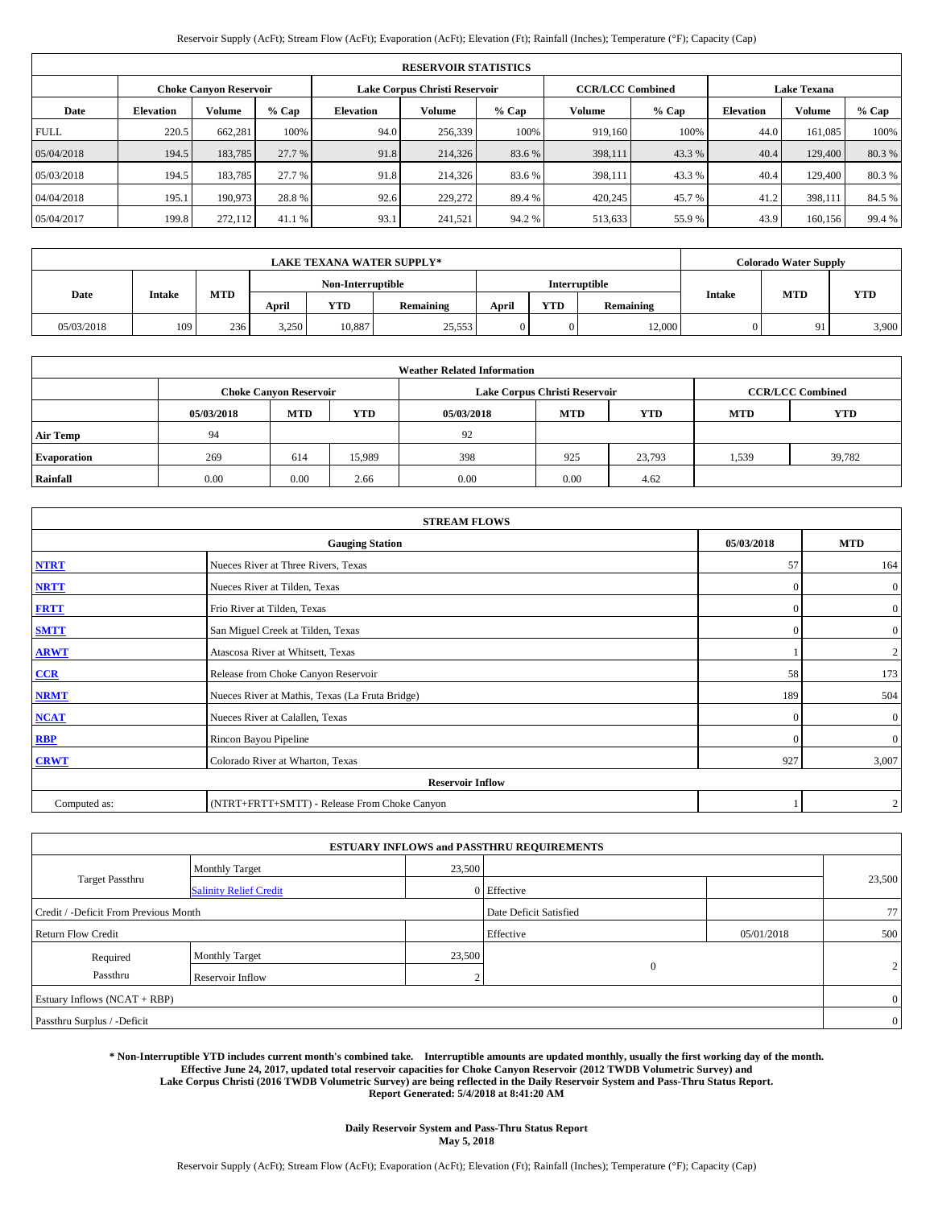Reservoir Supply (AcFt); Stream Flow (AcFt); Evaporation (AcFt); Elevation (Ft); Rainfall (Inches); Temperature (°F); Capacity (Cap)

| RESERVOIR STATISTICS | | | | | | | | | | | |
|---|---|---|---|---|---|---|---|---|---|---|---|
| | Choke Canyon Reservoir | | | Lake Corpus Christi Reservoir | | | CCR/LCC Combined | | Lake Texana | | |
| Date | Elevation | Volume | % Cap | Elevation | Volume | % Cap | Volume | % Cap | Elevation | Volume | % Cap |
| FULL | 220.5 | 662,281 | 100% | 94.0 | 256,339 | 100% | 919,160 | 100% | 44.0 | 161,085 | 100% |
| 05/04/2018 | 194.5 | 183,785 | 27.7 % | 91.8 | 214,326 | 83.6 % | 398,111 | 43.3 % | 40.4 | 129,400 | 80.3 % |
| 05/03/2018 | 194.5 | 183,785 | 27.7 % | 91.8 | 214,326 | 83.6 % | 398,111 | 43.3 % | 40.4 | 129,400 | 80.3 % |
| 04/04/2018 | 195.1 | 190,973 | 28.8 % | 92.6 | 229,272 | 89.4 % | 420,245 | 45.7 % | 41.2 | 398,111 | 84.5 % |
| 05/04/2017 | 199.8 | 272,112 | 41.1 % | 93.1 | 241,521 | 94.2 % | 513,633 | 55.9 % | 43.9 | 160,156 | 99.4 % |

| LAKE TEXANA WATER SUPPLY* | | | | | | | | | Colorado Water Supply | | |
|---|---|---|---|---|---|---|---|---|---|---|---|
| Date | Intake | MTD | Non-Interruptible | | | Interruptible | | | Intake | MTD | YTD |
| | | | April | YTD | Remaining | April | YTD | Remaining | | | |
| 05/03/2018 | 109 | 236 | 3,250 | 10,887 | 25,553 | 0 | 0 | 12,000 | 0 | 91 | 3,900 |

| Weather Related Information | | | | | | | | |
|---|---|---|---|---|---|---|---|---|
| | Choke Canyon Reservoir | | | Lake Corpus Christi Reservoir | | | CCR/LCC Combined | |
| | 05/03/2018 | MTD | YTD | 05/03/2018 | MTD | YTD | MTD | YTD |
| Air Temp | 94 | | | 92 | | | | |
| Evaporation | 269 | 614 | 15,989 | 398 | 925 | 23,793 | 1,539 | 39,782 |
| Rainfall | 0.00 | 0.00 | 2.66 | 0.00 | 0.00 | 4.62 | | |

| STREAM FLOWS | | | |
|---|---|---|---|
| | Gauging Station | 05/03/2018 | MTD |
| NTRT | Nueces River at Three Rivers, Texas | 57 | 164 |
| NRTT | Nueces River at Tilden, Texas | 0 | 0 |
| FRTT | Frio River at Tilden, Texas | 0 | 0 |
| SMTT | San Miguel Creek at Tilden, Texas | 0 | 0 |
| ARWT | Atascosa River at Whitsett, Texas | 1 | 2 |
| CCR | Release from Choke Canyon Reservoir | 58 | 173 |
| NRMT | Nueces River at Mathis, Texas (La Fruta Bridge) | 189 | 504 |
| NCAT | Nueces River at Calallen, Texas | 0 | 0 |
| RBP | Rincon Bayou Pipeline | 0 | 0 |
| CRWT | Colorado River at Wharton, Texas | 927 | 3,007 |
| Reservoir Inflow | | | |
| Computed as: | (NTRT+FRTT+SMTT) - Release From Choke Canyon | 1 | 2 |

| ESTUARY INFLOWS and PASSTHRU REQUIREMENTS | | | | | |
|---|---|---|---|---|---|
| Target Passthru | Monthly Target | 23,500 | | | 23,500 |
| | Salinity Relief Credit | 0 | Effective | | |
| Credit / -Deficit From Previous Month | | | Date Deficit Satisfied | | 77 |
| Return Flow Credit | | | Effective | 05/01/2018 | 500 |
| Required Passthru | Monthly Target | 23,500 | 0 | | 2 |
| | Reservoir Inflow | 2 | | | |
| Estuary Inflows (NCAT + RBP) | | | | | 0 |
| Passthru Surplus / -Deficit | | | | | 0 |

**\* Non-Interruptible YTD includes current month's combined take. Interruptible amounts are updated monthly, usually the first working day of the month. Effective June 24, 2017, updated total reservoir capacities for Choke Canyon Reservoir (2012 TWDB Volumetric Survey) and Lake Corpus Christi (2016 TWDB Volumetric Survey) are being reflected in the Daily Reservoir System and Pass-Thru Status Report. Report Generated: 5/4/2018 at 8:41:20 AM**

**Daily Reservoir System and Pass-Thru Status Report**
**May 5, 2018**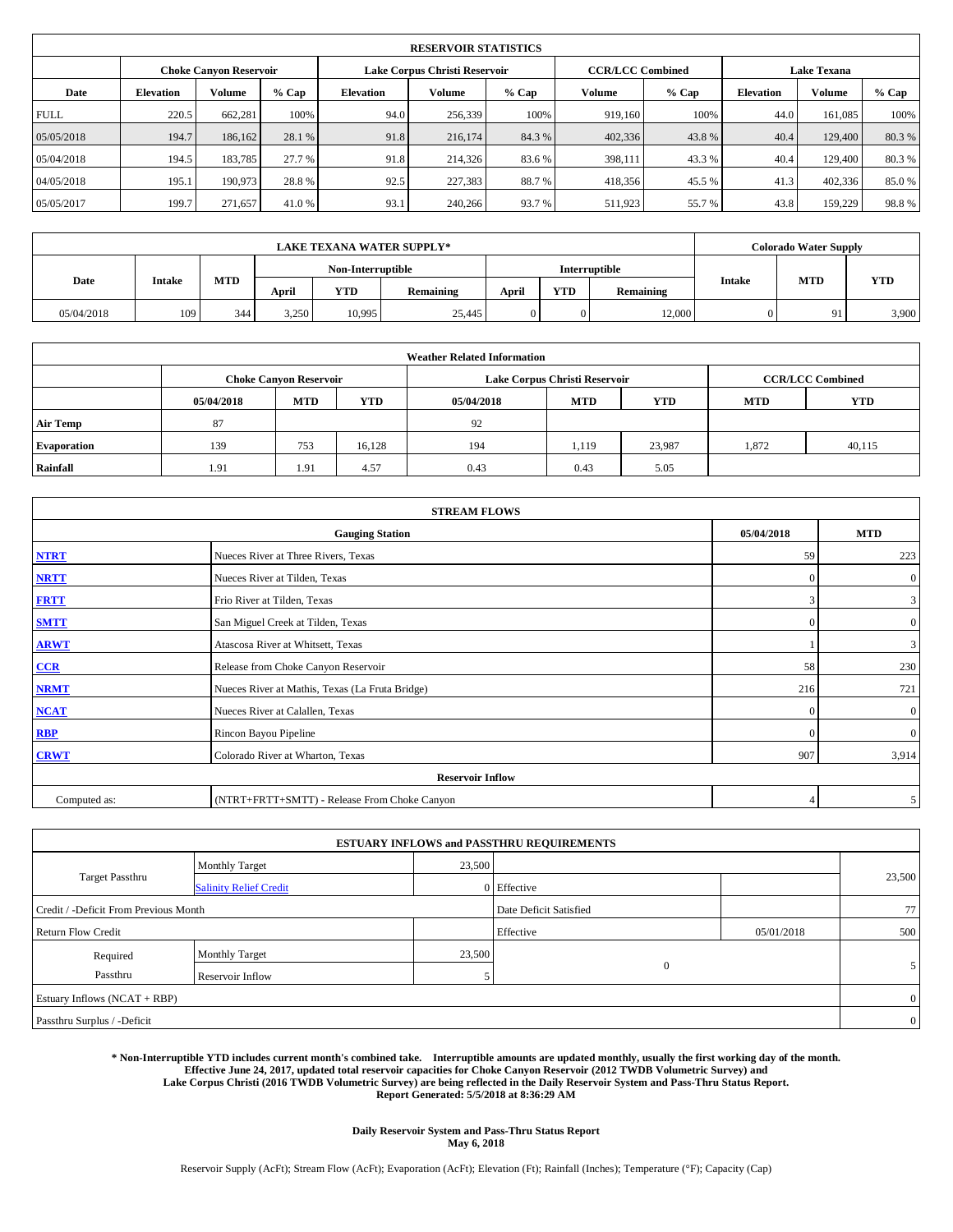| RESERVOIR STATISTICS | | | | | | | | | | | |
|---|---|---|---|---|---|---|---|---|---|---|---|
| | Choke Canyon Reservoir | | | Lake Corpus Christi Reservoir | | | CCR/LCC Combined | | Lake Texana | | |
| Date | Elevation | Volume | % Cap | Elevation | Volume | % Cap | Volume | % Cap | Elevation | Volume | % Cap |
| FULL | 220.5 | 662,281 | 100% | 94.0 | 256,339 | 100% | 919,160 | 100% | 44.0 | 161,085 | 100% |
| 05/05/2018 | 194.7 | 186,162 | 28.1 % | 91.8 | 216,174 | 84.3 % | 402,336 | 43.8 % | 40.4 | 129,400 | 80.3 % |
| 05/04/2018 | 194.5 | 183,785 | 27.7 % | 91.8 | 214,326 | 83.6 % | 398,111 | 43.3 % | 40.4 | 129,400 | 80.3 % |
| 04/05/2018 | 195.1 | 190,973 | 28.8 % | 92.5 | 227,383 | 88.7 % | 418,356 | 45.5 % | 41.3 | 402,336 | 85.0 % |
| 05/05/2017 | 199.7 | 271,657 | 41.0 % | 93.1 | 240,266 | 93.7 % | 511,923 | 55.7 % | 43.8 | 159,229 | 98.8 % |

| LAKE TEXANA WATER SUPPLY* | | | | | | | | | Colorado Water Supply | | |
|---|---|---|---|---|---|---|---|---|---|---|---|
| Date | Intake | MTD | Non-Interruptible | | | Interruptible | | | Intake | MTD | YTD |
| | | | April | YTD | Remaining | April | YTD | Remaining | | | |
| 05/04/2018 | 109 | 344 | 3,250 | 10,995 | 25,445 | 0 | 0 | 12,000 | 0 | 91 | 3,900 |

| Weather Related Information | | | | | | | | |
|---|---|---|---|---|---|---|---|---|
| | Choke Canyon Reservoir | | | Lake Corpus Christi Reservoir | | | CCR/LCC Combined | |
| | 05/04/2018 | MTD | YTD | 05/04/2018 | MTD | YTD | MTD | YTD |
| Air Temp | 87 | | | 92 | | | | |
| Evaporation | 139 | 753 | 16,128 | 194 | 1,119 | 23,987 | 1,872 | 40,115 |
| Rainfall | 1.91 | 1.91 | 4.57 | 0.43 | 0.43 | 5.05 | | |

| STREAM FLOWS | | | |
|---|---|---|---|
| Gauging Station | | 05/04/2018 | MTD |
| NTRT | Nueces River at Three Rivers, Texas | 59 | 223 |
| NRTT | Nueces River at Tilden, Texas | 0 | 0 |
| FRTT | Frio River at Tilden, Texas | 3 | 3 |
| SMTT | San Miguel Creek at Tilden, Texas | 0 | 0 |
| ARWT | Atascosa River at Whitsett, Texas | 1 | 3 |
| CCR | Release from Choke Canyon Reservoir | 58 | 230 |
| NRMT | Nueces River at Mathis, Texas (La Fruta Bridge) | 216 | 721 |
| NCAT | Nueces River at Calallen, Texas | 0 | 0 |
| RBP | Rincon Bayou Pipeline | 0 | 0 |
| CRWT | Colorado River at Wharton, Texas | 907 | 3,914 |
| Reservoir Inflow | | | |
| Computed as: | (NTRT+FRTT+SMTT) - Release From Choke Canyon | 4 | 5 |

| ESTUARY INFLOWS and PASSTHRU REQUIREMENTS | | | | | |
|---|---|---|---|---|---|
| Target Passthru | Monthly Target | 23,500 | | | 23,500 |
| | Salinity Relief Credit | 0 | Effective | | |
| Credit / -Deficit From Previous Month | | | Date Deficit Satisfied | | 77 |
| Return Flow Credit | | | Effective | 05/01/2018 | 500 |
| Required Passthru | Monthly Target | 23,500 | 0 | | 5 |
| | Reservoir Inflow | 5 | | | |
| Estuary Inflows (NCAT + RBP) | | | | | 0 |
| Passthru Surplus / -Deficit | | | | | 0 |

**\* Non-Interruptible YTD includes current month's combined take. Interruptible amounts are updated monthly, usually the first working day of the month. Effective June 24, 2017, updated total reservoir capacities for Choke Canyon Reservoir (2012 TWDB Volumetric Survey) and Lake Corpus Christi (2016 TWDB Volumetric Survey) are being reflected in the Daily Reservoir System and Pass-Thru Status Report. Report Generated: 5/5/2018 at 8:36:29 AM**

**Daily Reservoir System and Pass-Thru Status Report**
**May 6, 2018**

Reservoir Supply (AcFt); Stream Flow (AcFt); Evaporation (AcFt); Elevation (Ft); Rainfall (Inches); Temperature (°F); Capacity (Cap)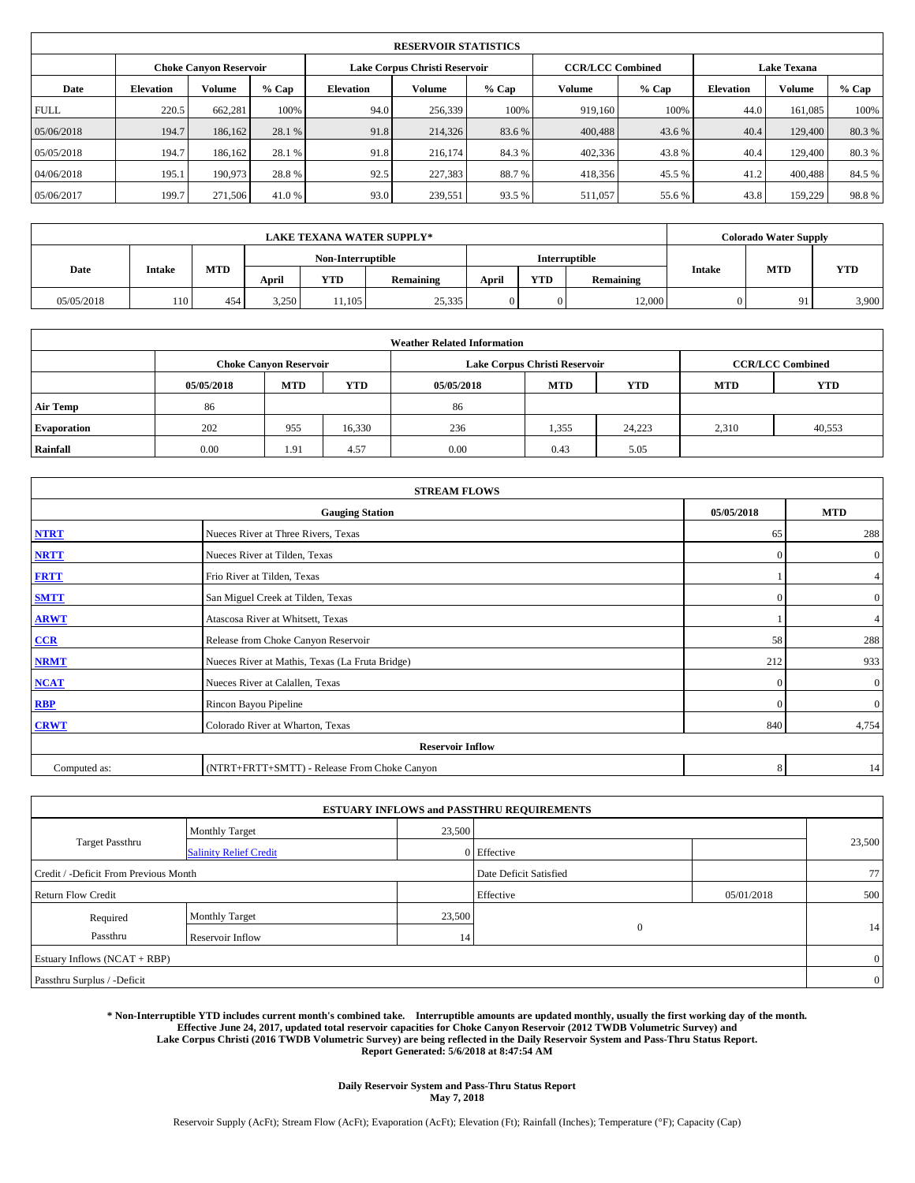| RESERVOIR STATISTICS | | | | | | | | | | | |
|---|---|---|---|---|---|---|---|---|---|---|---|
| | Choke Canyon Reservoir | | | Lake Corpus Christi Reservoir | | | CCR/LCC Combined | | Lake Texana | | |
| Date | Elevation | Volume | % Cap | Elevation | Volume | % Cap | Volume | % Cap | Elevation | Volume | % Cap |
| FULL | 220.5 | 662,281 | 100% | 94.0 | 256,339 | 100% | 919,160 | 100% | 44.0 | 161,085 | 100% |
| 05/06/2018 | 194.7 | 186,162 | 28.1 % | 91.8 | 214,326 | 83.6 % | 400,488 | 43.6 % | 40.4 | 129,400 | 80.3 % |
| 05/05/2018 | 194.7 | 186,162 | 28.1 % | 91.8 | 216,174 | 84.3 % | 402,336 | 43.8 % | 40.4 | 129,400 | 80.3 % |
| 04/06/2018 | 195.1 | 190,973 | 28.8 % | 92.5 | 227,383 | 88.7 % | 418,356 | 45.5 % | 41.2 | 400,488 | 84.5 % |
| 05/06/2017 | 199.7 | 271,506 | 41.0 % | 93.0 | 239,551 | 93.5 % | 511,057 | 55.6 % | 43.8 | 159,229 | 98.8 % |

| LAKE TEXANA WATER SUPPLY* | | | | | | | | | Colorado Water Supply | | |
|---|---|---|---|---|---|---|---|---|---|---|---|
| Date | Intake | MTD | Non-Interruptible | | | Interruptible | | | Intake | MTD | YTD |
| | | | April | YTD | Remaining | April | YTD | Remaining | | | |
| 05/05/2018 | 110 | 454 | 3,250 | 11,105 | 25,335 | 0 | 0 | 12,000 | 0 | 91 | 3,900 |

| Weather Related Information | | | | | | | | |
|---|---|---|---|---|---|---|---|---|
| | Choke Canyon Reservoir | | | Lake Corpus Christi Reservoir | | | CCR/LCC Combined | |
| | 05/05/2018 | MTD | YTD | 05/05/2018 | MTD | YTD | MTD | YTD |
| Air Temp | 86 | | | 86 | | | | |
| Evaporation | 202 | 955 | 16,330 | 236 | 1,355 | 24,223 | 2,310 | 40,553 |
| Rainfall | 0.00 | 1.91 | 4.57 | 0.00 | 0.43 | 5.05 | | |

| STREAM FLOWS | | | |
|---|---|---|---|
| Gauging Station | | 05/05/2018 | MTD |
| NTRT | Nueces River at Three Rivers, Texas | 65 | 288 |
| NRTT | Nueces River at Tilden, Texas | 0 | 0 |
| FRTT | Frio River at Tilden, Texas | 1 | 4 |
| SMTT | San Miguel Creek at Tilden, Texas | 0 | 0 |
| ARWT | Atascosa River at Whitsett, Texas | 1 | 4 |
| CCR | Release from Choke Canyon Reservoir | 58 | 288 |
| NRMT | Nueces River at Mathis, Texas (La Fruta Bridge) | 212 | 933 |
| NCAT | Nueces River at Calallen, Texas | 0 | 0 |
| RBP | Rincon Bayou Pipeline | 0 | 0 |
| CRWT | Colorado River at Wharton, Texas | 840 | 4,754 |
| Reservoir Inflow | | | |
| Computed as: | (NTRT+FRTT+SMTT) - Release From Choke Canyon | 8 | 14 |

| ESTUARY INFLOWS and PASSTHRU REQUIREMENTS | | | | | |
|---|---|---|---|---|---|
| Target Passthru | Monthly Target | 23,500 | | | 23,500 |
| | Salinity Relief Credit | 0 | Effective | | |
| Credit / -Deficit From Previous Month | | | Date Deficit Satisfied | | 77 |
| Return Flow Credit | | | Effective | 05/01/2018 | 500 |
| Required Passthru | Monthly Target | 23,500 | 0 | | 14 |
| | Reservoir Inflow | 14 | | | |
| Estuary Inflows (NCAT + RBP) | | | | | 0 |
| Passthru Surplus / -Deficit | | | | | 0 |

**\* Non-Interruptible YTD includes current month's combined take. Interruptible amounts are updated monthly, usually the first working day of the month. Effective June 24, 2017, updated total reservoir capacities for Choke Canyon Reservoir (2012 TWDB Volumetric Survey) and Lake Corpus Christi (2016 TWDB Volumetric Survey) are being reflected in the Daily Reservoir System and Pass-Thru Status Report. Report Generated: 5/6/2018 at 8:47:54 AM**

**Daily Reservoir System and Pass-Thru Status Report**
**May 7, 2018**

Reservoir Supply (AcFt); Stream Flow (AcFt); Evaporation (AcFt); Elevation (Ft); Rainfall (Inches); Temperature (°F); Capacity (Cap)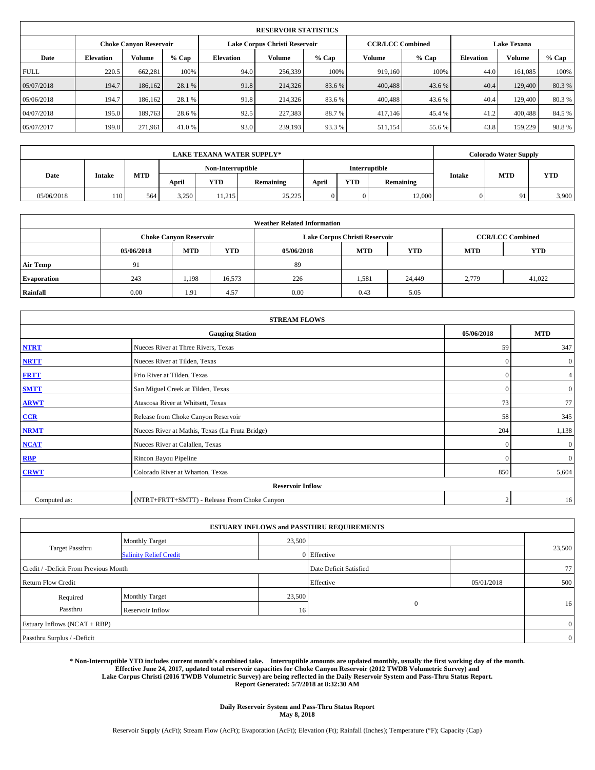## RESERVOIR STATISTICS

| Date | Choke Canyon Reservoir | | | Lake Corpus Christi Reservoir | | | CCR/LCC Combined | | Lake Texana | | |
|---|---|---|---|---|---|---|---|---|---|---|---|
| | Elevation | Volume | % Cap | Elevation | Volume | % Cap | Volume | % Cap | Elevation | Volume | % Cap |
| FULL | 220.5 | 662,281 | 100% | 94.0 | 256,339 | 100% | 919,160 | 100% | 44.0 | 161,085 | 100% |
| 05/07/2018 | 194.7 | 186,162 | 28.1 % | 91.8 | 214,326 | 83.6 % | 400,488 | 43.6 % | 40.4 | 129,400 | 80.3 % |
| 05/06/2018 | 194.7 | 186,162 | 28.1 % | 91.8 | 214,326 | 83.6 % | 400,488 | 43.6 % | 40.4 | 129,400 | 80.3 % |
| 04/07/2018 | 195.0 | 189,763 | 28.6 % | 92.5 | 227,383 | 88.7 % | 417,146 | 45.4 % | 41.2 | 400,488 | 84.5 % |
| 05/07/2017 | 199.8 | 271,961 | 41.0 % | 93.0 | 239,193 | 93.3 % | 511,154 | 55.6 % | 43.8 | 159,229 | 98.8 % |

## LAKE TEXANA WATER SUPPLY*

| Date | Intake | MTD | Non-Interruptible | | | Interruptible | | | Colorado Water Supply | | |
|---|---|---|---|---|---|---|---|---|---|---|---|
| | | | April | YTD | Remaining | April | YTD | Remaining | Intake | MTD | YTD |
| 05/06/2018 | 110 | 564 | 3,250 | 11,215 | 25,225 | 0 | 0 | 12,000 | 0 | 91 | 3,900 |

## Weather Related Information

| | Choke Canyon Reservoir | | | Lake Corpus Christi Reservoir | | | CCR/LCC Combined | |
|---|---|---|---|---|---|---|---|---|
| | 05/06/2018 | MTD | YTD | 05/06/2018 | MTD | YTD | MTD | YTD |
| Air Temp | 91 | | | 89 | | | | |
| Evaporation | 243 | 1,198 | 16,573 | 226 | 1,581 | 24,449 | 2,779 | 41,022 |
| Rainfall | 0.00 | 1.91 | 4.57 | 0.00 | 0.43 | 5.05 | | |

## STREAM FLOWS

| Gauging Station | | 05/06/2018 | MTD |
|---|---|---|---|
| NTRT | Nueces River at Three Rivers, Texas | 59 | 347 |
| NRTT | Nueces River at Tilden, Texas | 0 | 0 |
| FRTT | Frio River at Tilden, Texas | 0 | 4 |
| SMTT | San Miguel Creek at Tilden, Texas | 0 | 0 |
| ARWT | Atascosa River at Whitsett, Texas | 73 | 77 |
| CCR | Release from Choke Canyon Reservoir | 58 | 345 |
| NRMT | Nueces River at Mathis, Texas (La Fruta Bridge) | 204 | 1,138 |
| NCAT | Nueces River at Calallen, Texas | 0 | 0 |
| RBP | Rincon Bayou Pipeline | 0 | 0 |
| CRWT | Colorado River at Wharton, Texas | 850 | 5,604 |
| **Reservoir Inflow** | | | |
| Computed as: | (NTRT+FRTT+SMTT) - Release From Choke Canyon | 2 | 16 |

## ESTUARY INFLOWS and PASSTHRU REQUIREMENTS

| | | | | | |
|---|---|---|---|---|---|
| Target Passthru | Monthly Target | 23,500 | | | 23,500 |
| | Salinity Relief Credit | 0 | Effective | | |
| Credit / -Deficit From Previous Month | | | Date Deficit Satisfied | | 77 |
| Return Flow Credit | | | Effective | 05/01/2018 | 500 |
| Required Passthru | Monthly Target | 23,500 | 0 | | 16 |
| | Reservoir Inflow | 16 | | | |
| Estuary Inflows (NCAT + RBP) | | | | | 0 |
| Passthru Surplus / -Deficit | | | | | 0 |

**\* Non-Interruptible YTD includes current month's combined take. Interruptible amounts are updated monthly, usually the first working day of the month. Effective June 24, 2017, updated total reservoir capacities for Choke Canyon Reservoir (2012 TWDB Volumetric Survey) and Lake Corpus Christi (2016 TWDB Volumetric Survey) are being reflected in the Daily Reservoir System and Pass-Thru Status Report. Report Generated: 5/7/2018 at 8:32:30 AM**

**Daily Reservoir System and Pass-Thru Status Report**
**May 8, 2018**

Reservoir Supply (AcFt); Stream Flow (AcFt); Evaporation (AcFt); Elevation (Ft); Rainfall (Inches); Temperature (°F); Capacity (Cap)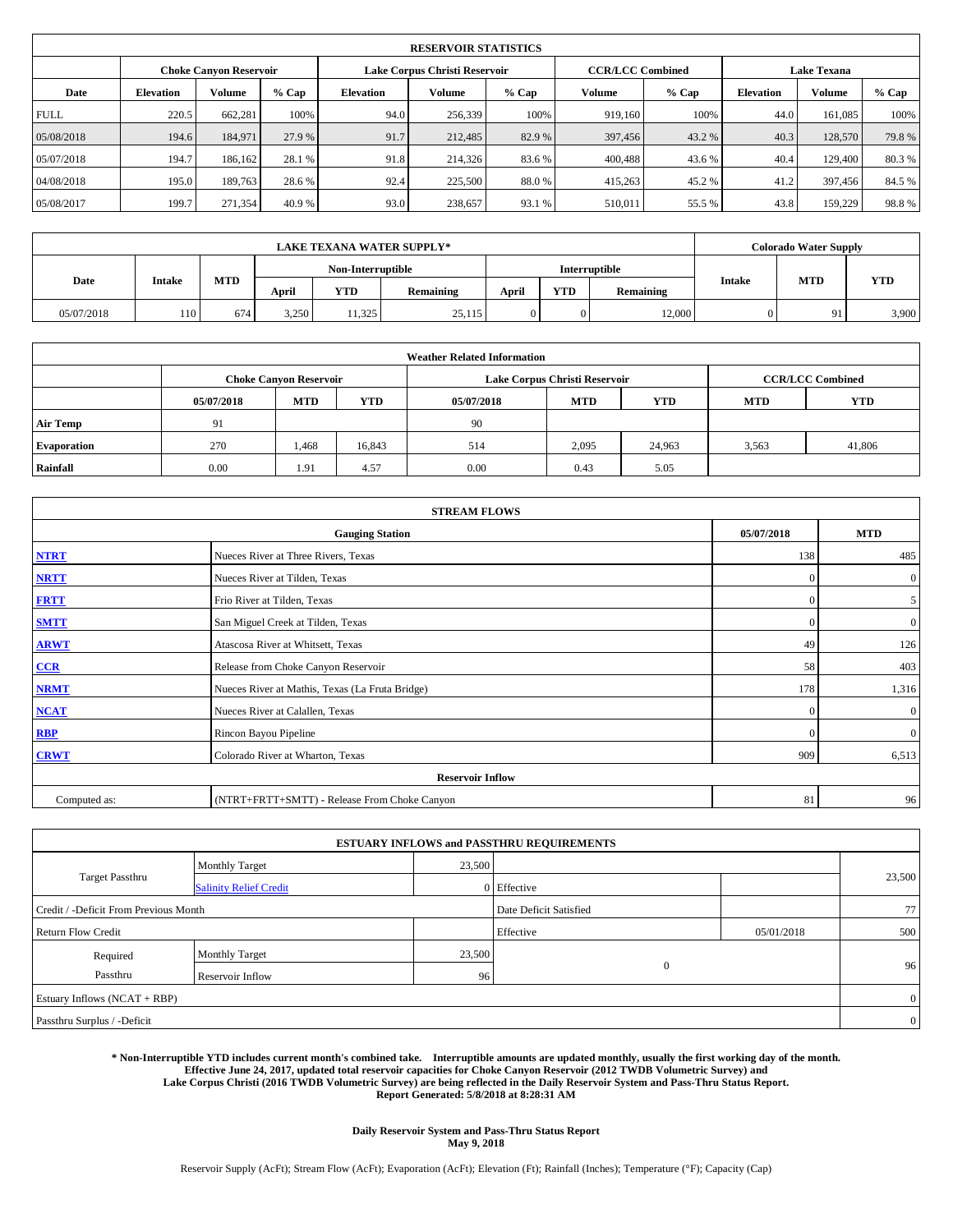## RESERVOIR STATISTICS

| Date | Choke Canyon Reservoir | | | Lake Corpus Christi Reservoir | | | CCR/LCC Combined | | Lake Texana | | |
|---|---|---|---|---|---|---|---|---|---|---|---|
| | Elevation | Volume | % Cap | Elevation | Volume | % Cap | Volume | % Cap | Elevation | Volume | % Cap |
| FULL | 220.5 | 662,281 | 100% | 94.0 | 256,339 | 100% | 919,160 | 100% | 44.0 | 161,085 | 100% |
| 05/08/2018 | 194.6 | 184,971 | 27.9 % | 91.7 | 212,485 | 82.9 % | 397,456 | 43.2 % | 40.3 | 128,570 | 79.8 % |
| 05/07/2018 | 194.7 | 186,162 | 28.1 % | 91.8 | 214,326 | 83.6 % | 400,488 | 43.6 % | 40.4 | 129,400 | 80.3 % |
| 04/08/2018 | 195.0 | 189,763 | 28.6 % | 92.4 | 225,500 | 88.0 % | 415,263 | 45.2 % | 41.2 | 397,456 | 84.5 % |
| 05/08/2017 | 199.7 | 271,354 | 40.9 % | 93.0 | 238,657 | 93.1 % | 510,011 | 55.5 % | 43.8 | 159,229 | 98.8 % |

## LAKE TEXANA WATER SUPPLY* / Colorado Water Supply

| Date | Intake | MTD | Non-Interruptible | | | Interruptible | | | Colorado Water Supply | | |
|---|---|---|---|---|---|---|---|---|---|---|---|
| | | | April | YTD | Remaining | April | YTD | Remaining | Intake | MTD | YTD |
| 05/07/2018 | 110 | 674 | 3,250 | 11,325 | 25,115 | 0 | 0 | 12,000 | 0 | 91 | 3,900 |

## Weather Related Information

| | Choke Canyon Reservoir | | | Lake Corpus Christi Reservoir | | | CCR/LCC Combined | |
|---|---|---|---|---|---|---|---|---|
| | 05/07/2018 | MTD | YTD | 05/07/2018 | MTD | YTD | MTD | YTD |
| Air Temp | 91 | | | 90 | | | | |
| Evaporation | 270 | 1,468 | 16,843 | 514 | 2,095 | 24,963 | 3,563 | 41,806 |
| Rainfall | 0.00 | 1.91 | 4.57 | 0.00 | 0.43 | 5.05 | | |

## STREAM FLOWS

| Gauging Station | | 05/07/2018 | MTD |
|---|---|---|---|
| NTRT | Nueces River at Three Rivers, Texas | 138 | 485 |
| NRTT | Nueces River at Tilden, Texas | 0 | 0 |
| FRTT | Frio River at Tilden, Texas | 0 | 5 |
| SMTT | San Miguel Creek at Tilden, Texas | 0 | 0 |
| ARWT | Atascosa River at Whitsett, Texas | 49 | 126 |
| CCR | Release from Choke Canyon Reservoir | 58 | 403 |
| NRMT | Nueces River at Mathis, Texas (La Fruta Bridge) | 178 | 1,316 |
| NCAT | Nueces River at Calallen, Texas | 0 | 0 |
| RBP | Rincon Bayou Pipeline | 0 | 0 |
| CRWT | Colorado River at Wharton, Texas | 909 | 6,513 |
| **Reservoir Inflow** | | | |
| Computed as: | (NTRT+FRTT+SMTT) - Release From Choke Canyon | 81 | 96 |

## ESTUARY INFLOWS and PASSTHRU REQUIREMENTS

| | | | | | |
|---|---|---|---|---|---|
| Target Passthru | Monthly Target | 23,500 | | | 23,500 |
| | Salinity Relief Credit | 0 | Effective | | |
| Credit / -Deficit From Previous Month | | | Date Deficit Satisfied | | 77 |
| Return Flow Credit | | | Effective | 05/01/2018 | 500 |
| Required Passthru | Monthly Target | 23,500 | 0 | | 96 |
| | Reservoir Inflow | 96 | | | |
| Estuary Inflows (NCAT + RBP) | | | | | 0 |
| Passthru Surplus / -Deficit | | | | | 0 |

**\* Non-Interruptible YTD includes current month's combined take. Interruptible amounts are updated monthly, usually the first working day of the month. Effective June 24, 2017, updated total reservoir capacities for Choke Canyon Reservoir (2012 TWDB Volumetric Survey) and Lake Corpus Christi (2016 TWDB Volumetric Survey) are being reflected in the Daily Reservoir System and Pass-Thru Status Report. Report Generated: 5/8/2018 at 8:28:31 AM**

**Daily Reservoir System and Pass-Thru Status Report**
**May 9, 2018**

Reservoir Supply (AcFt); Stream Flow (AcFt); Evaporation (AcFt); Elevation (Ft); Rainfall (Inches); Temperature (°F); Capacity (Cap)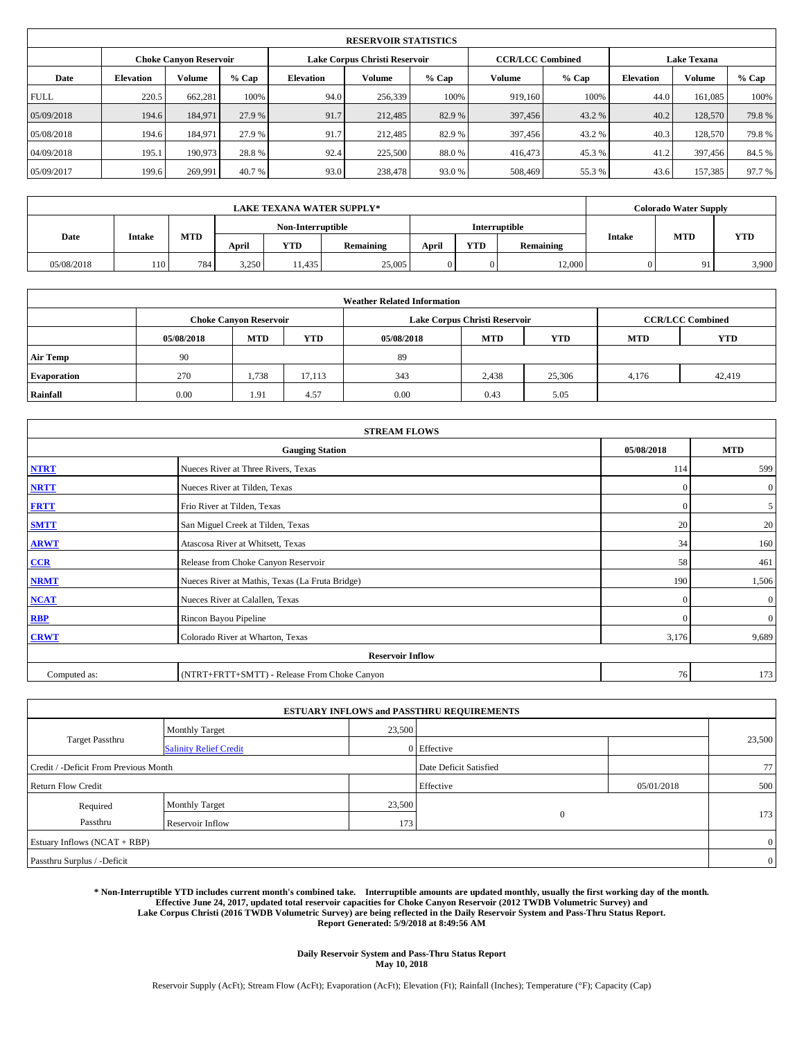| RESERVOIR STATISTICS | | | | | | | | | | | |
|---|---|---|---|---|---|---|---|---|---|---|---|
| | Choke Canyon Reservoir | | | Lake Corpus Christi Reservoir | | | CCR/LCC Combined | | Lake Texana | | |
| Date | Elevation | Volume | % Cap | Elevation | Volume | % Cap | Volume | % Cap | Elevation | Volume | % Cap |
| FULL | 220.5 | 662,281 | 100% | 94.0 | 256,339 | 100% | 919,160 | 100% | 44.0 | 161,085 | 100% |
| 05/09/2018 | 194.6 | 184,971 | 27.9 % | 91.7 | 212,485 | 82.9 % | 397,456 | 43.2 % | 40.2 | 128,570 | 79.8 % |
| 05/08/2018 | 194.6 | 184,971 | 27.9 % | 91.7 | 212,485 | 82.9 % | 397,456 | 43.2 % | 40.3 | 128,570 | 79.8 % |
| 04/09/2018 | 195.1 | 190,973 | 28.8 % | 92.4 | 225,500 | 88.0 % | 416,473 | 45.3 % | 41.2 | 397,456 | 84.5 % |
| 05/09/2017 | 199.6 | 269,991 | 40.7 % | 93.0 | 238,478 | 93.0 % | 508,469 | 55.3 % | 43.6 | 157,385 | 97.7 % |

| LAKE TEXANA WATER SUPPLY* | | | | | | | | | Colorado Water Supply | | |
|---|---|---|---|---|---|---|---|---|---|---|---|
| Date | Intake | MTD | Non-Interruptible | | | Interruptible | | | Intake | MTD | YTD |
| | | | April | YTD | Remaining | April | YTD | Remaining | | | |
| 05/08/2018 | 110 | 784 | 3,250 | 11,435 | 25,005 | 0 | 0 | 12,000 | 0 | 91 | 3,900 |

| Weather Related Information | | | | | | | | |
|---|---|---|---|---|---|---|---|---|
| | Choke Canyon Reservoir | | | Lake Corpus Christi Reservoir | | | CCR/LCC Combined | |
| | 05/08/2018 | MTD | YTD | 05/08/2018 | MTD | YTD | MTD | YTD |
| Air Temp | 90 | | | 89 | | | | |
| Evaporation | 270 | 1,738 | 17,113 | 343 | 2,438 | 25,306 | 4,176 | 42,419 |
| Rainfall | 0.00 | 1.91 | 4.57 | 0.00 | 0.43 | 5.05 | | |

| STREAM FLOWS | | | |
|---|---|---|---|
| Gauging Station | | 05/08/2018 | MTD |
| NTRT | Nueces River at Three Rivers, Texas | 114 | 599 |
| NRTT | Nueces River at Tilden, Texas | 0 | 0 |
| FRTT | Frio River at Tilden, Texas | 0 | 5 |
| SMTT | San Miguel Creek at Tilden, Texas | 20 | 20 |
| ARWT | Atascosa River at Whitsett, Texas | 34 | 160 |
| CCR | Release from Choke Canyon Reservoir | 58 | 461 |
| NRMT | Nueces River at Mathis, Texas (La Fruta Bridge) | 190 | 1,506 |
| NCAT | Nueces River at Calallen, Texas | 0 | 0 |
| RBP | Rincon Bayou Pipeline | 0 | 0 |
| CRWT | Colorado River at Wharton, Texas | 3,176 | 9,689 |
| Reservoir Inflow | | | |
| Computed as: | (NTRT+FRTT+SMTT) - Release From Choke Canyon | 76 | 173 |

| ESTUARY INFLOWS and PASSTHRU REQUIREMENTS | | | | | |
|---|---|---|---|---|---|
| Target Passthru | Monthly Target | 23,500 | | | 23,500 |
| | Salinity Relief Credit | 0 | Effective | | |
| Credit / -Deficit From Previous Month | | | Date Deficit Satisfied | | 77 |
| Return Flow Credit | | | Effective | 05/01/2018 | 500 |
| Required Passthru | Monthly Target | 23,500 | 0 | | 173 |
| | Reservoir Inflow | 173 | | | |
| Estuary Inflows (NCAT + RBP) | | | | | 0 |
| Passthru Surplus / -Deficit | | | | | 0 |

**\* Non-Interruptible YTD includes current month's combined take. Interruptible amounts are updated monthly, usually the first working day of the month. Effective June 24, 2017, updated total reservoir capacities for Choke Canyon Reservoir (2012 TWDB Volumetric Survey) and Lake Corpus Christi (2016 TWDB Volumetric Survey) are being reflected in the Daily Reservoir System and Pass-Thru Status Report. Report Generated: 5/9/2018 at 8:49:56 AM**

**Daily Reservoir System and Pass-Thru Status Report**
**May 10, 2018**

Reservoir Supply (AcFt); Stream Flow (AcFt); Evaporation (AcFt); Elevation (Ft); Rainfall (Inches); Temperature (°F); Capacity (Cap)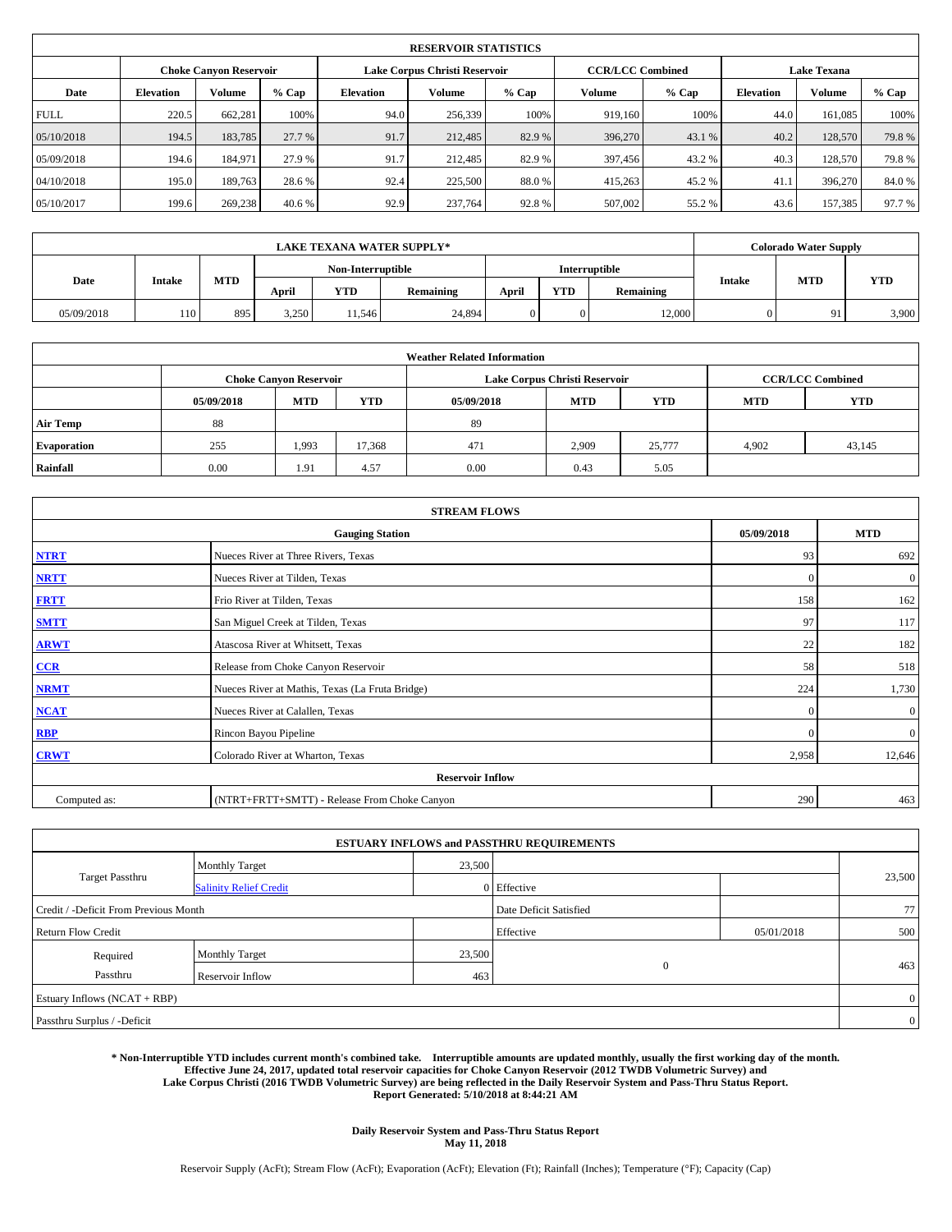| RESERVOIR STATISTICS | | | | | | | | | | | |
|---|---|---|---|---|---|---|---|---|---|---|---|
| | Choke Canyon Reservoir | | | Lake Corpus Christi Reservoir | | | CCR/LCC Combined | | Lake Texana | | |
| Date | Elevation | Volume | % Cap | Elevation | Volume | % Cap | Volume | % Cap | Elevation | Volume | % Cap |
| FULL | 220.5 | 662,281 | 100% | 94.0 | 256,339 | 100% | 919,160 | 100% | 44.0 | 161,085 | 100% |
| 05/10/2018 | 194.5 | 183,785 | 27.7 % | 91.7 | 212,485 | 82.9 % | 396,270 | 43.1 % | 40.2 | 128,570 | 79.8 % |
| 05/09/2018 | 194.6 | 184,971 | 27.9 % | 91.7 | 212,485 | 82.9 % | 397,456 | 43.2 % | 40.3 | 128,570 | 79.8 % |
| 04/10/2018 | 195.0 | 189,763 | 28.6 % | 92.4 | 225,500 | 88.0 % | 415,263 | 45.2 % | 41.1 | 396,270 | 84.0 % |
| 05/10/2017 | 199.6 | 269,238 | 40.6 % | 92.9 | 237,764 | 92.8 % | 507,002 | 55.2 % | 43.6 | 157,385 | 97.7 % |

| LAKE TEXANA WATER SUPPLY* | | | | | | | | | Colorado Water Supply | | |
|---|---|---|---|---|---|---|---|---|---|---|---|
| Date | Intake | MTD | Non-Interruptible | | | Interruptible | | | Intake | MTD | YTD |
| | | | April | YTD | Remaining | April | YTD | Remaining | | | |
| 05/09/2018 | 110 | 895 | 3,250 | 11,546 | 24,894 | 0 | 0 | 12,000 | 0 | 91 | 3,900 |

| Weather Related Information | | | | | | | | |
|---|---|---|---|---|---|---|---|---|
| | Choke Canyon Reservoir | | | Lake Corpus Christi Reservoir | | | CCR/LCC Combined | |
| | 05/09/2018 | MTD | YTD | 05/09/2018 | MTD | YTD | MTD | YTD |
| Air Temp | 88 | | | 89 | | | | |
| Evaporation | 255 | 1,993 | 17,368 | 471 | 2,909 | 25,777 | 4,902 | 43,145 |
| Rainfall | 0.00 | 1.91 | 4.57 | 0.00 | 0.43 | 5.05 | | |

| STREAM FLOWS | | | |
|---|---|---|---|
| Gauging Station | | 05/09/2018 | MTD |
| NTRT | Nueces River at Three Rivers, Texas | 93 | 692 |
| NRTT | Nueces River at Tilden, Texas | 0 | 0 |
| FRTT | Frio River at Tilden, Texas | 158 | 162 |
| SMTT | San Miguel Creek at Tilden, Texas | 97 | 117 |
| ARWT | Atascosa River at Whitsett, Texas | 22 | 182 |
| CCR | Release from Choke Canyon Reservoir | 58 | 518 |
| NRMT | Nueces River at Mathis, Texas (La Fruta Bridge) | 224 | 1,730 |
| NCAT | Nueces River at Calallen, Texas | 0 | 0 |
| RBP | Rincon Bayou Pipeline | 0 | 0 |
| CRWT | Colorado River at Wharton, Texas | 2,958 | 12,646 |
| Reservoir Inflow | | | |
| Computed as: | (NTRT+FRTT+SMTT) - Release From Choke Canyon | 290 | 463 |

| ESTUARY INFLOWS and PASSTHRU REQUIREMENTS | | | | | |
|---|---|---|---|---|---|
| Target Passthru | Monthly Target | 23,500 | | | 23,500 |
| | Salinity Relief Credit | 0 | Effective | | |
| Credit / -Deficit From Previous Month | | | Date Deficit Satisfied | | 77 |
| Return Flow Credit | | | Effective | 05/01/2018 | 500 |
| Required Passthru | Monthly Target | 23,500 | 0 | | 463 |
| | Reservoir Inflow | 463 | | | |
| Estuary Inflows (NCAT + RBP) | | | | | 0 |
| Passthru Surplus / -Deficit | | | | | 0 |

**\* Non-Interruptible YTD includes current month's combined take. Interruptible amounts are updated monthly, usually the first working day of the month. Effective June 24, 2017, updated total reservoir capacities for Choke Canyon Reservoir (2012 TWDB Volumetric Survey) and Lake Corpus Christi (2016 TWDB Volumetric Survey) are being reflected in the Daily Reservoir System and Pass-Thru Status Report. Report Generated: 5/10/2018 at 8:44:21 AM**

**Daily Reservoir System and Pass-Thru Status Report**
**May 11, 2018**

Reservoir Supply (AcFt); Stream Flow (AcFt); Evaporation (AcFt); Elevation (Ft); Rainfall (Inches); Temperature (°F); Capacity (Cap)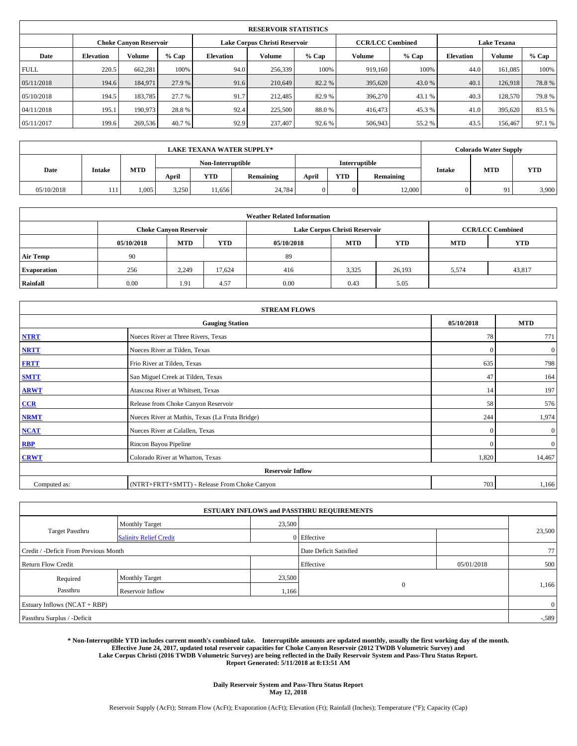## RESERVOIR STATISTICS

| | Choke Canyon Reservoir | | | Lake Corpus Christi Reservoir | | | CCR/LCC Combined | | Lake Texana | | |
|---|---|---|---|---|---|---|---|---|---|---|---|
| Date | Elevation | Volume | % Cap | Elevation | Volume | % Cap | Volume | % Cap | Elevation | Volume | % Cap |
| FULL | 220.5 | 662,281 | 100% | 94.0 | 256,339 | 100% | 919,160 | 100% | 44.0 | 161,085 | 100% |
| 05/11/2018 | 194.6 | 184,971 | 27.9 % | 91.6 | 210,649 | 82.2 % | 395,620 | 43.0 % | 40.1 | 126,918 | 78.8 % |
| 05/10/2018 | 194.5 | 183,785 | 27.7 % | 91.7 | 212,485 | 82.9 % | 396,270 | 43.1 % | 40.3 | 128,570 | 79.8 % |
| 04/11/2018 | 195.1 | 190,973 | 28.8 % | 92.4 | 225,500 | 88.0 % | 416,473 | 45.3 % | 41.0 | 395,620 | 83.5 % |
| 05/11/2017 | 199.6 | 269,536 | 40.7 % | 92.9 | 237,407 | 92.6 % | 506,943 | 55.2 % | 43.5 | 156,467 | 97.1 % |

## LAKE TEXANA WATER SUPPLY*

| Date | Intake | MTD | Non-Interruptible | | | Interruptible | | | Colorado Water Supply | | |
|---|---|---|---|---|---|---|---|---|---|---|---|
| | | | April | YTD | Remaining | April | YTD | Remaining | Intake | MTD | YTD |
| 05/10/2018 | 111 | 1,005 | 3,250 | 11,656 | 24,784 | 0 | 0 | 12,000 | 0 | 91 | 3,900 |

## Weather Related Information

| | Choke Canyon Reservoir | | | Lake Corpus Christi Reservoir | | | CCR/LCC Combined | |
|---|---|---|---|---|---|---|---|---|
| | 05/10/2018 | MTD | YTD | 05/10/2018 | MTD | YTD | MTD | YTD |
| Air Temp | 90 | | | 89 | | | | |
| Evaporation | 256 | 2,249 | 17,624 | 416 | 3,325 | 26,193 | 5,574 | 43,817 |
| Rainfall | 0.00 | 1.91 | 4.57 | 0.00 | 0.43 | 5.05 | | |

## STREAM FLOWS

| Gauging Station | | 05/10/2018 | MTD |
|---|---|---|---|
| NTRT | Nueces River at Three Rivers, Texas | 78 | 771 |
| NRTT | Nueces River at Tilden, Texas | 0 | 0 |
| FRTT | Frio River at Tilden, Texas | 635 | 798 |
| SMTT | San Miguel Creek at Tilden, Texas | 47 | 164 |
| ARWT | Atascosa River at Whitsett, Texas | 14 | 197 |
| CCR | Release from Choke Canyon Reservoir | 58 | 576 |
| NRMT | Nueces River at Mathis, Texas (La Fruta Bridge) | 244 | 1,974 |
| NCAT | Nueces River at Calallen, Texas | 0 | 0 |
| RBP | Rincon Bayou Pipeline | 0 | 0 |
| CRWT | Colorado River at Wharton, Texas | 1,820 | 14,467 |
| **Reservoir Inflow** | | | |
| Computed as: | (NTRT+FRTT+SMTT) - Release From Choke Canyon | 703 | 1,166 |

## ESTUARY INFLOWS and PASSTHRU REQUIREMENTS

| | | | | | |
|---|---|---|---|---|---|
| Target Passthru | Monthly Target | 23,500 | | | 23,500 |
| | Salinity Relief Credit | 0 | Effective | | |
| Credit / -Deficit From Previous Month | | | Date Deficit Satisfied | | 77 |
| Return Flow Credit | | | Effective | 05/01/2018 | 500 |
| Required Passthru | Monthly Target | 23,500 | 0 | | 1,166 |
| | Reservoir Inflow | 1,166 | | | |
| Estuary Inflows (NCAT + RBP) | | | | | 0 |
| Passthru Surplus / -Deficit | | | | | -,589 |

**\* Non-Interruptible YTD includes current month's combined take. Interruptible amounts are updated monthly, usually the first working day of the month. Effective June 24, 2017, updated total reservoir capacities for Choke Canyon Reservoir (2012 TWDB Volumetric Survey) and Lake Corpus Christi (2016 TWDB Volumetric Survey) are being reflected in the Daily Reservoir System and Pass-Thru Status Report. Report Generated: 5/11/2018 at 8:13:51 AM**

**Daily Reservoir System and Pass-Thru Status Report**
**May 12, 2018**

Reservoir Supply (AcFt); Stream Flow (AcFt); Evaporation (AcFt); Elevation (Ft); Rainfall (Inches); Temperature (°F); Capacity (Cap)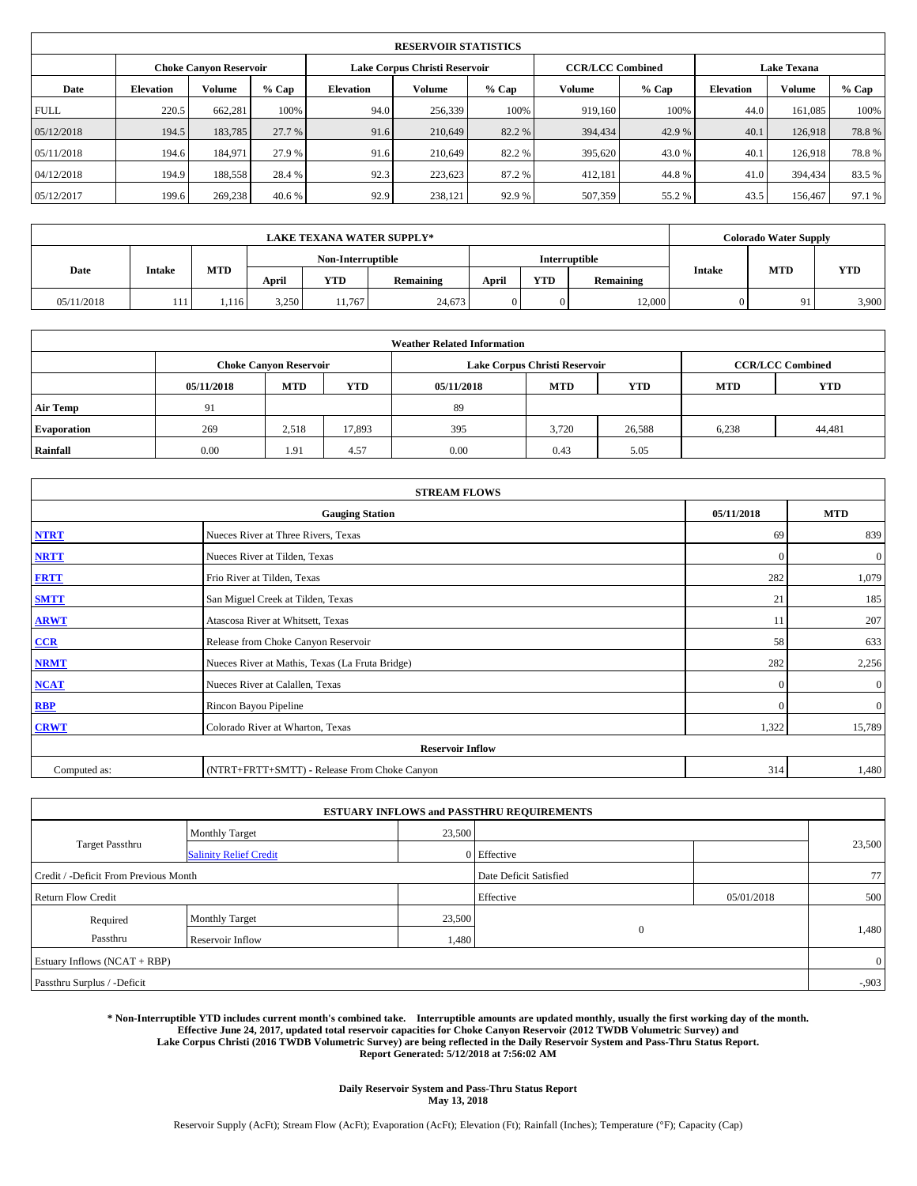| RESERVOIR STATISTICS | | | | | | | | | | | |
|---|---|---|---|---|---|---|---|---|---|---|---|
| | Choke Canyon Reservoir | | | Lake Corpus Christi Reservoir | | | CCR/LCC Combined | | Lake Texana | | |
| Date | Elevation | Volume | % Cap | Elevation | Volume | % Cap | Volume | % Cap | Elevation | Volume | % Cap |
| FULL | 220.5 | 662,281 | 100% | 94.0 | 256,339 | 100% | 919,160 | 100% | 44.0 | 161,085 | 100% |
| 05/12/2018 | 194.5 | 183,785 | 27.7 % | 91.6 | 210,649 | 82.2 % | 394,434 | 42.9 % | 40.1 | 126,918 | 78.8 % |
| 05/11/2018 | 194.6 | 184,971 | 27.9 % | 91.6 | 210,649 | 82.2 % | 395,620 | 43.0 % | 40.1 | 126,918 | 78.8 % |
| 04/12/2018 | 194.9 | 188,558 | 28.4 % | 92.3 | 223,623 | 87.2 % | 412,181 | 44.8 % | 41.0 | 394,434 | 83.5 % |
| 05/12/2017 | 199.6 | 269,238 | 40.6 % | 92.9 | 238,121 | 92.9 % | 507,359 | 55.2 % | 43.5 | 156,467 | 97.1 % |

| LAKE TEXANA WATER SUPPLY* | | | | | | | | | Colorado Water Supply | | |
|---|---|---|---|---|---|---|---|---|---|---|---|
| Date | Intake | MTD | Non-Interruptible | | | Interruptible | | | Intake | MTD | YTD |
| | | | April | YTD | Remaining | April | YTD | Remaining | | | |
| 05/11/2018 | 111 | 1,116 | 3,250 | 11,767 | 24,673 | 0 | 0 | 12,000 | 0 | 91 | 3,900 |

| Weather Related Information | | | | | | | | |
|---|---|---|---|---|---|---|---|---|
| | Choke Canyon Reservoir | | | Lake Corpus Christi Reservoir | | | CCR/LCC Combined | |
| | 05/11/2018 | MTD | YTD | 05/11/2018 | MTD | YTD | MTD | YTD |
| Air Temp | 91 | | | 89 | | | | |
| Evaporation | 269 | 2,518 | 17,893 | 395 | 3,720 | 26,588 | 6,238 | 44,481 |
| Rainfall | 0.00 | 1.91 | 4.57 | 0.00 | 0.43 | 5.05 | | |

| STREAM FLOWS | | | |
|---|---|---|---|
| Gauging Station | | 05/11/2018 | MTD |
| NTRT | Nueces River at Three Rivers, Texas | 69 | 839 |
| NRTT | Nueces River at Tilden, Texas | 0 | 0 |
| FRTT | Frio River at Tilden, Texas | 282 | 1,079 |
| SMTT | San Miguel Creek at Tilden, Texas | 21 | 185 |
| ARWT | Atascosa River at Whitsett, Texas | 11 | 207 |
| CCR | Release from Choke Canyon Reservoir | 58 | 633 |
| NRMT | Nueces River at Mathis, Texas (La Fruta Bridge) | 282 | 2,256 |
| NCAT | Nueces River at Calallen, Texas | 0 | 0 |
| RBP | Rincon Bayou Pipeline | 0 | 0 |
| CRWT | Colorado River at Wharton, Texas | 1,322 | 15,789 |
| Reservoir Inflow | | | |
| Computed as: | (NTRT+FRTT+SMTT) - Release From Choke Canyon | 314 | 1,480 |

| ESTUARY INFLOWS and PASSTHRU REQUIREMENTS | | | | | |
|---|---|---|---|---|---|
| Target Passthru | Monthly Target | 23,500 | | | 23,500 |
| | Salinity Relief Credit | 0 | Effective | | |
| Credit / -Deficit From Previous Month | | | Date Deficit Satisfied | | 77 |
| Return Flow Credit | | | Effective | 05/01/2018 | 500 |
| Required Passthru | Monthly Target | 23,500 | 0 | | 1,480 |
| | Reservoir Inflow | 1,480 | | | |
| Estuary Inflows (NCAT + RBP) | | | | | 0 |
| Passthru Surplus / -Deficit | | | | | -,903 |

**\* Non-Interruptible YTD includes current month's combined take. Interruptible amounts are updated monthly, usually the first working day of the month. Effective June 24, 2017, updated total reservoir capacities for Choke Canyon Reservoir (2012 TWDB Volumetric Survey) and Lake Corpus Christi (2016 TWDB Volumetric Survey) are being reflected in the Daily Reservoir System and Pass-Thru Status Report. Report Generated: 5/12/2018 at 7:56:02 AM**

**Daily Reservoir System and Pass-Thru Status Report**
**May 13, 2018**

Reservoir Supply (AcFt); Stream Flow (AcFt); Evaporation (AcFt); Elevation (Ft); Rainfall (Inches); Temperature (°F); Capacity (Cap)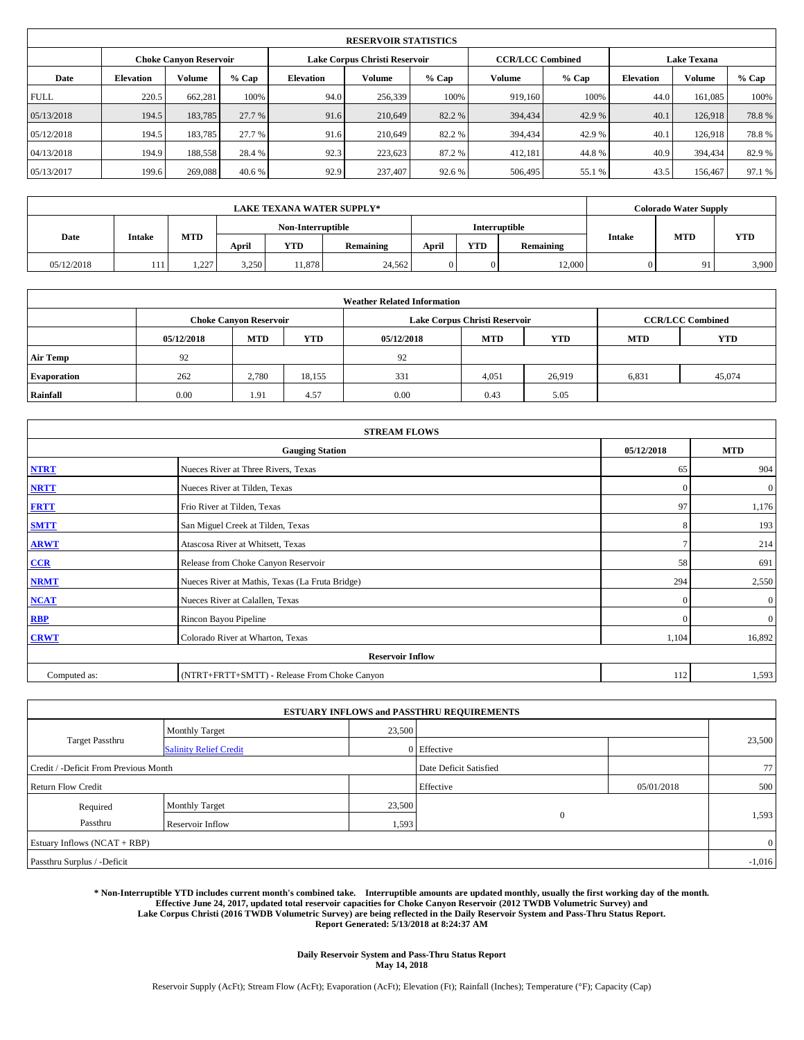| RESERVOIR STATISTICS | | | | | | | | | | | |
|---|---|---|---|---|---|---|---|---|---|---|---|
| | Choke Canyon Reservoir | | | Lake Corpus Christi Reservoir | | | CCR/LCC Combined | | Lake Texana | | |
| Date | Elevation | Volume | % Cap | Elevation | Volume | % Cap | Volume | % Cap | Elevation | Volume | % Cap |
| FULL | 220.5 | 662,281 | 100% | 94.0 | 256,339 | 100% | 919,160 | 100% | 44.0 | 161,085 | 100% |
| 05/13/2018 | 194.5 | 183,785 | 27.7 % | 91.6 | 210,649 | 82.2 % | 394,434 | 42.9 % | 40.1 | 126,918 | 78.8 % |
| 05/12/2018 | 194.5 | 183,785 | 27.7 % | 91.6 | 210,649 | 82.2 % | 394,434 | 42.9 % | 40.1 | 126,918 | 78.8 % |
| 04/13/2018 | 194.9 | 188,558 | 28.4 % | 92.3 | 223,623 | 87.2 % | 412,181 | 44.8 % | 40.9 | 394,434 | 82.9 % |
| 05/13/2017 | 199.6 | 269,088 | 40.6 % | 92.9 | 237,407 | 92.6 % | 506,495 | 55.1 % | 43.5 | 156,467 | 97.1 % |

| LAKE TEXANA WATER SUPPLY* | | | | | | | | | Colorado Water Supply | | |
|---|---|---|---|---|---|---|---|---|---|---|---|
| Date | Intake | MTD | Non-Interruptible | | | Interruptible | | | Intake | MTD | YTD |
| | | | April | YTD | Remaining | April | YTD | Remaining | | | |
| 05/12/2018 | 111 | 1,227 | 3,250 | 11,878 | 24,562 | 0 | 0 | 12,000 | 0 | 91 | 3,900 |

| Weather Related Information | | | | | | | | |
|---|---|---|---|---|---|---|---|---|
| | Choke Canyon Reservoir | | | Lake Corpus Christi Reservoir | | | CCR/LCC Combined | |
| | 05/12/2018 | MTD | YTD | 05/12/2018 | MTD | YTD | MTD | YTD |
| Air Temp | 92 | | | 92 | | | | |
| Evaporation | 262 | 2,780 | 18,155 | 331 | 4,051 | 26,919 | 6,831 | 45,074 |
| Rainfall | 0.00 | 1.91 | 4.57 | 0.00 | 0.43 | 5.05 | | |

| STREAM FLOWS | | | |
|---|---|---|---|
| Gauging Station | | 05/12/2018 | MTD |
| NTRT | Nueces River at Three Rivers, Texas | 65 | 904 |
| NRTT | Nueces River at Tilden, Texas | 0 | 0 |
| FRTT | Frio River at Tilden, Texas | 97 | 1,176 |
| SMTT | San Miguel Creek at Tilden, Texas | 8 | 193 |
| ARWT | Atascosa River at Whitsett, Texas | 7 | 214 |
| CCR | Release from Choke Canyon Reservoir | 58 | 691 |
| NRMT | Nueces River at Mathis, Texas (La Fruta Bridge) | 294 | 2,550 |
| NCAT | Nueces River at Calallen, Texas | 0 | 0 |
| RBP | Rincon Bayou Pipeline | 0 | 0 |
| CRWT | Colorado River at Wharton, Texas | 1,104 | 16,892 |
| Reservoir Inflow | | | |
| Computed as: | (NTRT+FRTT+SMTT) - Release From Choke Canyon | 112 | 1,593 |

| ESTUARY INFLOWS and PASSTHRU REQUIREMENTS | | | | | |
|---|---|---|---|---|---|
| Target Passthru | Monthly Target | 23,500 | | | 23,500 |
| | Salinity Relief Credit | 0 | Effective | | |
| Credit / -Deficit From Previous Month | | | Date Deficit Satisfied | | 77 |
| Return Flow Credit | | | Effective | 05/01/2018 | 500 |
| Required Passthru | Monthly Target | 23,500 | 0 | | 1,593 |
| | Reservoir Inflow | 1,593 | | | |
| Estuary Inflows (NCAT + RBP) | | | | | 0 |
| Passthru Surplus / -Deficit | | | | | -1,016 |

**\* Non-Interruptible YTD includes current month's combined take. Interruptible amounts are updated monthly, usually the first working day of the month. Effective June 24, 2017, updated total reservoir capacities for Choke Canyon Reservoir (2012 TWDB Volumetric Survey) and Lake Corpus Christi (2016 TWDB Volumetric Survey) are being reflected in the Daily Reservoir System and Pass-Thru Status Report. Report Generated: 5/13/2018 at 8:24:37 AM**

**Daily Reservoir System and Pass-Thru Status Report**
**May 14, 2018**

Reservoir Supply (AcFt); Stream Flow (AcFt); Evaporation (AcFt); Elevation (Ft); Rainfall (Inches); Temperature (°F); Capacity (Cap)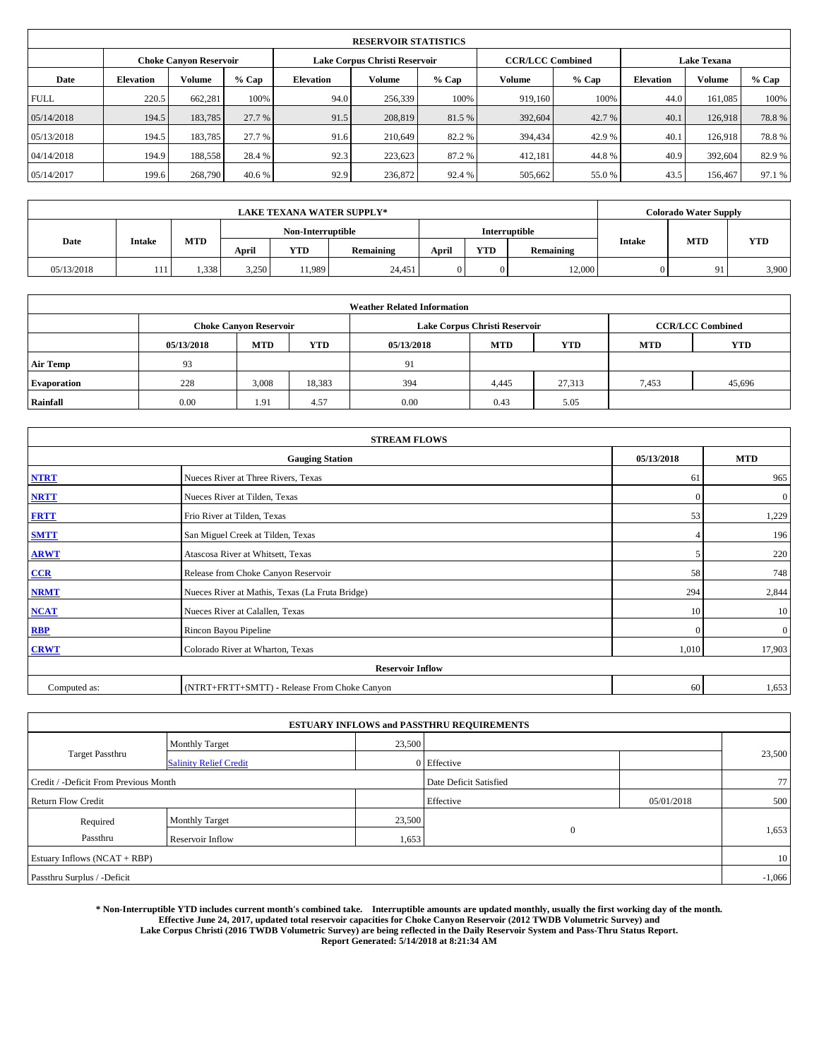| RESERVOIR STATISTICS | | | | | | | | | | | |
|---|---|---|---|---|---|---|---|---|---|---|---|
| | Choke Canyon Reservoir | | | Lake Corpus Christi Reservoir | | | CCR/LCC Combined | | Lake Texana | | |
| Date | Elevation | Volume | % Cap | Elevation | Volume | % Cap | Volume | % Cap | Elevation | Volume | % Cap |
| FULL | 220.5 | 662,281 | 100% | 94.0 | 256,339 | 100% | 919,160 | 100% | 44.0 | 161,085 | 100% |
| 05/14/2018 | 194.5 | 183,785 | 27.7 % | 91.5 | 208,819 | 81.5 % | 392,604 | 42.7 % | 40.1 | 126,918 | 78.8 % |
| 05/13/2018 | 194.5 | 183,785 | 27.7 % | 91.6 | 210,649 | 82.2 % | 394,434 | 42.9 % | 40.1 | 126,918 | 78.8 % |
| 04/14/2018 | 194.9 | 188,558 | 28.4 % | 92.3 | 223,623 | 87.2 % | 412,181 | 44.8 % | 40.9 | 392,604 | 82.9 % |
| 05/14/2017 | 199.6 | 268,790 | 40.6 % | 92.9 | 236,872 | 92.4 % | 505,662 | 55.0 % | 43.5 | 156,467 | 97.1 % |

| LAKE TEXANA WATER SUPPLY* | | | | | | | | | Colorado Water Supply | | |
|---|---|---|---|---|---|---|---|---|---|---|---|
| Date | Intake | MTD | Non-Interruptible | | | Interruptible | | | Intake | MTD | YTD |
| | | | April | YTD | Remaining | April | YTD | Remaining | | | |
| 05/13/2018 | 111 | 1,338 | 3,250 | 11,989 | 24,451 | 0 | 0 | 12,000 | 0 | 91 | 3,900 |

| Weather Related Information | | | | | | | | |
|---|---|---|---|---|---|---|---|---|
| | Choke Canyon Reservoir | | | Lake Corpus Christi Reservoir | | | CCR/LCC Combined | |
| | 05/13/2018 | MTD | YTD | 05/13/2018 | MTD | YTD | MTD | YTD |
| Air Temp | 93 | | | 91 | | | | |
| Evaporation | 228 | 3,008 | 18,383 | 394 | 4,445 | 27,313 | 7,453 | 45,696 |
| Rainfall | 0.00 | 1.91 | 4.57 | 0.00 | 0.43 | 5.05 | | |

| STREAM FLOWS | | | |
|---|---|---|---|
| Gauging Station | | 05/13/2018 | MTD |
| NTRT | Nueces River at Three Rivers, Texas | 61 | 965 |
| NRTT | Nueces River at Tilden, Texas | 0 | 0 |
| FRTT | Frio River at Tilden, Texas | 53 | 1,229 |
| SMTT | San Miguel Creek at Tilden, Texas | 4 | 196 |
| ARWT | Atascosa River at Whitsett, Texas | 5 | 220 |
| CCR | Release from Choke Canyon Reservoir | 58 | 748 |
| NRMT | Nueces River at Mathis, Texas (La Fruta Bridge) | 294 | 2,844 |
| NCAT | Nueces River at Calallen, Texas | 10 | 10 |
| RBP | Rincon Bayou Pipeline | 0 | 0 |
| CRWT | Colorado River at Wharton, Texas | 1,010 | 17,903 |
| Reservoir Inflow | | | |
| Computed as: | (NTRT+FRTT+SMTT) - Release From Choke Canyon | 60 | 1,653 |

| ESTUARY INFLOWS and PASSTHRU REQUIREMENTS | | | | | |
|---|---|---|---|---|---|
| Target Passthru | Monthly Target | 23,500 | | | 23,500 |
| | Salinity Relief Credit | 0 | Effective | | |
| Credit / -Deficit From Previous Month | | | Date Deficit Satisfied | | 77 |
| Return Flow Credit | | | Effective | 05/01/2018 | 500 |
| Required Passthru | Monthly Target | 23,500 | 0 | | 1,653 |
| | Reservoir Inflow | 1,653 | | | |
| Estuary Inflows (NCAT + RBP) | | | | | 10 |
| Passthru Surplus / -Deficit | | | | | -1,066 |

**\* Non-Interruptible YTD includes current month's combined take. Interruptible amounts are updated monthly, usually the first working day of the month. Effective June 24, 2017, updated total reservoir capacities for Choke Canyon Reservoir (2012 TWDB Volumetric Survey) and Lake Corpus Christi (2016 TWDB Volumetric Survey) are being reflected in the Daily Reservoir System and Pass-Thru Status Report. Report Generated: 5/14/2018 at 8:21:34 AM**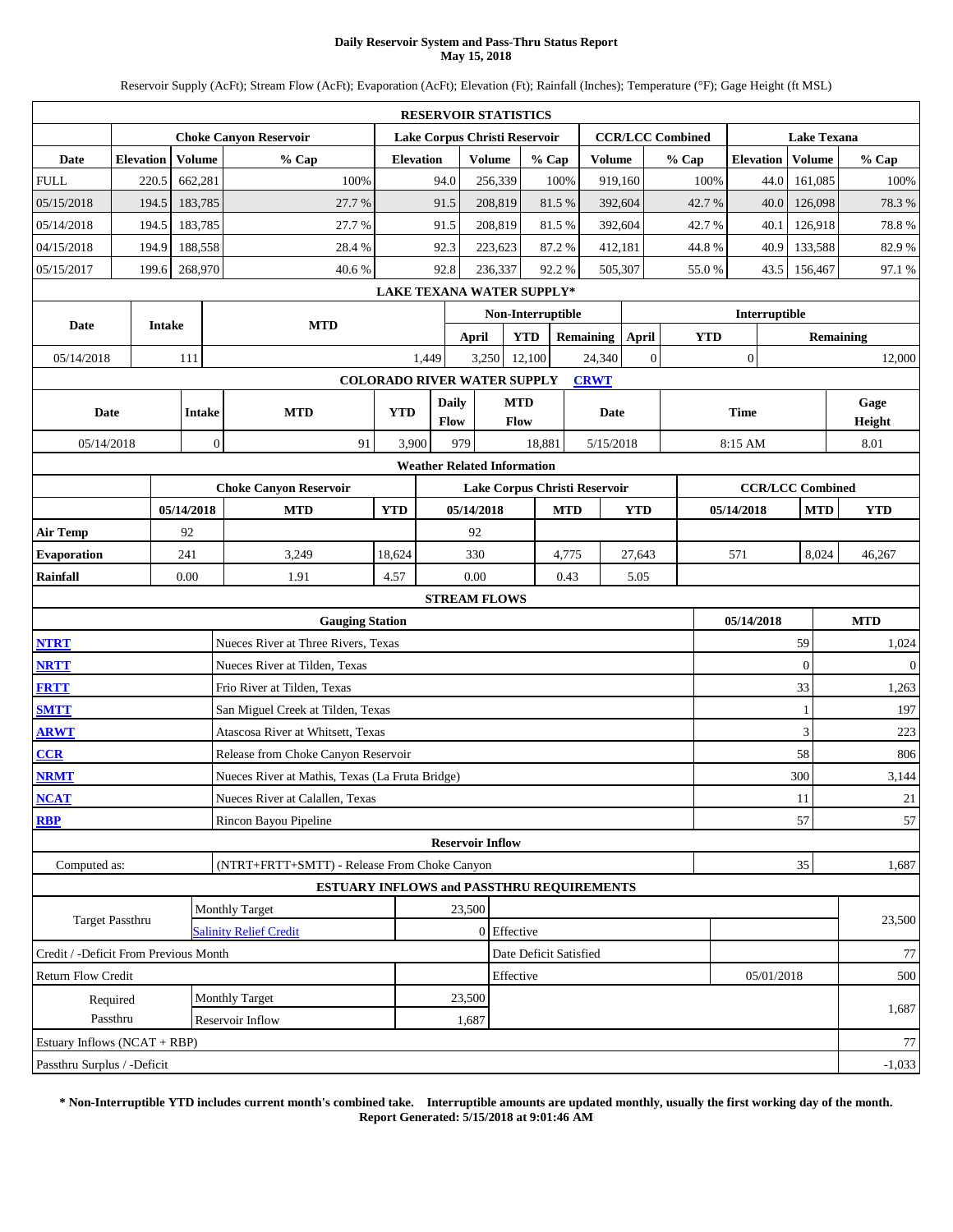# Daily Reservoir System and Pass-Thru Status Report
## May 15, 2018

Reservoir Supply (AcFt); Stream Flow (AcFt); Evaporation (AcFt); Elevation (Ft); Rainfall (Inches); Temperature (°F); Gage Height (ft MSL)

### RESERVOIR STATISTICS

| | Choke Canyon Reservoir | | | Lake Corpus Christi Reservoir | | | CCR/LCC Combined | | Lake Texana | | |
|---|---|---|---|---|---|---|---|---|---|---|---|
| Date | Elevation | Volume | % Cap | Elevation | Volume | % Cap | Volume | % Cap | Elevation | Volume | % Cap |
| FULL | 220.5 | 662,281 | 100% | 94.0 | 256,339 | 100% | 919,160 | 100% | 44.0 | 161,085 | 100% |
| 05/15/2018 | 194.5 | 183,785 | 27.7 % | 91.5 | 208,819 | 81.5 % | 392,604 | 42.7 % | 40.0 | 126,098 | 78.3 % |
| 05/14/2018 | 194.5 | 183,785 | 27.7 % | 91.5 | 208,819 | 81.5 % | 392,604 | 42.7 % | 40.1 | 126,918 | 78.8 % |
| 04/15/2018 | 194.9 | 188,558 | 28.4 % | 92.3 | 223,623 | 87.2 % | 412,181 | 44.8 % | 40.9 | 133,588 | 82.9 % |
| 05/15/2017 | 199.6 | 268,970 | 40.6 % | 92.8 | 236,337 | 92.2 % | 505,307 | 55.0 % | 43.5 | 156,467 | 97.1 % |

### LAKE TEXANA WATER SUPPLY*

| Date | Intake | MTD | Non-Interruptible April | Non-Interruptible YTD | Non-Interruptible Remaining | Interruptible April | Interruptible YTD | Interruptible Remaining |
|---|---|---|---|---|---|---|---|---|
| 05/14/2018 | 111 | 1,449 | 3,250 | 12,100 | 24,340 | 0 | 0 | 12,000 |

### COLORADO RIVER WATER SUPPLY [CRWT]

| Date | Intake | MTD | YTD | Daily Flow | MTD Flow | Date | Time | Gage Height |
|---|---|---|---|---|---|---|---|---|
| 05/14/2018 | 0 | 91 | 3,900 | 979 | 18,881 | 5/15/2018 | 8:15 AM | 8.01 |

### Weather Related Information

| | Choke Canyon Reservoir | | | Lake Corpus Christi Reservoir | | | CCR/LCC Combined | | |
|---|---|---|---|---|---|---|---|---|---|
| | 05/14/2018 | MTD | YTD | 05/14/2018 | MTD | YTD | 05/14/2018 | MTD | YTD |
| Air Temp | 92 | | | 92 | | | | | |
| Evaporation | 241 | 3,249 | 18,624 | 330 | 4,775 | 27,643 | 571 | 8,024 | 46,267 |
| Rainfall | 0.00 | 1.91 | 4.57 | 0.00 | 0.43 | 5.05 | | | |

### STREAM FLOWS

| | Gauging Station | 05/14/2018 | MTD |
|---|---|---|---|
| NTRT | Nueces River at Three Rivers, Texas | 59 | 1,024 |
| NRTT | Nueces River at Tilden, Texas | 0 | 0 |
| FRTT | Frio River at Tilden, Texas | 33 | 1,263 |
| SMTT | San Miguel Creek at Tilden, Texas | 1 | 197 |
| ARWT | Atascosa River at Whitsett, Texas | 3 | 223 |
| CCR | Release from Choke Canyon Reservoir | 58 | 806 |
| NRMT | Nueces River at Mathis, Texas (La Fruta Bridge) | 300 | 3,144 |
| NCAT | Nueces River at Calallen, Texas | 11 | 21 |
| RBP | Rincon Bayou Pipeline | 57 | 57 |

### Reservoir Inflow

| | | 05/14/2018 | MTD |
|---|---|---|---|
| Computed as: | (NTRT+FRTT+SMTT) - Release From Choke Canyon | 35 | 1,687 |

### ESTUARY INFLOWS and PASSTHRU REQUIREMENTS

| | | | | | |
|---|---|---|---|---|---|
| Target Passthru | Monthly Target | 23,500 | | | 23,500 |
| | Salinity Relief Credit | 0 | Effective | | |
| Credit / -Deficit From Previous Month | | | Date Deficit Satisfied | | 77 |
| Return Flow Credit | | | Effective | 05/01/2018 | 500 |
| Required Passthru | Monthly Target | 23,500 | | | 1,687 |
| | Reservoir Inflow | 1,687 | | | |
| Estuary Inflows (NCAT + RBP) | | | | | 77 |
| Passthru Surplus / -Deficit | | | | | -1,033 |

**\* Non-Interruptible YTD includes current month's combined take. Interruptible amounts are updated monthly, usually the first working day of the month.**
**Report Generated: 5/15/2018 at 9:01:46 AM**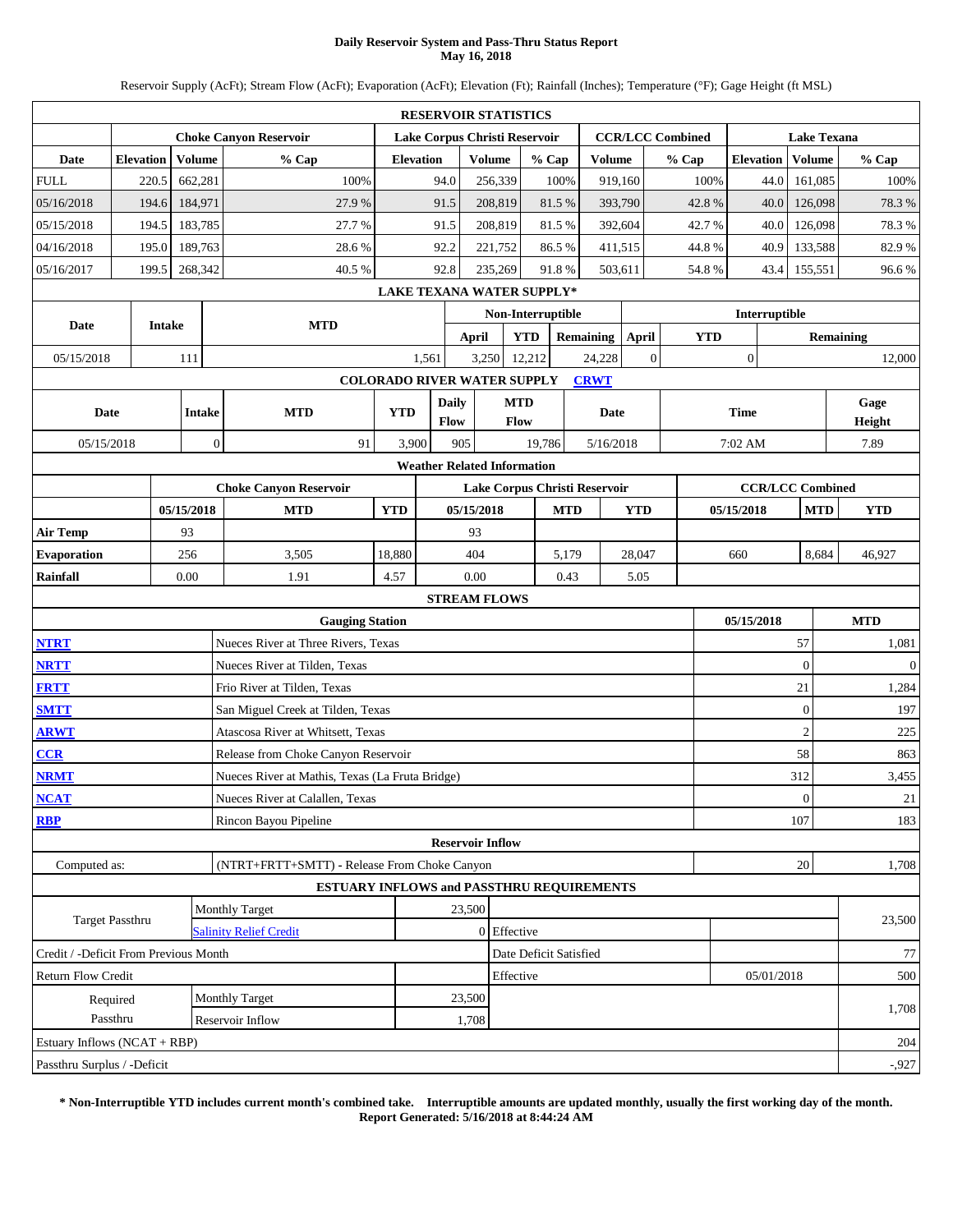# Daily Reservoir System and Pass-Thru Status Report
## May 16, 2018

Reservoir Supply (AcFt); Stream Flow (AcFt); Evaporation (AcFt); Elevation (Ft); Rainfall (Inches); Temperature (°F); Gage Height (ft MSL)

**RESERVOIR STATISTICS**

| Date | Choke Canyon Reservoir | | | Lake Corpus Christi Reservoir | | | CCR/LCC Combined | | Lake Texana | | |
|---|---|---|---|---|---|---|---|---|---|---|---|
| | Elevation | Volume | % Cap | Elevation | Volume | % Cap | Volume | % Cap | Elevation | Volume | % Cap |
| FULL | 220.5 | 662,281 | 100% | 94.0 | 256,339 | 100% | 919,160 | 100% | 44.0 | 161,085 | 100% |
| 05/16/2018 | 194.6 | 184,971 | 27.9 % | 91.5 | 208,819 | 81.5 % | 393,790 | 42.8 % | 40.0 | 126,098 | 78.3 % |
| 05/15/2018 | 194.5 | 183,785 | 27.7 % | 91.5 | 208,819 | 81.5 % | 392,604 | 42.7 % | 40.0 | 126,098 | 78.3 % |
| 04/16/2018 | 195.0 | 189,763 | 28.6 % | 92.2 | 221,752 | 86.5 % | 411,515 | 44.8 % | 40.9 | 133,588 | 82.9 % |
| 05/16/2017 | 199.5 | 268,342 | 40.5 % | 92.8 | 235,269 | 91.8 % | 503,611 | 54.8 % | 43.4 | 155,551 | 96.6 % |

**LAKE TEXANA WATER SUPPLY***

| Date | Intake | MTD | Non-Interruptible | | | Interruptible | | |
|---|---|---|---|---|---|---|---|---|
| | | | April | YTD | Remaining | April | YTD | Remaining |
| 05/15/2018 | 111 | 1,561 | 3,250 | 12,212 | 24,228 | 0 | 0 | 12,000 |

**COLORADO RIVER WATER SUPPLY** [CRWT]

| Date | Intake | MTD | YTD | Daily Flow | MTD Flow | Date | Time | Gage Height |
|---|---|---|---|---|---|---|---|---|
| 05/15/2018 | 0 | 91 | 3,900 | 905 | 19,786 | 5/16/2018 | 7:02 AM | 7.89 |

**Weather Related Information**

| | Choke Canyon Reservoir | | | Lake Corpus Christi Reservoir | | | CCR/LCC Combined | | |
|---|---|---|---|---|---|---|---|---|---|
| | 05/15/2018 | MTD | YTD | 05/15/2018 | MTD | YTD | 05/15/2018 | MTD | YTD |
| Air Temp | 93 | | | 93 | | | | | |
| Evaporation | 256 | 3,505 | 18,880 | 404 | 5,179 | 28,047 | 660 | 8,684 | 46,927 |
| Rainfall | 0.00 | 1.91 | 4.57 | 0.00 | 0.43 | 5.05 | | | |

**STREAM FLOWS**

| | Gauging Station | 05/15/2018 | MTD |
|---|---|---|---|
| NTRT | Nueces River at Three Rivers, Texas | 57 | 1,081 |
| NRTT | Nueces River at Tilden, Texas | 0 | 0 |
| FRTT | Frio River at Tilden, Texas | 21 | 1,284 |
| SMTT | San Miguel Creek at Tilden, Texas | 0 | 197 |
| ARWT | Atascosa River at Whitsett, Texas | 2 | 225 |
| CCR | Release from Choke Canyon Reservoir | 58 | 863 |
| NRMT | Nueces River at Mathis, Texas (La Fruta Bridge) | 312 | 3,455 |
| NCAT | Nueces River at Calallen, Texas | 0 | 21 |
| RBP | Rincon Bayou Pipeline | 107 | 183 |

**Reservoir Inflow**

| | | | |
|---|---|---|---|
| Computed as: | (NTRT+FRTT+SMTT) - Release From Choke Canyon | 20 | 1,708 |

**ESTUARY INFLOWS and PASSTHRU REQUIREMENTS**

| | | | | | |
|---|---|---|---|---|---|
| Target Passthru | Monthly Target | 23,500 | | | 23,500 |
| | Salinity Relief Credit | 0 | Effective | | |
| Credit / -Deficit From Previous Month | | | Date Deficit Satisfied | | 77 |
| Return Flow Credit | | | Effective | 05/01/2018 | 500 |
| Required Passthru | Monthly Target | 23,500 | | | 1,708 |
| | Reservoir Inflow | 1,708 | | | |
| Estuary Inflows (NCAT + RBP) | | | | | 204 |
| Passthru Surplus / -Deficit | | | | | -,927 |

**\* Non-Interruptible YTD includes current month's combined take. Interruptible amounts are updated monthly, usually the first working day of the month.**
**Report Generated: 5/16/2018 at 8:44:24 AM**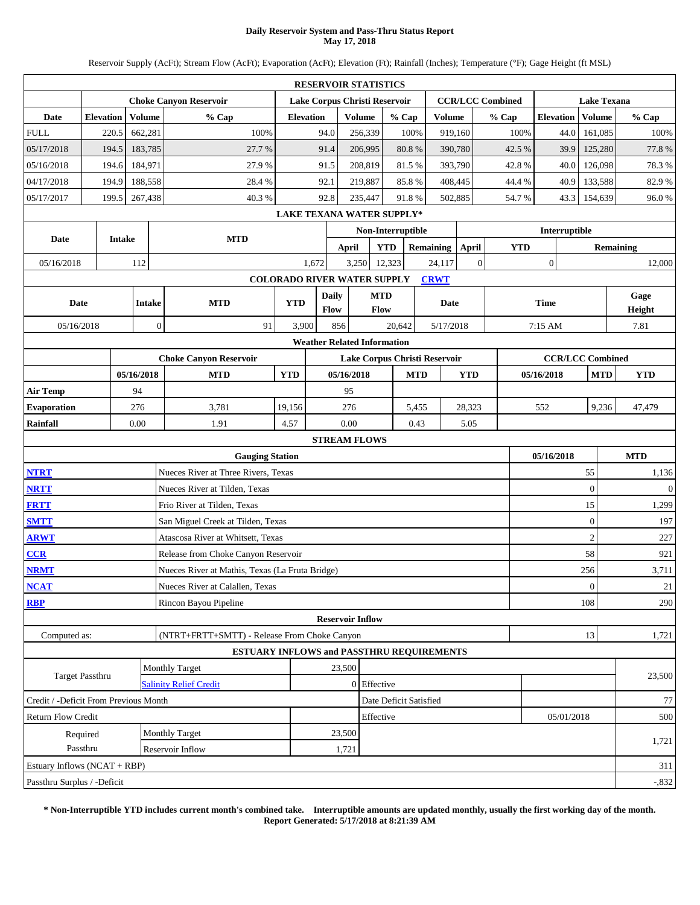# Daily Reservoir System and Pass-Thru Status Report
## May 17, 2018

Reservoir Supply (AcFt); Stream Flow (AcFt); Evaporation (AcFt); Elevation (Ft); Rainfall (Inches); Temperature (°F); Gage Height (ft MSL)

**RESERVOIR STATISTICS**

| Date | Choke Canyon Reservoir | | | Lake Corpus Christi Reservoir | | | CCR/LCC Combined | | Lake Texana | | |
|---|---|---|---|---|---|---|---|---|---|---|---|
| | Elevation | Volume | % Cap | Elevation | Volume | % Cap | Volume | % Cap | Elevation | Volume | % Cap |
| FULL | 220.5 | 662,281 | 100% | 94.0 | 256,339 | 100% | 919,160 | 100% | 44.0 | 161,085 | 100% |
| 05/17/2018 | 194.5 | 183,785 | 27.7 % | 91.4 | 206,995 | 80.8 % | 390,780 | 42.5 % | 39.9 | 125,280 | 77.8 % |
| 05/16/2018 | 194.6 | 184,971 | 27.9 % | 91.5 | 208,819 | 81.5 % | 393,790 | 42.8 % | 40.0 | 126,098 | 78.3 % |
| 04/17/2018 | 194.9 | 188,558 | 28.4 % | 92.1 | 219,887 | 85.8 % | 408,445 | 44.4 % | 40.9 | 133,588 | 82.9 % |
| 05/17/2017 | 199.5 | 267,438 | 40.3 % | 92.8 | 235,447 | 91.8 % | 502,885 | 54.7 % | 43.3 | 154,639 | 96.0 % |

**LAKE TEXANA WATER SUPPLY***

| Date | Intake | MTD | Non-Interruptible | | | Interruptible | | |
|---|---|---|---|---|---|---|---|---|
| | | | April | YTD | Remaining | April | YTD | Remaining |
| 05/16/2018 | 112 | 1,672 | 3,250 | 12,323 | 24,117 | 0 | 0 | 12,000 |

**COLORADO RIVER WATER SUPPLY** [CRWT]

| Date | Intake | MTD | YTD | Daily Flow | MTD Flow | Date | Time | Gage Height |
|---|---|---|---|---|---|---|---|---|
| 05/16/2018 | 0 | 91 | 3,900 | 856 | 20,642 | 5/17/2018 | 7:15 AM | 7.81 |

**Weather Related Information**

| | Choke Canyon Reservoir | | | Lake Corpus Christi Reservoir | | | CCR/LCC Combined | | |
|---|---|---|---|---|---|---|---|---|---|
| | 05/16/2018 | MTD | YTD | 05/16/2018 | MTD | YTD | 05/16/2018 | MTD | YTD |
| Air Temp | 94 | | | 95 | | | | | |
| Evaporation | 276 | 3,781 | 19,156 | 276 | 5,455 | 28,323 | 552 | 9,236 | 47,479 |
| Rainfall | 0.00 | 1.91 | 4.57 | 0.00 | 0.43 | 5.05 | | | |

**STREAM FLOWS**

| | Gauging Station | 05/16/2018 | MTD |
|---|---|---|---|
| NTRT | Nueces River at Three Rivers, Texas | 55 | 1,136 |
| NRTT | Nueces River at Tilden, Texas | 0 | 0 |
| FRTT | Frio River at Tilden, Texas | 15 | 1,299 |
| SMTT | San Miguel Creek at Tilden, Texas | 0 | 197 |
| ARWT | Atascosa River at Whitsett, Texas | 2 | 227 |
| CCR | Release from Choke Canyon Reservoir | 58 | 921 |
| NRMT | Nueces River at Mathis, Texas (La Fruta Bridge) | 256 | 3,711 |
| NCAT | Nueces River at Calallen, Texas | 0 | 21 |
| RBP | Rincon Bayou Pipeline | 108 | 290 |

**Reservoir Inflow**

| Computed as: | (NTRT+FRTT+SMTT) - Release From Choke Canyon | 13 | 1,721 |
|---|---|---|---|

**ESTUARY INFLOWS and PASSTHRU REQUIREMENTS**

| | | | | | |
|---|---|---|---|---|---|
| Target Passthru | Monthly Target | 23,500 | | | 23,500 |
| | Salinity Relief Credit | 0 | Effective | | |
| Credit / -Deficit From Previous Month | | | Date Deficit Satisfied | | 77 |
| Return Flow Credit | | | Effective | 05/01/2018 | 500 |
| Required Passthru | Monthly Target | 23,500 | | | 1,721 |
| | Reservoir Inflow | 1,721 | | | |
| Estuary Inflows (NCAT + RBP) | | | | | 311 |
| Passthru Surplus / -Deficit | | | | | -,832 |

**\* Non-Interruptible YTD includes current month's combined take. Interruptible amounts are updated monthly, usually the first working day of the month.**
**Report Generated: 5/17/2018 at 8:21:39 AM**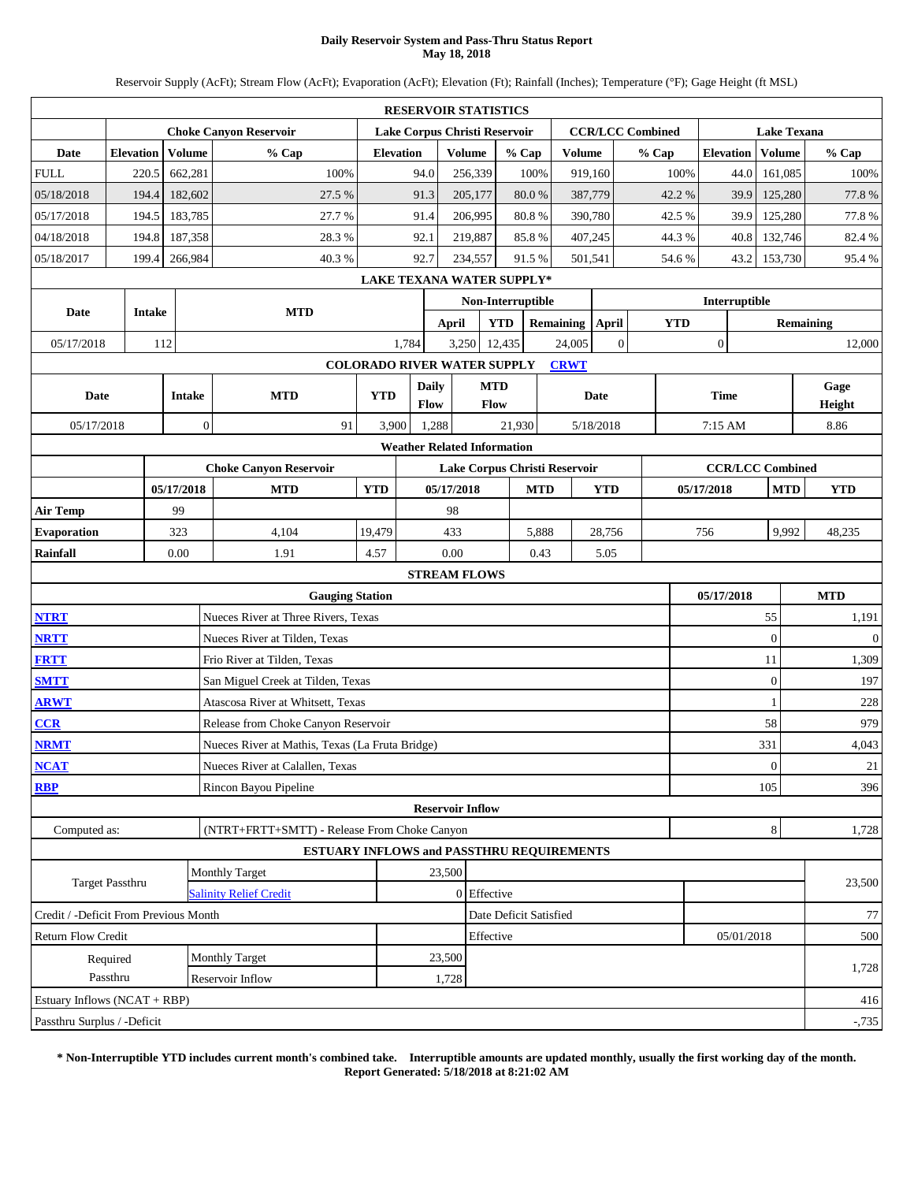# Daily Reservoir System and Pass-Thru Status Report
## May 18, 2018

Reservoir Supply (AcFt); Stream Flow (AcFt); Evaporation (AcFt); Elevation (Ft); Rainfall (Inches); Temperature (°F); Gage Height (ft MSL)

### RESERVOIR STATISTICS

| | Choke Canyon Reservoir | | | Lake Corpus Christi Reservoir | | | CCR/LCC Combined | | Lake Texana | | |
|---|---|---|---|---|---|---|---|---|---|---|---|
| Date | Elevation | Volume | % Cap | Elevation | Volume | % Cap | Volume | % Cap | Elevation | Volume | % Cap |
| FULL | 220.5 | 662,281 | 100% | 94.0 | 256,339 | 100% | 919,160 | 100% | 44.0 | 161,085 | 100% |
| 05/18/2018 | 194.4 | 182,602 | 27.5 % | 91.3 | 205,177 | 80.0 % | 387,779 | 42.2 % | 39.9 | 125,280 | 77.8 % |
| 05/17/2018 | 194.5 | 183,785 | 27.7 % | 91.4 | 206,995 | 80.8 % | 390,780 | 42.5 % | 39.9 | 125,280 | 77.8 % |
| 04/18/2018 | 194.8 | 187,358 | 28.3 % | 92.1 | 219,887 | 85.8 % | 407,245 | 44.3 % | 40.8 | 132,746 | 82.4 % |
| 05/18/2017 | 199.4 | 266,984 | 40.3 % | 92.7 | 234,557 | 91.5 % | 501,541 | 54.6 % | 43.2 | 153,730 | 95.4 % |

### LAKE TEXANA WATER SUPPLY*

| Date | Intake | MTD | Non-Interruptible April | Non-Interruptible YTD | Non-Interruptible Remaining | Interruptible April | Interruptible YTD | Interruptible Remaining |
|---|---|---|---|---|---|---|---|---|
| 05/17/2018 | 112 | 1,784 | 3,250 | 12,435 | 24,005 | 0 | 0 | 12,000 |

### COLORADO RIVER WATER SUPPLY CRWT

| Date | Intake | MTD | YTD | Daily Flow | MTD Flow | Date | Time | Gage Height |
|---|---|---|---|---|---|---|---|---|
| 05/17/2018 | 0 | 91 | 3,900 | 1,288 | 21,930 | 5/18/2018 | 7:15 AM | 8.86 |

### Weather Related Information

| | Choke Canyon Reservoir 05/17/2018 | MTD | YTD | Lake Corpus Christi Reservoir 05/17/2018 | MTD | YTD | CCR/LCC Combined 05/17/2018 | MTD | YTD |
|---|---|---|---|---|---|---|---|---|---|
| Air Temp | 99 | | | 98 | | | | | |
| Evaporation | 323 | 4,104 | 19,479 | 433 | 5,888 | 28,756 | 756 | 9,992 | 48,235 |
| Rainfall | 0.00 | 1.91 | 4.57 | 0.00 | 0.43 | 5.05 | | | |

### STREAM FLOWS

| | Gauging Station | 05/17/2018 | MTD |
|---|---|---|---|
| NTRT | Nueces River at Three Rivers, Texas | 55 | 1,191 |
| NRTT | Nueces River at Tilden, Texas | 0 | 0 |
| FRTT | Frio River at Tilden, Texas | 11 | 1,309 |
| SMTT | San Miguel Creek at Tilden, Texas | 0 | 197 |
| ARWT | Atascosa River at Whitsett, Texas | 1 | 228 |
| CCR | Release from Choke Canyon Reservoir | 58 | 979 |
| NRMT | Nueces River at Mathis, Texas (La Fruta Bridge) | 331 | 4,043 |
| NCAT | Nueces River at Calallen, Texas | 0 | 21 |
| RBP | Rincon Bayou Pipeline | 105 | 396 |

### Reservoir Inflow

| | | 05/17/2018 | MTD |
|---|---|---|---|
| Computed as: | (NTRT+FRTT+SMTT) - Release From Choke Canyon | 8 | 1,728 |

### ESTUARY INFLOWS and PASSTHRU REQUIREMENTS

| | | | | | |
|---|---|---|---|---|---|
| Target Passthru | Monthly Target | 23,500 | | | 23,500 |
| | Salinity Relief Credit | 0 | Effective | | |
| Credit / -Deficit From Previous Month | | | Date Deficit Satisfied | | 77 |
| Return Flow Credit | | | Effective | 05/01/2018 | 500 |
| Required Passthru | Monthly Target | 23,500 | | | 1,728 |
| | Reservoir Inflow | 1,728 | | | |
| Estuary Inflows (NCAT + RBP) | | | | | 416 |
| Passthru Surplus / -Deficit | | | | | -,735 |

**\* Non-Interruptible YTD includes current month's combined take. Interruptible amounts are updated monthly, usually the first working day of the month.**
**Report Generated: 5/18/2018 at 8:21:02 AM**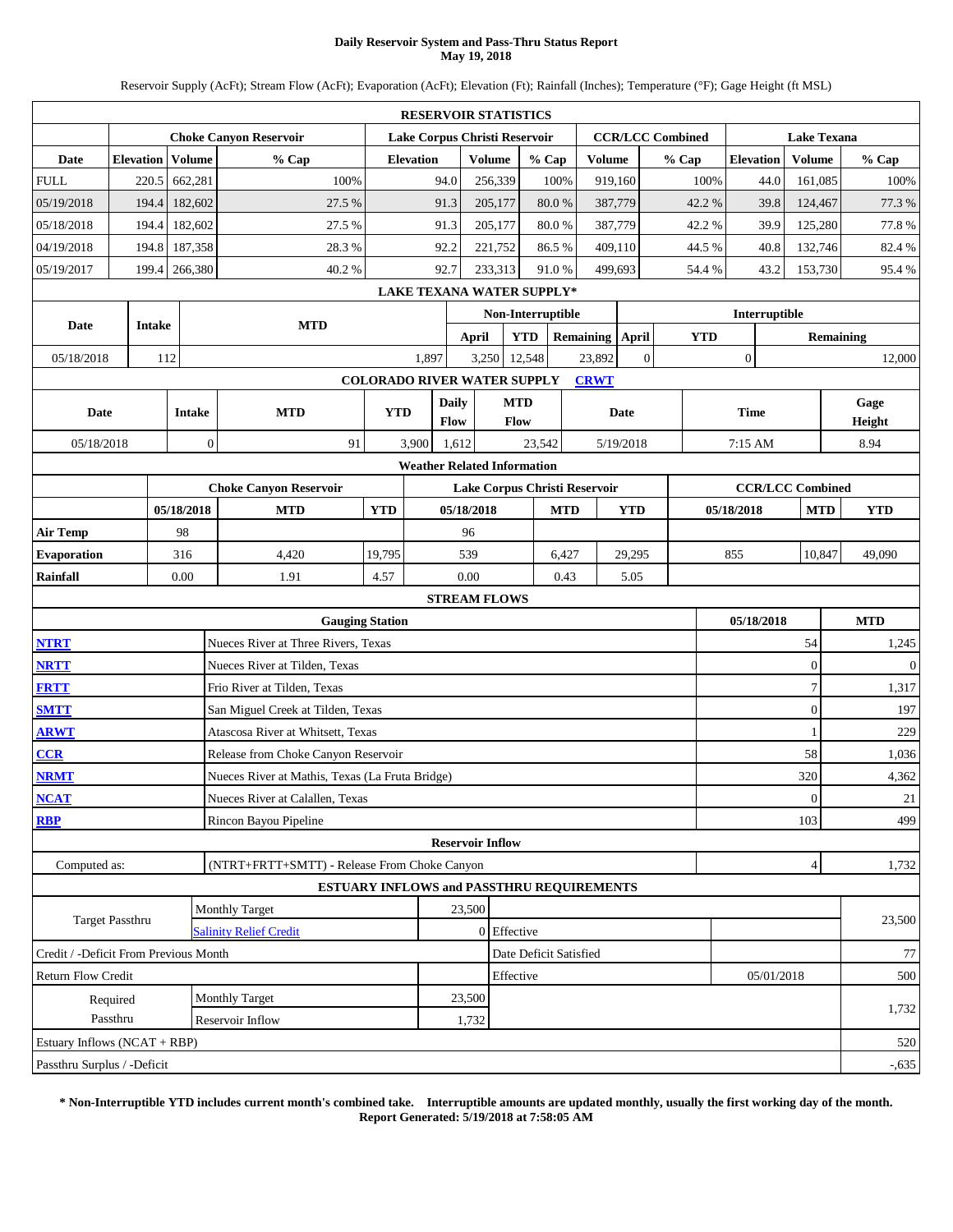# Daily Reservoir System and Pass-Thru Status Report
## May 19, 2018

Reservoir Supply (AcFt); Stream Flow (AcFt); Evaporation (AcFt); Elevation (Ft); Rainfall (Inches); Temperature (°F); Gage Height (ft MSL)

### RESERVOIR STATISTICS

| | Choke Canyon Reservoir | | | Lake Corpus Christi Reservoir | | | CCR/LCC Combined | | Lake Texana | | |
|---|---|---|---|---|---|---|---|---|---|---|---|
| Date | Elevation | Volume | % Cap | Elevation | Volume | % Cap | Volume | % Cap | Elevation | Volume | % Cap |
| FULL | 220.5 | 662,281 | 100% | 94.0 | 256,339 | 100% | 919,160 | 100% | 44.0 | 161,085 | 100% |
| 05/19/2018 | 194.4 | 182,602 | 27.5 % | 91.3 | 205,177 | 80.0 % | 387,779 | 42.2 % | 39.8 | 124,467 | 77.3 % |
| 05/18/2018 | 194.4 | 182,602 | 27.5 % | 91.3 | 205,177 | 80.0 % | 387,779 | 42.2 % | 39.9 | 125,280 | 77.8 % |
| 04/19/2018 | 194.8 | 187,358 | 28.3 % | 92.2 | 221,752 | 86.5 % | 409,110 | 44.5 % | 40.8 | 132,746 | 82.4 % |
| 05/19/2017 | 199.4 | 266,380 | 40.2 % | 92.7 | 233,313 | 91.0 % | 499,693 | 54.4 % | 43.2 | 153,730 | 95.4 % |

### LAKE TEXANA WATER SUPPLY*

| Date | Intake | MTD | Non-Interruptible April | Non-Interruptible YTD | Non-Interruptible Remaining | Interruptible April | Interruptible YTD | Interruptible Remaining |
|---|---|---|---|---|---|---|---|---|
| 05/18/2018 | 112 | 1,897 | 3,250 | 12,548 | 23,892 | 0 | 0 | 12,000 |

### COLORADO RIVER WATER SUPPLY CRWT

| Date | Intake | MTD | YTD | Daily Flow | MTD Flow | Date | Time | Gage Height |
|---|---|---|---|---|---|---|---|---|
| 05/18/2018 | 0 | 91 | 3,900 | 1,612 | 23,542 | 5/19/2018 | 7:15 AM | 8.94 |

### Weather Related Information

| | Choke Canyon Reservoir 05/18/2018 | Choke Canyon MTD | Choke Canyon YTD | Lake Corpus Christi 05/18/2018 | Lake Corpus Christi MTD | Lake Corpus Christi YTD | CCR/LCC Combined 05/18/2018 | CCR/LCC Combined MTD | CCR/LCC Combined YTD |
|---|---|---|---|---|---|---|---|---|---|
| Air Temp | 98 | | | 96 | | | | | |
| Evaporation | 316 | 4,420 | 19,795 | 539 | 6,427 | 29,295 | 855 | 10,847 | 49,090 |
| Rainfall | 0.00 | 1.91 | 4.57 | 0.00 | 0.43 | 5.05 | | | |

### STREAM FLOWS

| | Gauging Station | 05/18/2018 | MTD |
|---|---|---|---|
| NTRT | Nueces River at Three Rivers, Texas | 54 | 1,245 |
| NRTT | Nueces River at Tilden, Texas | 0 | 0 |
| FRTT | Frio River at Tilden, Texas | 7 | 1,317 |
| SMTT | San Miguel Creek at Tilden, Texas | 0 | 197 |
| ARWT | Atascosa River at Whitsett, Texas | 1 | 229 |
| CCR | Release from Choke Canyon Reservoir | 58 | 1,036 |
| NRMT | Nueces River at Mathis, Texas (La Fruta Bridge) | 320 | 4,362 |
| NCAT | Nueces River at Calallen, Texas | 0 | 21 |
| RBP | Rincon Bayou Pipeline | 103 | 499 |

### Reservoir Inflow

| | | 05/18/2018 | MTD |
|---|---|---|---|
| Computed as: | (NTRT+FRTT+SMTT) - Release From Choke Canyon | 4 | 1,732 |

### ESTUARY INFLOWS and PASSTHRU REQUIREMENTS

| | | | | | |
|---|---|---|---|---|---|
| Target Passthru | Monthly Target | 23,500 | | | 23,500 |
| | Salinity Relief Credit | 0 | Effective | | |
| Credit / -Deficit From Previous Month | | | Date Deficit Satisfied | | 77 |
| Return Flow Credit | | | Effective | 05/01/2018 | 500 |
| Required Passthru | Monthly Target | 23,500 | | | 1,732 |
| | Reservoir Inflow | 1,732 | | | |
| Estuary Inflows (NCAT + RBP) | | | | | 520 |
| Passthru Surplus / -Deficit | | | | | -,635 |

**\* Non-Interruptible YTD includes current month's combined take. Interruptible amounts are updated monthly, usually the first working day of the month.**
**Report Generated: 5/19/2018 at 7:58:05 AM**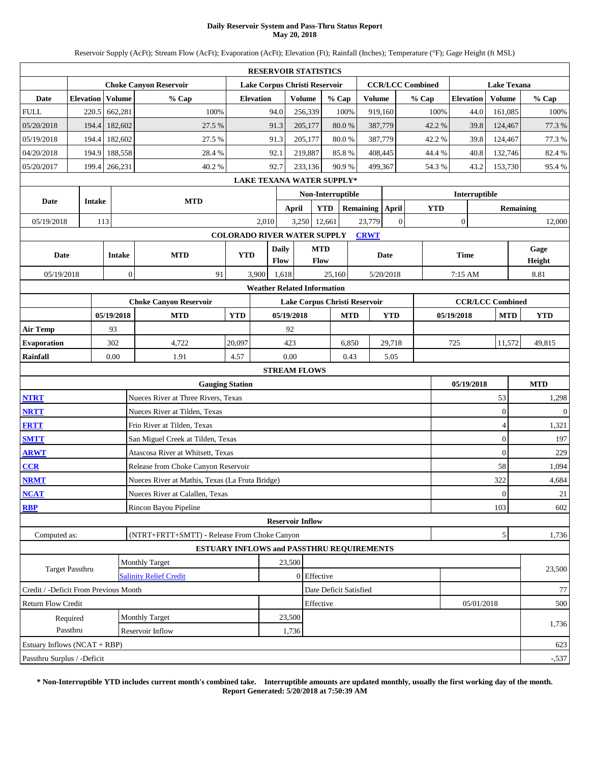# Daily Reservoir System and Pass-Thru Status Report
## May 20, 2018

Reservoir Supply (AcFt); Stream Flow (AcFt); Evaporation (AcFt); Elevation (Ft); Rainfall (Inches); Temperature (°F); Gage Height (ft MSL)

**RESERVOIR STATISTICS**

| | Choke Canyon Reservoir | | | Lake Corpus Christi Reservoir | | | CCR/LCC Combined | | Lake Texana | | |
|---|---|---|---|---|---|---|---|---|---|---|---|
| Date | Elevation | Volume | % Cap | Elevation | Volume | % Cap | Volume | % Cap | Elevation | Volume | % Cap |
| FULL | 220.5 | 662,281 | 100% | 94.0 | 256,339 | 100% | 919,160 | 100% | 44.0 | 161,085 | 100% |
| 05/20/2018 | 194.4 | 182,602 | 27.5 % | 91.3 | 205,177 | 80.0 % | 387,779 | 42.2 % | 39.8 | 124,467 | 77.3 % |
| 05/19/2018 | 194.4 | 182,602 | 27.5 % | 91.3 | 205,177 | 80.0 % | 387,779 | 42.2 % | 39.8 | 124,467 | 77.3 % |
| 04/20/2018 | 194.9 | 188,558 | 28.4 % | 92.1 | 219,887 | 85.8 % | 408,445 | 44.4 % | 40.8 | 132,746 | 82.4 % |
| 05/20/2017 | 199.4 | 266,231 | 40.2 % | 92.7 | 233,136 | 90.9 % | 499,367 | 54.3 % | 43.2 | 153,730 | 95.4 % |

**LAKE TEXANA WATER SUPPLY***

| Date | Intake | MTD | Non-Interruptible April | Non-Interruptible YTD | Non-Interruptible Remaining | Interruptible April | Interruptible YTD | Interruptible Remaining |
|---|---|---|---|---|---|---|---|---|
| 05/19/2018 | 113 | 2,010 | 3,250 | 12,661 | 23,779 | 0 | 0 | 12,000 |

**COLORADO RIVER WATER SUPPLY** [CRWT]

| Date | Intake | MTD | YTD | Daily Flow | MTD Flow | Date | Time | Gage Height |
|---|---|---|---|---|---|---|---|---|
| 05/19/2018 | 0 | 91 | 3,900 | 1,618 | 25,160 | 5/20/2018 | 7:15 AM | 8.81 |

**Weather Related Information**

| | Choke Canyon Reservoir | | | Lake Corpus Christi Reservoir | | | CCR/LCC Combined | | |
|---|---|---|---|---|---|---|---|---|---|
| | 05/19/2018 | MTD | YTD | 05/19/2018 | MTD | YTD | 05/19/2018 | MTD | YTD |
| Air Temp | 93 | | | 92 | | | | | |
| Evaporation | 302 | 4,722 | 20,097 | 423 | 6,850 | 29,718 | 725 | 11,572 | 49,815 |
| Rainfall | 0.00 | 1.91 | 4.57 | 0.00 | 0.43 | 5.05 | | | |

**STREAM FLOWS**

| | Gauging Station | 05/19/2018 | MTD |
|---|---|---|---|
| NTRT | Nueces River at Three Rivers, Texas | 53 | 1,298 |
| NRTT | Nueces River at Tilden, Texas | 0 | 0 |
| FRTT | Frio River at Tilden, Texas | 4 | 1,321 |
| SMTT | San Miguel Creek at Tilden, Texas | 0 | 197 |
| ARWT | Atascosa River at Whitsett, Texas | 0 | 229 |
| CCR | Release from Choke Canyon Reservoir | 58 | 1,094 |
| NRMT | Nueces River at Mathis, Texas (La Fruta Bridge) | 322 | 4,684 |
| NCAT | Nueces River at Calallen, Texas | 0 | 21 |
| RBP | Rincon Bayou Pipeline | 103 | 602 |

**Reservoir Inflow**

| Computed as: | (NTRT+FRTT+SMTT) - Release From Choke Canyon | 5 | 1,736 |
|---|---|---|---|

**ESTUARY INFLOWS and PASSTHRU REQUIREMENTS**

| | | | | | |
|---|---|---|---|---|---|
| Target Passthru | Monthly Target | 23,500 | | | 23,500 |
| | Salinity Relief Credit | 0 | Effective | | |
| Credit / -Deficit From Previous Month | | | Date Deficit Satisfied | | 77 |
| Return Flow Credit | | | Effective | 05/01/2018 | 500 |
| Required Passthru | Monthly Target | 23,500 | | | 1,736 |
| | Reservoir Inflow | 1,736 | | | |
| Estuary Inflows (NCAT + RBP) | | | | | 623 |
| Passthru Surplus / -Deficit | | | | | -,537 |

**\* Non-Interruptible YTD includes current month's combined take. Interruptible amounts are updated monthly, usually the first working day of the month.**
**Report Generated: 5/20/2018 at 7:50:39 AM**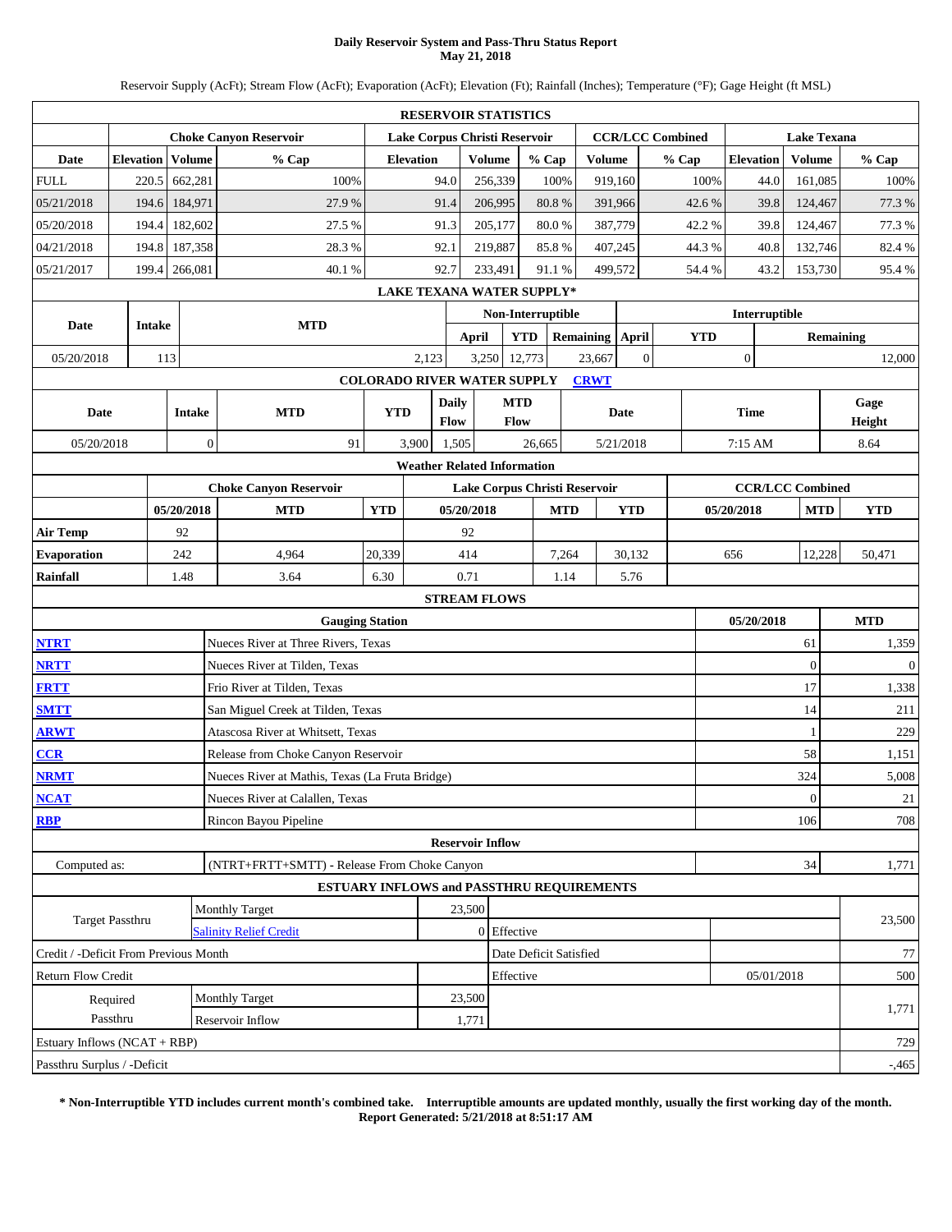# Daily Reservoir System and Pass-Thru Status Report
## May 21, 2018

Reservoir Supply (AcFt); Stream Flow (AcFt); Evaporation (AcFt); Elevation (Ft); Rainfall (Inches); Temperature (°F); Gage Height (ft MSL)

### RESERVOIR STATISTICS

| Date | Choke Canyon Reservoir | | | Lake Corpus Christi Reservoir | | | CCR/LCC Combined | | Lake Texana | | |
|---|---|---|---|---|---|---|---|---|---|---|---|
| | Elevation | Volume | % Cap | Elevation | Volume | % Cap | Volume | % Cap | Elevation | Volume | % Cap |
| FULL | 220.5 | 662,281 | 100% | 94.0 | 256,339 | 100% | 919,160 | 100% | 44.0 | 161,085 | 100% |
| 05/21/2018 | 194.6 | 184,971 | 27.9 % | 91.4 | 206,995 | 80.8 % | 391,966 | 42.6 % | 39.8 | 124,467 | 77.3 % |
| 05/20/2018 | 194.4 | 182,602 | 27.5 % | 91.3 | 205,177 | 80.0 % | 387,779 | 42.2 % | 39.8 | 124,467 | 77.3 % |
| 04/21/2018 | 194.8 | 187,358 | 28.3 % | 92.1 | 219,887 | 85.8 % | 407,245 | 44.3 % | 40.8 | 132,746 | 82.4 % |
| 05/21/2017 | 199.4 | 266,081 | 40.1 % | 92.7 | 233,491 | 91.1 % | 499,572 | 54.4 % | 43.2 | 153,730 | 95.4 % |

### LAKE TEXANA WATER SUPPLY*

| Date | Intake | MTD | Non-Interruptible | | | Interruptible | | |
|---|---|---|---|---|---|---|---|---|
| | | | April | YTD | Remaining | April | YTD | Remaining |
| 05/20/2018 | 113 | 2,123 | 3,250 | 12,773 | 23,667 | 0 | 0 | 12,000 |

### COLORADO RIVER WATER SUPPLY CRWT

| Date | Intake | MTD | YTD | Daily Flow | MTD Flow | Date | Time | Gage Height |
|---|---|---|---|---|---|---|---|---|
| 05/20/2018 | 0 | 91 | 3,900 | 1,505 | 26,665 | 5/21/2018 | 7:15 AM | 8.64 |

### Weather Related Information

| | Choke Canyon Reservoir | | | Lake Corpus Christi Reservoir | | | CCR/LCC Combined | | |
|---|---|---|---|---|---|---|---|---|---|
| | 05/20/2018 | MTD | YTD | 05/20/2018 | MTD | YTD | 05/20/2018 | MTD | YTD |
| Air Temp | 92 | | | 92 | | | | | |
| Evaporation | 242 | 4,964 | 20,339 | 414 | 7,264 | 30,132 | 656 | 12,228 | 50,471 |
| Rainfall | 1.48 | 3.64 | 6.30 | 0.71 | 1.14 | 5.76 | | | |

### STREAM FLOWS

| | Gauging Station | 05/20/2018 | MTD |
|---|---|---|---|
| NTRT | Nueces River at Three Rivers, Texas | 61 | 1,359 |
| NRTT | Nueces River at Tilden, Texas | 0 | 0 |
| FRTT | Frio River at Tilden, Texas | 17 | 1,338 |
| SMTT | San Miguel Creek at Tilden, Texas | 14 | 211 |
| ARWT | Atascosa River at Whitsett, Texas | 1 | 229 |
| CCR | Release from Choke Canyon Reservoir | 58 | 1,151 |
| NRMT | Nueces River at Mathis, Texas (La Fruta Bridge) | 324 | 5,008 |
| NCAT | Nueces River at Calallen, Texas | 0 | 21 |
| RBP | Rincon Bayou Pipeline | 106 | 708 |

### Reservoir Inflow

| | | | |
|---|---|---|---|
| Computed as: | (NTRT+FRTT+SMTT) - Release From Choke Canyon | 34 | 1,771 |

### ESTUARY INFLOWS and PASSTHRU REQUIREMENTS

| | | | | | |
|---|---|---|---|---|---|
| Target Passthru | Monthly Target | 23,500 | | | 23,500 |
| | Salinity Relief Credit | 0 | Effective | | |
| Credit / -Deficit From Previous Month | | | Date Deficit Satisfied | | 77 |
| Return Flow Credit | | | Effective | 05/01/2018 | 500 |
| Required Passthru | Monthly Target | 23,500 | | | 1,771 |
| | Reservoir Inflow | 1,771 | | | |
| Estuary Inflows (NCAT + RBP) | | | | | 729 |
| Passthru Surplus / -Deficit | | | | | -,465 |

**\* Non-Interruptible YTD includes current month's combined take. Interruptible amounts are updated monthly, usually the first working day of the month.**
**Report Generated: 5/21/2018 at 8:51:17 AM**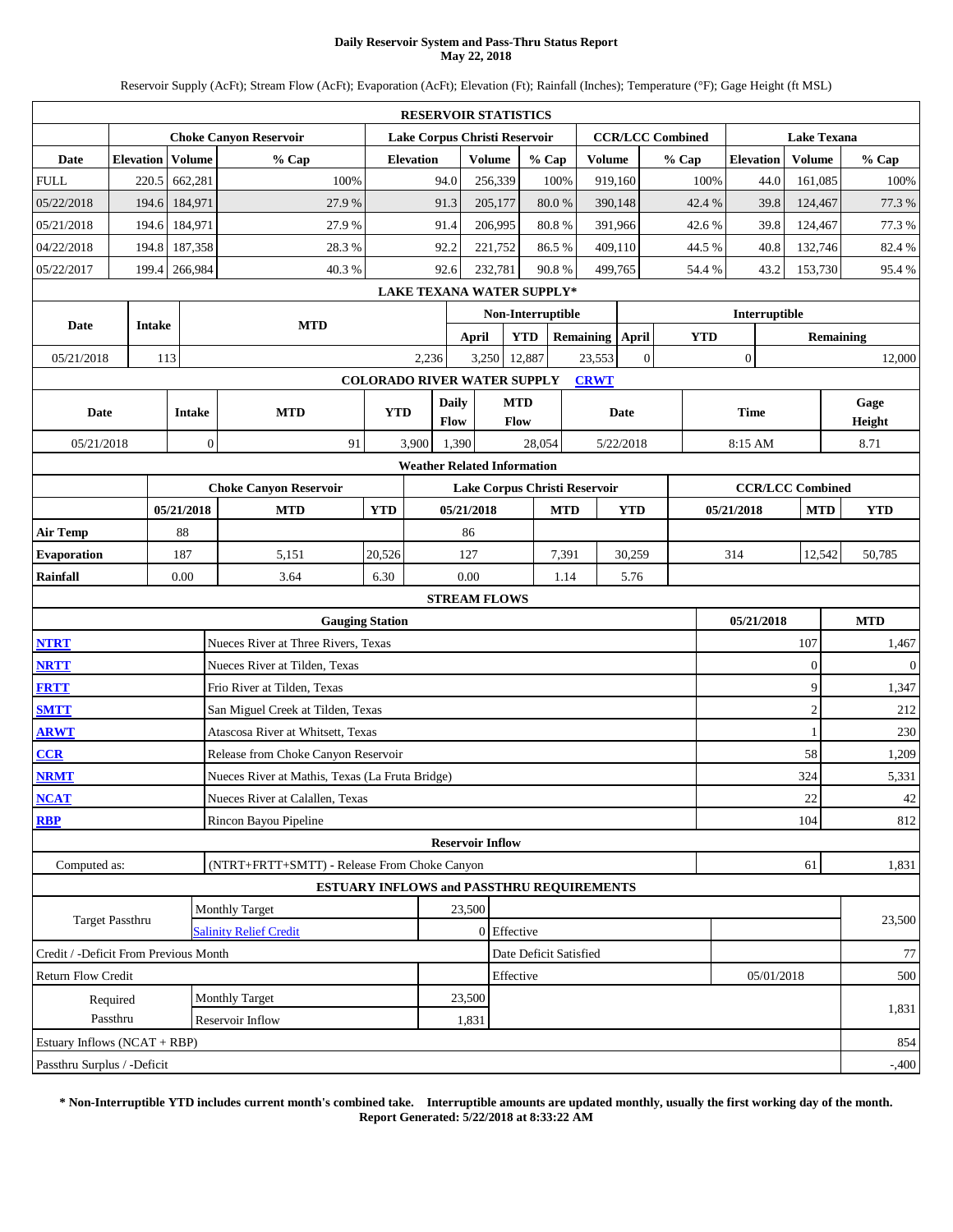# Daily Reservoir System and Pass-Thru Status Report
## May 22, 2018

Reservoir Supply (AcFt); Stream Flow (AcFt); Evaporation (AcFt); Elevation (Ft); Rainfall (Inches); Temperature (°F); Gage Height (ft MSL)

**RESERVOIR STATISTICS**

| Date | Choke Canyon Reservoir | | | Lake Corpus Christi Reservoir | | | CCR/LCC Combined | | Lake Texana | | |
|---|---|---|---|---|---|---|---|---|---|---|---|
| | Elevation | Volume | % Cap | Elevation | Volume | % Cap | Volume | % Cap | Elevation | Volume | % Cap |
| FULL | 220.5 | 662,281 | 100% | 94.0 | 256,339 | 100% | 919,160 | 100% | 44.0 | 161,085 | 100% |
| 05/22/2018 | 194.6 | 184,971 | 27.9 % | 91.3 | 205,177 | 80.0 % | 390,148 | 42.4 % | 39.8 | 124,467 | 77.3 % |
| 05/21/2018 | 194.6 | 184,971 | 27.9 % | 91.4 | 206,995 | 80.8 % | 391,966 | 42.6 % | 39.8 | 124,467 | 77.3 % |
| 04/22/2018 | 194.8 | 187,358 | 28.3 % | 92.2 | 221,752 | 86.5 % | 409,110 | 44.5 % | 40.8 | 132,746 | 82.4 % |
| 05/22/2017 | 199.4 | 266,984 | 40.3 % | 92.6 | 232,781 | 90.8 % | 499,765 | 54.4 % | 43.2 | 153,730 | 95.4 % |

**LAKE TEXANA WATER SUPPLY***

| Date | Intake | MTD | Non-Interruptible April | Non-Interruptible YTD | Non-Interruptible Remaining | Interruptible April | Interruptible YTD | Interruptible Remaining |
|---|---|---|---|---|---|---|---|---|
| 05/21/2018 | 113 | 2,236 | 3,250 | 12,887 | 23,553 | 0 | 0 | 12,000 |

**COLORADO RIVER WATER SUPPLY** CRWT

| Date | Intake | MTD | YTD | Daily Flow | MTD Flow | Date | Time | Gage Height |
|---|---|---|---|---|---|---|---|---|
| 05/21/2018 | 0 | 91 | 3,900 | 1,390 | 28,054 | 5/22/2018 | 8:15 AM | 8.71 |

**Weather Related Information**

| | Choke Canyon Reservoir | | | Lake Corpus Christi Reservoir | | | CCR/LCC Combined | | |
|---|---|---|---|---|---|---|---|---|---|
| | 05/21/2018 | MTD | YTD | 05/21/2018 | MTD | YTD | 05/21/2018 | MTD | YTD |
| Air Temp | 88 | | | 86 | | | | | |
| Evaporation | 187 | 5,151 | 20,526 | 127 | 7,391 | 30,259 | 314 | 12,542 | 50,785 |
| Rainfall | 0.00 | 3.64 | 6.30 | 0.00 | 1.14 | 5.76 | | | |

**STREAM FLOWS**

| | Gauging Station | 05/21/2018 | MTD |
|---|---|---|---|
| NTRT | Nueces River at Three Rivers, Texas | 107 | 1,467 |
| NRTT | Nueces River at Tilden, Texas | 0 | 0 |
| FRTT | Frio River at Tilden, Texas | 9 | 1,347 |
| SMTT | San Miguel Creek at Tilden, Texas | 2 | 212 |
| ARWT | Atascosa River at Whitsett, Texas | 1 | 230 |
| CCR | Release from Choke Canyon Reservoir | 58 | 1,209 |
| NRMT | Nueces River at Mathis, Texas (La Fruta Bridge) | 324 | 5,331 |
| NCAT | Nueces River at Calallen, Texas | 22 | 42 |
| RBP | Rincon Bayou Pipeline | 104 | 812 |

**Reservoir Inflow**

| | | | |
|---|---|---|---|
| Computed as: | (NTRT+FRTT+SMTT) - Release From Choke Canyon | 61 | 1,831 |

**ESTUARY INFLOWS and PASSTHRU REQUIREMENTS**

| | | | | | |
|---|---|---|---|---|---|
| Target Passthru | Monthly Target | 23,500 | | | 23,500 |
| | Salinity Relief Credit | 0 | Effective | | |
| Credit / -Deficit From Previous Month | | | Date Deficit Satisfied | | 77 |
| Return Flow Credit | | | Effective | 05/01/2018 | 500 |
| Required Passthru | Monthly Target | 23,500 | | | 1,831 |
| | Reservoir Inflow | 1,831 | | | |
| Estuary Inflows (NCAT + RBP) | | | | | 854 |
| Passthru Surplus / -Deficit | | | | | -,400 |

**\* Non-Interruptible YTD includes current month's combined take. Interruptible amounts are updated monthly, usually the first working day of the month.**
**Report Generated: 5/22/2018 at 8:33:22 AM**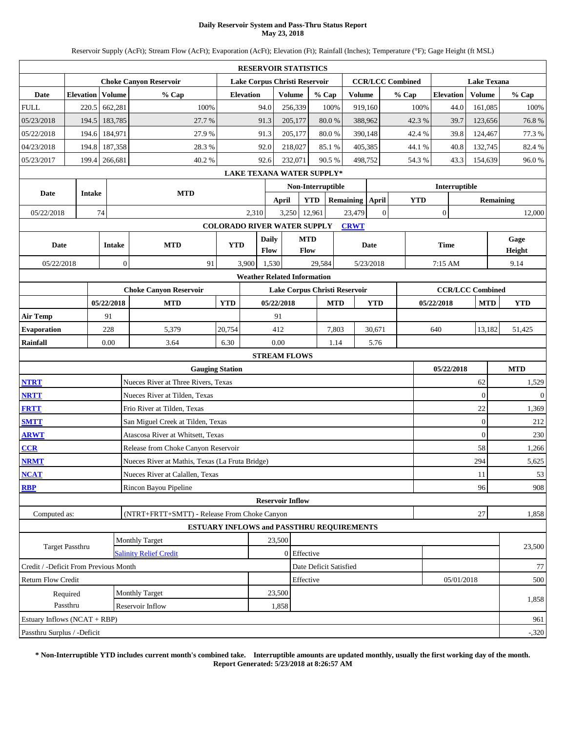# Daily Reservoir System and Pass-Thru Status Report
## May 23, 2018

Reservoir Supply (AcFt); Stream Flow (AcFt); Evaporation (AcFt); Elevation (Ft); Rainfall (Inches); Temperature (°F); Gage Height (ft MSL)

### RESERVOIR STATISTICS

| | Choke Canyon Reservoir | | | Lake Corpus Christi Reservoir | | | CCR/LCC Combined | | Lake Texana | | |
|---|---|---|---|---|---|---|---|---|---|---|---|
| Date | Elevation | Volume | % Cap | Elevation | Volume | % Cap | Volume | % Cap | Elevation | Volume | % Cap |
| FULL | 220.5 | 662,281 | 100% | 94.0 | 256,339 | 100% | 919,160 | 100% | 44.0 | 161,085 | 100% |
| 05/23/2018 | 194.5 | 183,785 | 27.7 % | 91.3 | 205,177 | 80.0 % | 388,962 | 42.3 % | 39.7 | 123,656 | 76.8 % |
| 05/22/2018 | 194.6 | 184,971 | 27.9 % | 91.3 | 205,177 | 80.0 % | 390,148 | 42.4 % | 39.8 | 124,467 | 77.3 % |
| 04/23/2018 | 194.8 | 187,358 | 28.3 % | 92.0 | 218,027 | 85.1 % | 405,385 | 44.1 % | 40.8 | 132,745 | 82.4 % |
| 05/23/2017 | 199.4 | 266,681 | 40.2 % | 92.6 | 232,071 | 90.5 % | 498,752 | 54.3 % | 43.3 | 154,639 | 96.0 % |

### LAKE TEXANA WATER SUPPLY*

| | | | Non-Interruptible | | | Interruptible | | |
|---|---|---|---|---|---|---|---|---|
| Date | Intake | MTD | April | YTD | Remaining | April | YTD | Remaining |
| 05/22/2018 | 74 | 2,310 | 3,250 | 12,961 | 23,479 | 0 | 0 | 12,000 |

### COLORADO RIVER WATER SUPPLY CRWT

| Date | Intake | MTD | YTD | Daily Flow | MTD Flow | Date | Time | Gage Height |
|---|---|---|---|---|---|---|---|---|
| 05/22/2018 | 0 | 91 | 3,900 | 1,530 | 29,584 | 5/23/2018 | 7:15 AM | 9.14 |

### Weather Related Information

| | Choke Canyon Reservoir | | | Lake Corpus Christi Reservoir | | | CCR/LCC Combined | | |
|---|---|---|---|---|---|---|---|---|---|
| | 05/22/2018 | MTD | YTD | 05/22/2018 | MTD | YTD | 05/22/2018 | MTD | YTD |
| Air Temp | 91 | | | 91 | | | | | |
| Evaporation | 228 | 5,379 | 20,754 | 412 | 7,803 | 30,671 | 640 | 13,182 | 51,425 |
| Rainfall | 0.00 | 3.64 | 6.30 | 0.00 | 1.14 | 5.76 | | | |

### STREAM FLOWS

| | Gauging Station | 05/22/2018 | MTD |
|---|---|---|---|
| NTRT | Nueces River at Three Rivers, Texas | 62 | 1,529 |
| NRTT | Nueces River at Tilden, Texas | 0 | 0 |
| FRTT | Frio River at Tilden, Texas | 22 | 1,369 |
| SMTT | San Miguel Creek at Tilden, Texas | 0 | 212 |
| ARWT | Atascosa River at Whitsett, Texas | 0 | 230 |
| CCR | Release from Choke Canyon Reservoir | 58 | 1,266 |
| NRMT | Nueces River at Mathis, Texas (La Fruta Bridge) | 294 | 5,625 |
| NCAT | Nueces River at Calallen, Texas | 11 | 53 |
| RBP | Rincon Bayou Pipeline | 96 | 908 |

### Reservoir Inflow

| | | | |
|---|---|---|---|
| Computed as: | (NTRT+FRTT+SMTT) - Release From Choke Canyon | 27 | 1,858 |

### ESTUARY INFLOWS and PASSTHRU REQUIREMENTS

| | | | | | |
|---|---|---|---|---|---|
| Target Passthru | Monthly Target | 23,500 | | | 23,500 |
| | Salinity Relief Credit | 0 | Effective | | |
| Credit / -Deficit From Previous Month | | | Date Deficit Satisfied | | 77 |
| Return Flow Credit | | | Effective | 05/01/2018 | 500 |
| Required Passthru | Monthly Target | 23,500 | | | 1,858 |
| | Reservoir Inflow | 1,858 | | | |
| Estuary Inflows (NCAT + RBP) | | | | | 961 |
| Passthru Surplus / -Deficit | | | | | -,320 |

**\* Non-Interruptible YTD includes current month's combined take. Interruptible amounts are updated monthly, usually the first working day of the month.**
**Report Generated: 5/23/2018 at 8:26:57 AM**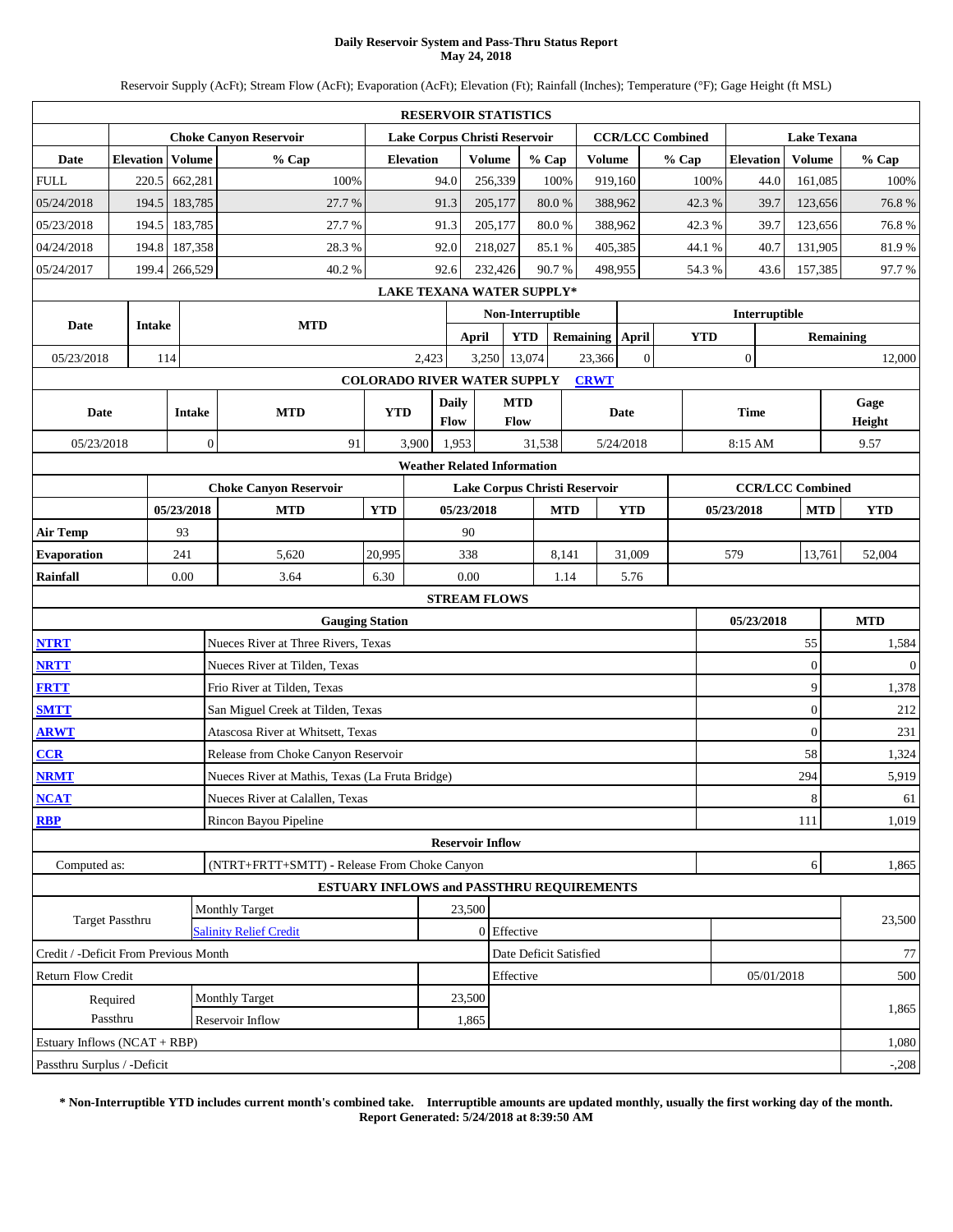# Daily Reservoir System and Pass-Thru Status Report
## May 24, 2018

Reservoir Supply (AcFt); Stream Flow (AcFt); Evaporation (AcFt); Elevation (Ft); Rainfall (Inches); Temperature (°F); Gage Height (ft MSL)

### RESERVOIR STATISTICS

| Date | Choke Canyon Reservoir | | | Lake Corpus Christi Reservoir | | | CCR/LCC Combined | | Lake Texana | | |
|---|---|---|---|---|---|---|---|---|---|---|---|
| | Elevation | Volume | % Cap | Elevation | Volume | % Cap | Volume | % Cap | Elevation | Volume | % Cap |
| FULL | 220.5 | 662,281 | 100% | 94.0 | 256,339 | 100% | 919,160 | 100% | 44.0 | 161,085 | 100% |
| 05/24/2018 | 194.5 | 183,785 | 27.7 % | 91.3 | 205,177 | 80.0 % | 388,962 | 42.3 % | 39.7 | 123,656 | 76.8 % |
| 05/23/2018 | 194.5 | 183,785 | 27.7 % | 91.3 | 205,177 | 80.0 % | 388,962 | 42.3 % | 39.7 | 123,656 | 76.8 % |
| 04/24/2018 | 194.8 | 187,358 | 28.3 % | 92.0 | 218,027 | 85.1 % | 405,385 | 44.1 % | 40.7 | 131,905 | 81.9 % |
| 05/24/2017 | 199.4 | 266,529 | 40.2 % | 92.6 | 232,426 | 90.7 % | 498,955 | 54.3 % | 43.6 | 157,385 | 97.7 % |

### LAKE TEXANA WATER SUPPLY*

| Date | Intake | MTD | Non-Interruptible | | | Interruptible | | |
|---|---|---|---|---|---|---|---|---|
| | | | April | YTD | Remaining | April | YTD | Remaining |
| 05/23/2018 | 114 | 2,423 | 3,250 | 13,074 | 23,366 | 0 | 0 | 12,000 |

### COLORADO RIVER WATER SUPPLY CRWT

| Date | Intake | MTD | YTD | Daily Flow | MTD Flow | Date | Time | Gage Height |
|---|---|---|---|---|---|---|---|---|
| 05/23/2018 | 0 | 91 | 3,900 | 1,953 | 31,538 | 5/24/2018 | 8:15 AM | 9.57 |

### Weather Related Information

| | Choke Canyon Reservoir | | | Lake Corpus Christi Reservoir | | | CCR/LCC Combined | | |
|---|---|---|---|---|---|---|---|---|---|
| | 05/23/2018 | MTD | YTD | 05/23/2018 | MTD | YTD | 05/23/2018 | MTD | YTD |
| Air Temp | 93 | | | 90 | | | | | |
| Evaporation | 241 | 5,620 | 20,995 | 338 | 8,141 | 31,009 | 579 | 13,761 | 52,004 |
| Rainfall | 0.00 | 3.64 | 6.30 | 0.00 | 1.14 | 5.76 | | | |

### STREAM FLOWS

| | Gauging Station | 05/23/2018 | MTD |
|---|---|---|---|
| NTRT | Nueces River at Three Rivers, Texas | 55 | 1,584 |
| NRTT | Nueces River at Tilden, Texas | 0 | 0 |
| FRTT | Frio River at Tilden, Texas | 9 | 1,378 |
| SMTT | San Miguel Creek at Tilden, Texas | 0 | 212 |
| ARWT | Atascosa River at Whitsett, Texas | 0 | 231 |
| CCR | Release from Choke Canyon Reservoir | 58 | 1,324 |
| NRMT | Nueces River at Mathis, Texas (La Fruta Bridge) | 294 | 5,919 |
| NCAT | Nueces River at Calallen, Texas | 8 | 61 |
| RBP | Rincon Bayou Pipeline | 111 | 1,019 |

### Reservoir Inflow

| Computed as: | (NTRT+FRTT+SMTT) - Release From Choke Canyon | 6 | 1,865 |
|---|---|---|---|

### ESTUARY INFLOWS and PASSTHRU REQUIREMENTS

| | | | | | |
|---|---|---|---|---|---|
| Target Passthru | Monthly Target | 23,500 | | | 23,500 |
| | Salinity Relief Credit | 0 | Effective | | |
| Credit / -Deficit From Previous Month | | | Date Deficit Satisfied | | 77 |
| Return Flow Credit | | | Effective | 05/01/2018 | 500 |
| Required Passthru | Monthly Target | 23,500 | | | 1,865 |
| | Reservoir Inflow | 1,865 | | | |
| Estuary Inflows (NCAT + RBP) | | | | | 1,080 |
| Passthru Surplus / -Deficit | | | | | -,208 |

**\* Non-Interruptible YTD includes current month's combined take. Interruptible amounts are updated monthly, usually the first working day of the month.**
**Report Generated: 5/24/2018 at 8:39:50 AM**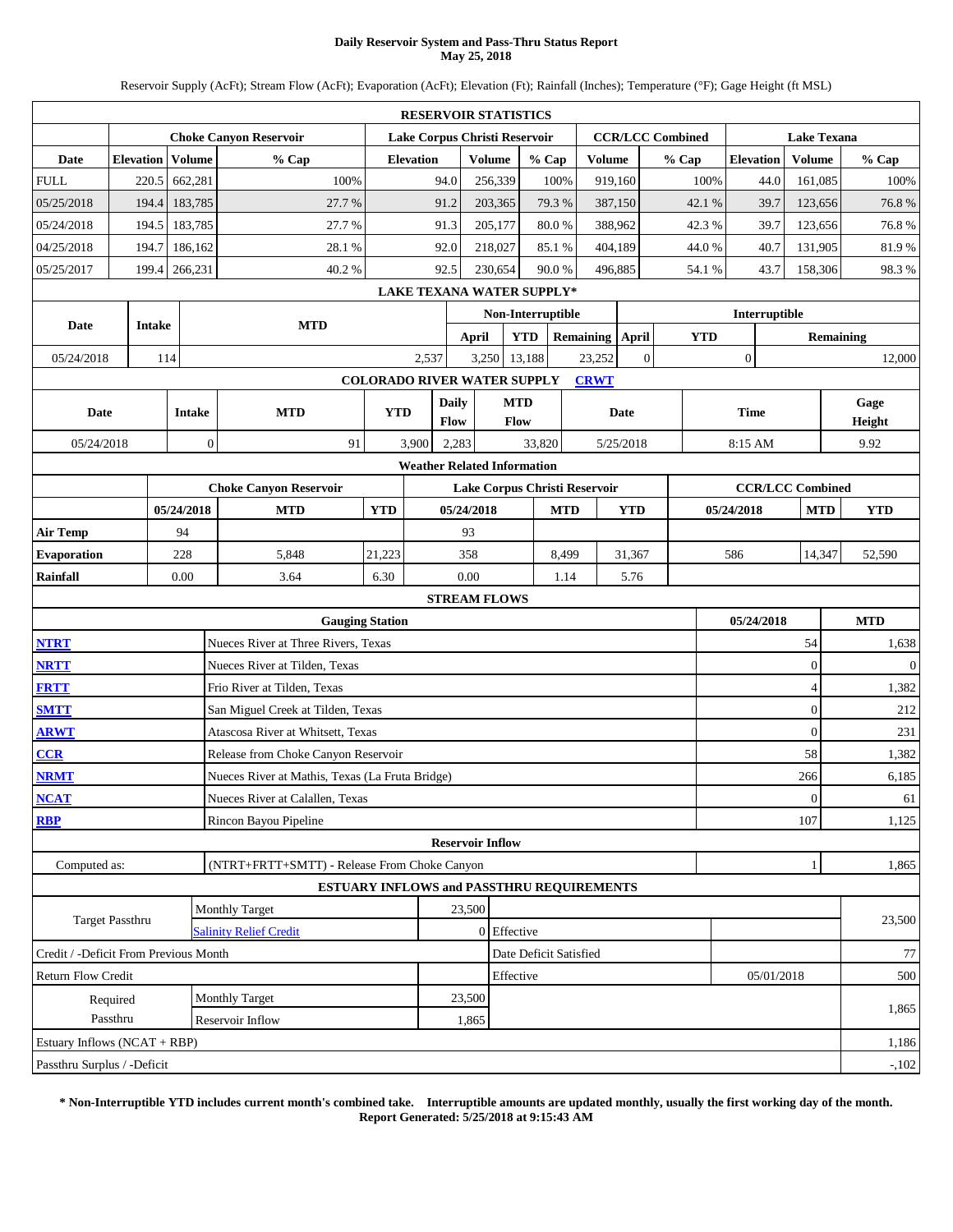# Daily Reservoir System and Pass-Thru Status Report
## May 25, 2018

Reservoir Supply (AcFt); Stream Flow (AcFt); Evaporation (AcFt); Elevation (Ft); Rainfall (Inches); Temperature (°F); Gage Height (ft MSL)

### RESERVOIR STATISTICS

| Date | Choke Canyon Reservoir | | | Lake Corpus Christi Reservoir | | | CCR/LCC Combined | | Lake Texana | | |
|---|---|---|---|---|---|---|---|---|---|---|---|
| | Elevation | Volume | % Cap | Elevation | Volume | % Cap | Volume | % Cap | Elevation | Volume | % Cap |
| FULL | 220.5 | 662,281 | 100% | 94.0 | 256,339 | 100% | 919,160 | 100% | 44.0 | 161,085 | 100% |
| 05/25/2018 | 194.4 | 183,785 | 27.7 % | 91.2 | 203,365 | 79.3 % | 387,150 | 42.1 % | 39.7 | 123,656 | 76.8 % |
| 05/24/2018 | 194.5 | 183,785 | 27.7 % | 91.3 | 205,177 | 80.0 % | 388,962 | 42.3 % | 39.7 | 123,656 | 76.8 % |
| 04/25/2018 | 194.7 | 186,162 | 28.1 % | 92.0 | 218,027 | 85.1 % | 404,189 | 44.0 % | 40.7 | 131,905 | 81.9 % |
| 05/25/2017 | 199.4 | 266,231 | 40.2 % | 92.5 | 230,654 | 90.0 % | 496,885 | 54.1 % | 43.7 | 158,306 | 98.3 % |

### LAKE TEXANA WATER SUPPLY*

| Date | Intake | MTD | Non-Interruptible | | | Interruptible | | |
|---|---|---|---|---|---|---|---|---|
| | | | April | YTD | Remaining | April | YTD | Remaining |
| 05/24/2018 | 114 | 2,537 | 3,250 | 13,188 | 23,252 | 0 | 0 | 12,000 |

### COLORADO RIVER WATER SUPPLY CRWT

| Date | Intake | MTD | YTD | Daily Flow | MTD Flow | Date | Time | Gage Height |
|---|---|---|---|---|---|---|---|---|
| 05/24/2018 | 0 | 91 | 3,900 | 2,283 | 33,820 | 5/25/2018 | 8:15 AM | 9.92 |

### Weather Related Information

| | Choke Canyon Reservoir | | | Lake Corpus Christi Reservoir | | | CCR/LCC Combined | | |
|---|---|---|---|---|---|---|---|---|---|
| | 05/24/2018 | MTD | YTD | 05/24/2018 | MTD | YTD | 05/24/2018 | MTD | YTD |
| Air Temp | 94 | | | 93 | | | | | |
| Evaporation | 228 | 5,848 | 21,223 | 358 | 8,499 | 31,367 | 586 | 14,347 | 52,590 |
| Rainfall | 0.00 | 3.64 | 6.30 | 0.00 | 1.14 | 5.76 | | | |

### STREAM FLOWS

| | Gauging Station | 05/24/2018 | MTD |
|---|---|---|---|
| NTRT | Nueces River at Three Rivers, Texas | 54 | 1,638 |
| NRTT | Nueces River at Tilden, Texas | 0 | 0 |
| FRTT | Frio River at Tilden, Texas | 4 | 1,382 |
| SMTT | San Miguel Creek at Tilden, Texas | 0 | 212 |
| ARWT | Atascosa River at Whitsett, Texas | 0 | 231 |
| CCR | Release from Choke Canyon Reservoir | 58 | 1,382 |
| NRMT | Nueces River at Mathis, Texas (La Fruta Bridge) | 266 | 6,185 |
| NCAT | Nueces River at Calallen, Texas | 0 | 61 |
| RBP | Rincon Bayou Pipeline | 107 | 1,125 |

### Reservoir Inflow

| Computed as: | (NTRT+FRTT+SMTT) - Release From Choke Canyon | 1 | 1,865 |
|---|---|---|---|

### ESTUARY INFLOWS and PASSTHRU REQUIREMENTS

| | | | | | |
|---|---|---|---|---|---|
| Target Passthru | Monthly Target | 23,500 | | | 23,500 |
| | Salinity Relief Credit | 0 | Effective | | |
| Credit / -Deficit From Previous Month | | | Date Deficit Satisfied | | 77 |
| Return Flow Credit | | | Effective | 05/01/2018 | 500 |
| Required Passthru | Monthly Target | 23,500 | | | 1,865 |
| | Reservoir Inflow | 1,865 | | | |
| Estuary Inflows (NCAT + RBP) | | | | | 1,186 |
| Passthru Surplus / -Deficit | | | | | -,102 |

**\* Non-Interruptible YTD includes current month's combined take. Interruptible amounts are updated monthly, usually the first working day of the month.**
**Report Generated: 5/25/2018 at 9:15:43 AM**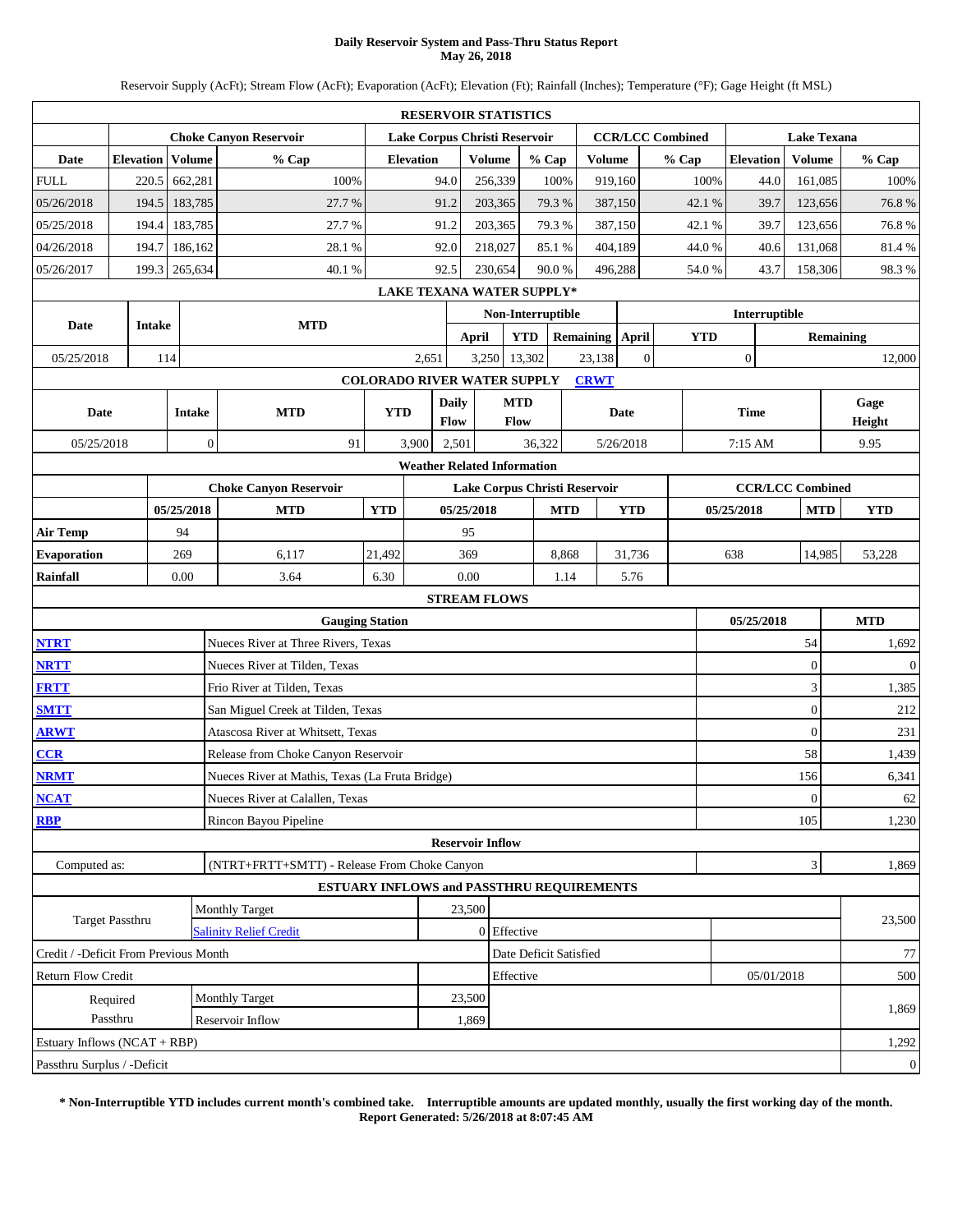# Daily Reservoir System and Pass-Thru Status Report
## May 26, 2018

Reservoir Supply (AcFt); Stream Flow (AcFt); Evaporation (AcFt); Elevation (Ft); Rainfall (Inches); Temperature (°F); Gage Height (ft MSL)

### RESERVOIR STATISTICS

| Date | Choke Canyon Reservoir Elevation | Choke Canyon Reservoir Volume | Choke Canyon Reservoir % Cap | Lake Corpus Christi Reservoir Elevation | Lake Corpus Christi Reservoir Volume | Lake Corpus Christi Reservoir % Cap | CCR/LCC Combined Volume | CCR/LCC Combined % Cap | Lake Texana Elevation | Lake Texana Volume | Lake Texana % Cap |
|---|---|---|---|---|---|---|---|---|---|---|---|
| FULL | 220.5 | 662,281 | 100% | 94.0 | 256,339 | 100% | 919,160 | 100% | 44.0 | 161,085 | 100% |
| 05/26/2018 | 194.5 | 183,785 | 27.7 % | 91.2 | 203,365 | 79.3 % | 387,150 | 42.1 % | 39.7 | 123,656 | 76.8 % |
| 05/25/2018 | 194.4 | 183,785 | 27.7 % | 91.2 | 203,365 | 79.3 % | 387,150 | 42.1 % | 39.7 | 123,656 | 76.8 % |
| 04/26/2018 | 194.7 | 186,162 | 28.1 % | 92.0 | 218,027 | 85.1 % | 404,189 | 44.0 % | 40.6 | 131,068 | 81.4 % |
| 05/26/2017 | 199.3 | 265,634 | 40.1 % | 92.5 | 230,654 | 90.0 % | 496,288 | 54.0 % | 43.7 | 158,306 | 98.3 % |

### LAKE TEXANA WATER SUPPLY*

| Date | Intake | MTD | Non-Interruptible April | Non-Interruptible YTD | Non-Interruptible Remaining | Interruptible April | Interruptible YTD | Interruptible Remaining |
|---|---|---|---|---|---|---|---|---|
| 05/25/2018 | 114 | 2,651 | 3,250 | 13,302 | 23,138 | 0 | 0 | 12,000 |

### COLORADO RIVER WATER SUPPLY CRWT

| Date | Intake | MTD | YTD | Daily Flow | MTD Flow | Date | Time | Gage Height |
|---|---|---|---|---|---|---|---|---|
| 05/25/2018 | 0 | 91 | 3,900 | 2,501 | 36,322 | 5/26/2018 | 7:15 AM | 9.95 |

### Weather Related Information

| | Choke Canyon Reservoir 05/25/2018 | Choke Canyon Reservoir MTD | Choke Canyon Reservoir YTD | Lake Corpus Christi Reservoir 05/25/2018 | Lake Corpus Christi Reservoir MTD | Lake Corpus Christi Reservoir YTD | CCR/LCC Combined 05/25/2018 | CCR/LCC Combined MTD | CCR/LCC Combined YTD |
|---|---|---|---|---|---|---|---|---|---|
| Air Temp | 94 | | | 95 | | | | | |
| Evaporation | 269 | 6,117 | 21,492 | 369 | 8,868 | 31,736 | 638 | 14,985 | 53,228 |
| Rainfall | 0.00 | 3.64 | 6.30 | 0.00 | 1.14 | 5.76 | | | |

### STREAM FLOWS

| | Gauging Station | 05/25/2018 | MTD |
|---|---|---|---|
| NTRT | Nueces River at Three Rivers, Texas | 54 | 1,692 |
| NRTT | Nueces River at Tilden, Texas | 0 | 0 |
| FRTT | Frio River at Tilden, Texas | 3 | 1,385 |
| SMTT | San Miguel Creek at Tilden, Texas | 0 | 212 |
| ARWT | Atascosa River at Whitsett, Texas | 0 | 231 |
| CCR | Release from Choke Canyon Reservoir | 58 | 1,439 |
| NRMT | Nueces River at Mathis, Texas (La Fruta Bridge) | 156 | 6,341 |
| NCAT | Nueces River at Calallen, Texas | 0 | 62 |
| RBP | Rincon Bayou Pipeline | 105 | 1,230 |

### Reservoir Inflow

| | | 05/25/2018 | MTD |
|---|---|---|---|
| Computed as: | (NTRT+FRTT+SMTT) - Release From Choke Canyon | 3 | 1,869 |

### ESTUARY INFLOWS and PASSTHRU REQUIREMENTS

| | | | | | |
|---|---|---|---|---|---|
| Target Passthru | Monthly Target | 23,500 | | | 23,500 |
| | Salinity Relief Credit | 0 | Effective | | |
| Credit / -Deficit From Previous Month | | | Date Deficit Satisfied | | 77 |
| Return Flow Credit | | | Effective | 05/01/2018 | 500 |
| Required Passthru | Monthly Target | 23,500 | | | 1,869 |
| | Reservoir Inflow | 1,869 | | | |
| Estuary Inflows (NCAT + RBP) | | | | | 1,292 |
| Passthru Surplus / -Deficit | | | | | 0 |

**\* Non-Interruptible YTD includes current month's combined take. Interruptible amounts are updated monthly, usually the first working day of the month.**
**Report Generated: 5/26/2018 at 8:07:45 AM**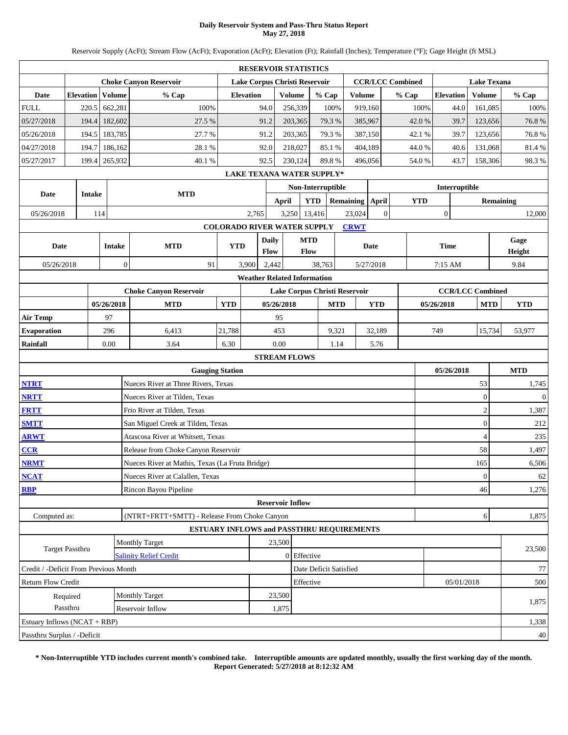# Daily Reservoir System and Pass-Thru Status Report
## May 27, 2018

Reservoir Supply (AcFt); Stream Flow (AcFt); Evaporation (AcFt); Elevation (Ft); Rainfall (Inches); Temperature (°F); Gage Height (ft MSL)

### RESERVOIR STATISTICS

| Date | Choke Canyon Reservoir Elevation | Volume | % Cap | Lake Corpus Christi Reservoir Elevation | Volume | % Cap | CCR/LCC Combined Volume | % Cap | Lake Texana Elevation | Volume | % Cap |
|---|---|---|---|---|---|---|---|---|---|---|---|
| FULL | 220.5 | 662,281 | 100% | 94.0 | 256,339 | 100% | 919,160 | 100% | 44.0 | 161,085 | 100% |
| 05/27/2018 | 194.4 | 182,602 | 27.5 % | 91.2 | 203,365 | 79.3 % | 385,967 | 42.0 % | 39.7 | 123,656 | 76.8 % |
| 05/26/2018 | 194.5 | 183,785 | 27.7 % | 91.2 | 203,365 | 79.3 % | 387,150 | 42.1 % | 39.7 | 123,656 | 76.8 % |
| 04/27/2018 | 194.7 | 186,162 | 28.1 % | 92.0 | 218,027 | 85.1 % | 404,189 | 44.0 % | 40.6 | 131,068 | 81.4 % |
| 05/27/2017 | 199.4 | 265,932 | 40.1 % | 92.5 | 230,124 | 89.8 % | 496,056 | 54.0 % | 43.7 | 158,306 | 98.3 % |

### LAKE TEXANA WATER SUPPLY*

| Date | Intake | MTD | Non-Interruptible April | YTD | Remaining | Interruptible April | YTD | Remaining |
|---|---|---|---|---|---|---|---|---|
| 05/26/2018 | 114 | 2,765 | 3,250 | 13,416 | 23,024 | 0 | 0 | 12,000 |

### COLORADO RIVER WATER SUPPLY CRWT

| Date | Intake | MTD | YTD | Daily Flow | MTD Flow | Date | Time | Gage Height |
|---|---|---|---|---|---|---|---|---|
| 05/26/2018 | 0 | 91 | 3,900 | 2,442 | 38,763 | 5/27/2018 | 7:15 AM | 9.84 |

### Weather Related Information

| | Choke Canyon Reservoir 05/26/2018 | MTD | YTD | Lake Corpus Christi Reservoir 05/26/2018 | MTD | YTD | CCR/LCC Combined 05/26/2018 | MTD | YTD |
|---|---|---|---|---|---|---|---|---|---|
| Air Temp | 97 | | | 95 | | | | | |
| Evaporation | 296 | 6,413 | 21,788 | 453 | 9,321 | 32,189 | 749 | 15,734 | 53,977 |
| Rainfall | 0.00 | 3.64 | 6.30 | 0.00 | 1.14 | 5.76 | | | |

### STREAM FLOWS

| | Gauging Station | 05/26/2018 | MTD |
|---|---|---|---|
| NTRT | Nueces River at Three Rivers, Texas | 53 | 1,745 |
| NRTT | Nueces River at Tilden, Texas | 0 | 0 |
| FRTT | Frio River at Tilden, Texas | 2 | 1,387 |
| SMTT | San Miguel Creek at Tilden, Texas | 0 | 212 |
| ARWT | Atascosa River at Whitsett, Texas | 4 | 235 |
| CCR | Release from Choke Canyon Reservoir | 58 | 1,497 |
| NRMT | Nueces River at Mathis, Texas (La Fruta Bridge) | 165 | 6,506 |
| NCAT | Nueces River at Calallen, Texas | 0 | 62 |
| RBP | Rincon Bayou Pipeline | 46 | 1,276 |

### Reservoir Inflow

| | | | |
|---|---|---|---|
| Computed as: | (NTRT+FRTT+SMTT) - Release From Choke Canyon | 6 | 1,875 |

### ESTUARY INFLOWS and PASSTHRU REQUIREMENTS

| | | | | | |
|---|---|---|---|---|---|
| Target Passthru | Monthly Target | 23,500 | | | 23,500 |
| | Salinity Relief Credit | 0 | Effective | | |
| Credit / -Deficit From Previous Month | | | Date Deficit Satisfied | | 77 |
| Return Flow Credit | | | Effective | 05/01/2018 | 500 |
| Required Passthru | Monthly Target | 23,500 | | | 1,875 |
| | Reservoir Inflow | 1,875 | | | |
| Estuary Inflows (NCAT + RBP) | | | | | 1,338 |
| Passthru Surplus / -Deficit | | | | | 40 |

**\* Non-Interruptible YTD includes current month's combined take. Interruptible amounts are updated monthly, usually the first working day of the month.**
**Report Generated: 5/27/2018 at 8:12:32 AM**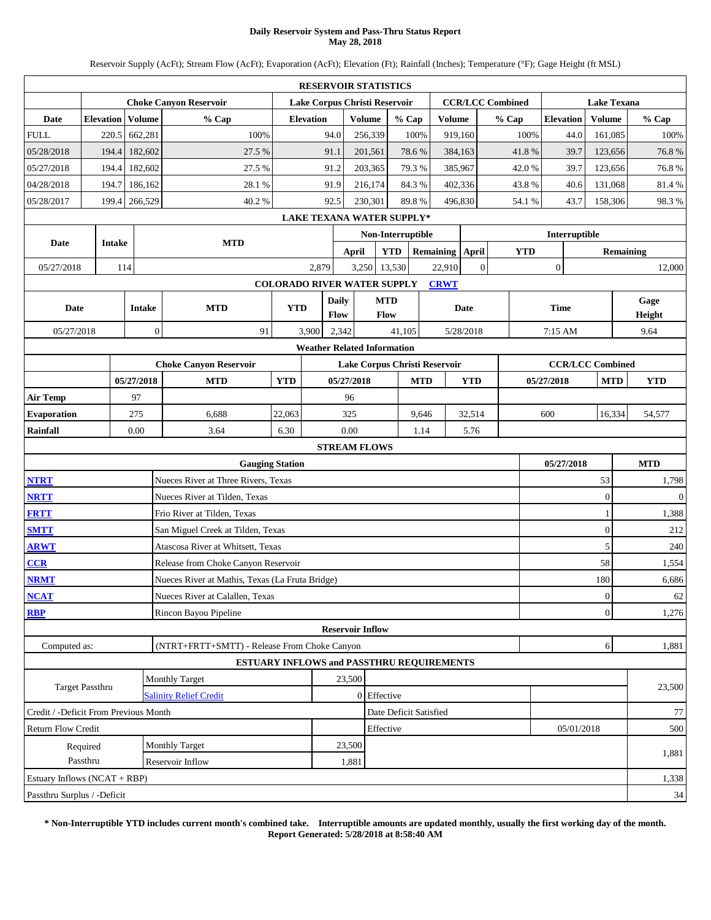# Daily Reservoir System and Pass-Thru Status Report
## May 28, 2018

Reservoir Supply (AcFt); Stream Flow (AcFt); Evaporation (AcFt); Elevation (Ft); Rainfall (Inches); Temperature (°F); Gage Height (ft MSL)

### RESERVOIR STATISTICS

| | Choke Canyon Reservoir | | | Lake Corpus Christi Reservoir | | | CCR/LCC Combined | | Lake Texana | | |
|---|---|---|---|---|---|---|---|---|---|---|---|
| Date | Elevation | Volume | % Cap | Elevation | Volume | % Cap | Volume | % Cap | Elevation | Volume | % Cap |
| FULL | 220.5 | 662,281 | 100% | 94.0 | 256,339 | 100% | 919,160 | 100% | 44.0 | 161,085 | 100% |
| 05/28/2018 | 194.4 | 182,602 | 27.5 % | 91.1 | 201,561 | 78.6 % | 384,163 | 41.8 % | 39.7 | 123,656 | 76.8 % |
| 05/27/2018 | 194.4 | 182,602 | 27.5 % | 91.2 | 203,365 | 79.3 % | 385,967 | 42.0 % | 39.7 | 123,656 | 76.8 % |
| 04/28/2018 | 194.7 | 186,162 | 28.1 % | 91.9 | 216,174 | 84.3 % | 402,336 | 43.8 % | 40.6 | 131,068 | 81.4 % |
| 05/28/2017 | 199.4 | 266,529 | 40.2 % | 92.5 | 230,301 | 89.8 % | 496,830 | 54.1 % | 43.7 | 158,306 | 98.3 % |

### LAKE TEXANA WATER SUPPLY*

| Date | Intake | MTD | Non-Interruptible | | | Interruptible | | |
|---|---|---|---|---|---|---|---|---|
| | | | April | YTD | Remaining | April | YTD | Remaining |
| 05/27/2018 | 114 | 2,879 | 3,250 | 13,530 | 22,910 | 0 | 0 | 12,000 |

### COLORADO RIVER WATER SUPPLY CRWT

| Date | Intake | MTD | YTD | Daily Flow | MTD Flow | Date | Time | Gage Height |
|---|---|---|---|---|---|---|---|---|
| 05/27/2018 | 0 | 91 | 3,900 | 2,342 | 41,105 | 5/28/2018 | 7:15 AM | 9.64 |

### Weather Related Information

| | Choke Canyon Reservoir | | | Lake Corpus Christi Reservoir | | | CCR/LCC Combined | | |
|---|---|---|---|---|---|---|---|---|---|
| | 05/27/2018 | MTD | YTD | 05/27/2018 | MTD | YTD | 05/27/2018 | MTD | YTD |
| Air Temp | 97 | | | 96 | | | | | |
| Evaporation | 275 | 6,688 | 22,063 | 325 | 9,646 | 32,514 | 600 | 16,334 | 54,577 |
| Rainfall | 0.00 | 3.64 | 6.30 | 0.00 | 1.14 | 5.76 | | | |

### STREAM FLOWS

| | Gauging Station | 05/27/2018 | MTD |
|---|---|---|---|
| NTRT | Nueces River at Three Rivers, Texas | 53 | 1,798 |
| NRTT | Nueces River at Tilden, Texas | 0 | 0 |
| FRTT | Frio River at Tilden, Texas | 1 | 1,388 |
| SMTT | San Miguel Creek at Tilden, Texas | 0 | 212 |
| ARWT | Atascosa River at Whitsett, Texas | 5 | 240 |
| CCR | Release from Choke Canyon Reservoir | 58 | 1,554 |
| NRMT | Nueces River at Mathis, Texas (La Fruta Bridge) | 180 | 6,686 |
| NCAT | Nueces River at Calallen, Texas | 0 | 62 |
| RBP | Rincon Bayou Pipeline | 0 | 1,276 |

### Reservoir Inflow

| | | | |
|---|---|---|---|
| Computed as: | (NTRT+FRTT+SMTT) - Release From Choke Canyon | 6 | 1,881 |

### ESTUARY INFLOWS and PASSTHRU REQUIREMENTS

| | | | | | |
|---|---|---|---|---|---|
| Target Passthru | Monthly Target | 23,500 | | | 23,500 |
| | Salinity Relief Credit | 0 | Effective | | |
| Credit / -Deficit From Previous Month | | | Date Deficit Satisfied | | 77 |
| Return Flow Credit | | | Effective | 05/01/2018 | 500 |
| Required Passthru | Monthly Target | 23,500 | | | 1,881 |
| | Reservoir Inflow | 1,881 | | | |
| Estuary Inflows (NCAT + RBP) | | | | | 1,338 |
| Passthru Surplus / -Deficit | | | | | 34 |

**\* Non-Interruptible YTD includes current month's combined take. Interruptible amounts are updated monthly, usually the first working day of the month.**
**Report Generated: 5/28/2018 at 8:58:40 AM**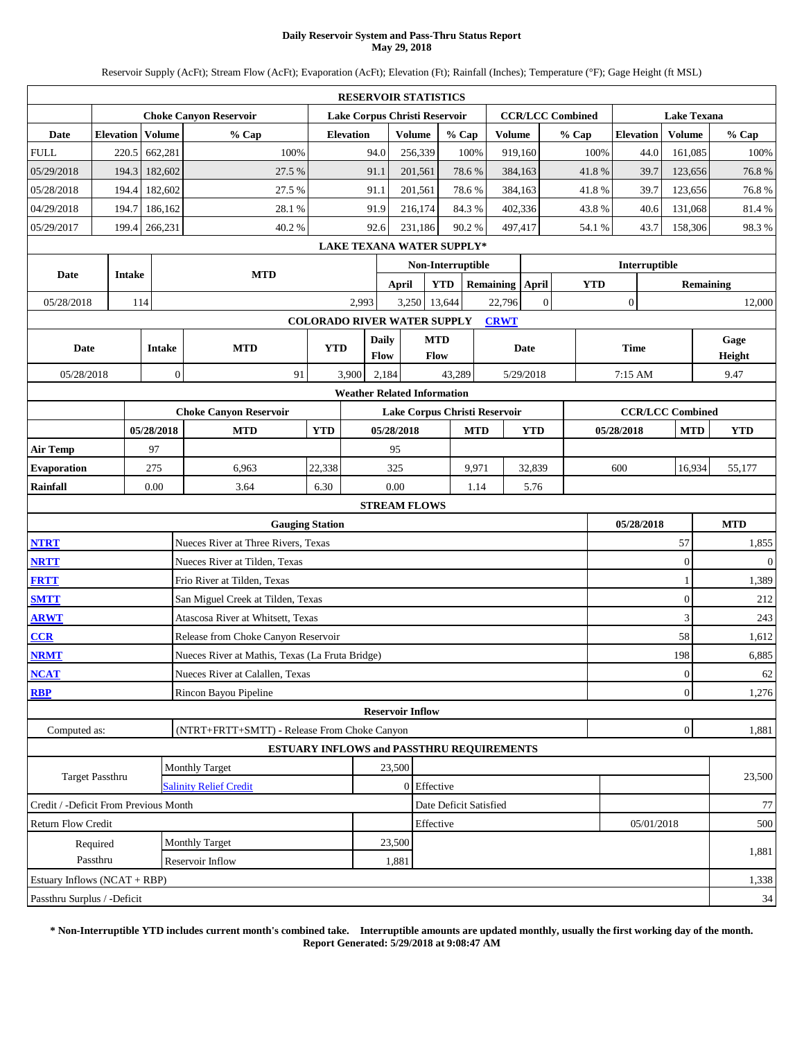# Daily Reservoir System and Pass-Thru Status Report
## May 29, 2018

Reservoir Supply (AcFt); Stream Flow (AcFt); Evaporation (AcFt); Elevation (Ft); Rainfall (Inches); Temperature (°F); Gage Height (ft MSL)

**RESERVOIR STATISTICS**

| | Choke Canyon Reservoir | | | Lake Corpus Christi Reservoir | | | CCR/LCC Combined | | Lake Texana | | |
|---|---|---|---|---|---|---|---|---|---|---|---|
| Date | Elevation | Volume | % Cap | Elevation | Volume | % Cap | Volume | % Cap | Elevation | Volume | % Cap |
| FULL | 220.5 | 662,281 | 100% | 94.0 | 256,339 | 100% | 919,160 | 100% | 44.0 | 161,085 | 100% |
| 05/29/2018 | 194.3 | 182,602 | 27.5 % | 91.1 | 201,561 | 78.6 % | 384,163 | 41.8 % | 39.7 | 123,656 | 76.8 % |
| 05/28/2018 | 194.4 | 182,602 | 27.5 % | 91.1 | 201,561 | 78.6 % | 384,163 | 41.8 % | 39.7 | 123,656 | 76.8 % |
| 04/29/2018 | 194.7 | 186,162 | 28.1 % | 91.9 | 216,174 | 84.3 % | 402,336 | 43.8 % | 40.6 | 131,068 | 81.4 % |
| 05/29/2017 | 199.4 | 266,231 | 40.2 % | 92.6 | 231,186 | 90.2 % | 497,417 | 54.1 % | 43.7 | 158,306 | 98.3 % |

**LAKE TEXANA WATER SUPPLY***

| Date | Intake | MTD | Non-Interruptible April | Non-Interruptible YTD | Non-Interruptible Remaining | Interruptible April | Interruptible YTD | Interruptible Remaining |
|---|---|---|---|---|---|---|---|---|
| 05/28/2018 | 114 | 2,993 | 3,250 | 13,644 | 22,796 | 0 | 0 | 12,000 |

**COLORADO RIVER WATER SUPPLY** CRWT

| Date | Intake | MTD | YTD | Daily Flow | MTD Flow | Date | Time | Gage Height |
|---|---|---|---|---|---|---|---|---|
| 05/28/2018 | 0 | 91 | 3,900 | 2,184 | 43,289 | 5/29/2018 | 7:15 AM | 9.47 |

**Weather Related Information**

| | Choke Canyon Reservoir | | | Lake Corpus Christi Reservoir | | | CCR/LCC Combined | | |
|---|---|---|---|---|---|---|---|---|---|
| | 05/28/2018 | MTD | YTD | 05/28/2018 | MTD | YTD | 05/28/2018 | MTD | YTD |
| Air Temp | 97 | | | 95 | | | | | |
| Evaporation | 275 | 6,963 | 22,338 | 325 | 9,971 | 32,839 | 600 | 16,934 | 55,177 |
| Rainfall | 0.00 | 3.64 | 6.30 | 0.00 | 1.14 | 5.76 | | | |

**STREAM FLOWS**

| | Gauging Station | 05/28/2018 | MTD |
|---|---|---|---|
| NTRT | Nueces River at Three Rivers, Texas | 57 | 1,855 |
| NRTT | Nueces River at Tilden, Texas | 0 | 0 |
| FRTT | Frio River at Tilden, Texas | 1 | 1,389 |
| SMTT | San Miguel Creek at Tilden, Texas | 0 | 212 |
| ARWT | Atascosa River at Whitsett, Texas | 3 | 243 |
| CCR | Release from Choke Canyon Reservoir | 58 | 1,612 |
| NRMT | Nueces River at Mathis, Texas (La Fruta Bridge) | 198 | 6,885 |
| NCAT | Nueces River at Calallen, Texas | 0 | 62 |
| RBP | Rincon Bayou Pipeline | 0 | 1,276 |

**Reservoir Inflow**

| Computed as: | (NTRT+FRTT+SMTT) - Release From Choke Canyon | 0 | 1,881 |
|---|---|---|---|

**ESTUARY INFLOWS and PASSTHRU REQUIREMENTS**

| | | | | | |
|---|---|---|---|---|---|
| Target Passthru | Monthly Target | 23,500 | | | 23,500 |
| | Salinity Relief Credit | 0 | Effective | | |
| Credit / -Deficit From Previous Month | | | Date Deficit Satisfied | | 77 |
| Return Flow Credit | | | Effective | 05/01/2018 | 500 |
| Required Passthru | Monthly Target | 23,500 | | | 1,881 |
| | Reservoir Inflow | 1,881 | | | |
| Estuary Inflows (NCAT + RBP) | | | | | 1,338 |
| Passthru Surplus / -Deficit | | | | | 34 |

**\* Non-Interruptible YTD includes current month's combined take. Interruptible amounts are updated monthly, usually the first working day of the month.**
**Report Generated: 5/29/2018 at 9:08:47 AM**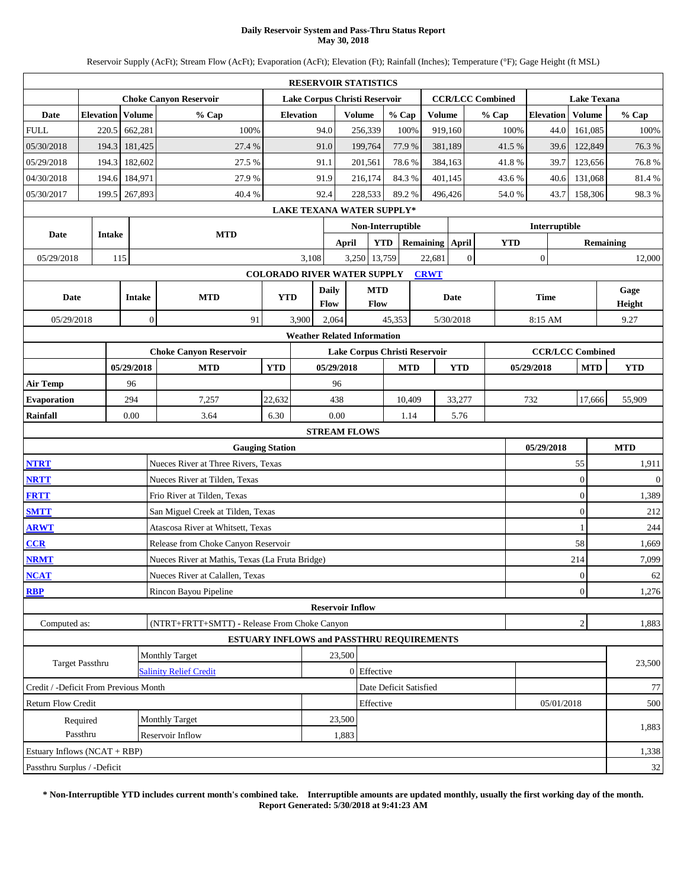**Daily Reservoir System and Pass-Thru Status Report**
**May 30, 2018**

Reservoir Supply (AcFt); Stream Flow (AcFt); Evaporation (AcFt); Elevation (Ft); Rainfall (Inches); Temperature (°F); Gage Height (ft MSL)

**RESERVOIR STATISTICS**

| Date | Choke Canyon Reservoir Elevation | Choke Canyon Reservoir Volume | Choke Canyon Reservoir % Cap | Lake Corpus Christi Reservoir Elevation | Lake Corpus Christi Reservoir Volume | Lake Corpus Christi Reservoir % Cap | CCR/LCC Combined Volume | CCR/LCC Combined % Cap | Lake Texana Elevation | Lake Texana Volume | Lake Texana % Cap |
|---|---|---|---|---|---|---|---|---|---|---|---|
| FULL | 220.5 | 662,281 | 100% | 94.0 | 256,339 | 100% | 919,160 | 100% | 44.0 | 161,085 | 100% |
| 05/30/2018 | 194.3 | 181,425 | 27.4 % | 91.0 | 199,764 | 77.9 % | 381,189 | 41.5 % | 39.6 | 122,849 | 76.3 % |
| 05/29/2018 | 194.3 | 182,602 | 27.5 % | 91.1 | 201,561 | 78.6 % | 384,163 | 41.8 % | 39.7 | 123,656 | 76.8 % |
| 04/30/2018 | 194.6 | 184,971 | 27.9 % | 91.9 | 216,174 | 84.3 % | 401,145 | 43.6 % | 40.6 | 131,068 | 81.4 % |
| 05/30/2017 | 199.5 | 267,893 | 40.4 % | 92.4 | 228,533 | 89.2 % | 496,426 | 54.0 % | 43.7 | 158,306 | 98.3 % |

**LAKE TEXANA WATER SUPPLY***

| Date | Intake | MTD | Non-Interruptible April | Non-Interruptible YTD | Non-Interruptible Remaining | Interruptible April | Interruptible YTD | Interruptible Remaining |
|---|---|---|---|---|---|---|---|---|
| 05/29/2018 | 115 | 3,108 | 3,250 | 13,759 | 22,681 | 0 | 0 | 12,000 |

**COLORADO RIVER WATER SUPPLY** CRWT

| Date | Intake | MTD | YTD | Daily Flow | MTD Flow | Date | Time | Gage Height |
|---|---|---|---|---|---|---|---|---|
| 05/29/2018 | 0 | 91 | 3,900 | 2,064 | 45,353 | 5/30/2018 | 8:15 AM | 9.27 |

**Weather Related Information**

| | Choke Canyon Reservoir 05/29/2018 | Choke Canyon Reservoir MTD | Choke Canyon Reservoir YTD | Lake Corpus Christi Reservoir 05/29/2018 | Lake Corpus Christi Reservoir MTD | Lake Corpus Christi Reservoir YTD | CCR/LCC Combined 05/29/2018 | CCR/LCC Combined MTD | CCR/LCC Combined YTD |
|---|---|---|---|---|---|---|---|---|---|
| Air Temp | 96 | | | 96 | | | | | |
| Evaporation | 294 | 7,257 | 22,632 | 438 | 10,409 | 33,277 | 732 | 17,666 | 55,909 |
| Rainfall | 0.00 | 3.64 | 6.30 | 0.00 | 1.14 | 5.76 | | | |

**STREAM FLOWS**

| | Gauging Station | 05/29/2018 | MTD |
|---|---|---|---|
| NTRT | Nueces River at Three Rivers, Texas | 55 | 1,911 |
| NRTT | Nueces River at Tilden, Texas | 0 | 0 |
| FRTT | Frio River at Tilden, Texas | 0 | 1,389 |
| SMTT | San Miguel Creek at Tilden, Texas | 0 | 212 |
| ARWT | Atascosa River at Whitsett, Texas | 1 | 244 |
| CCR | Release from Choke Canyon Reservoir | 58 | 1,669 |
| NRMT | Nueces River at Mathis, Texas (La Fruta Bridge) | 214 | 7,099 |
| NCAT | Nueces River at Calallen, Texas | 0 | 62 |
| RBP | Rincon Bayou Pipeline | 0 | 1,276 |

**Reservoir Inflow**

| | | | |
|---|---|---|---|
| Computed as: | (NTRT+FRTT+SMTT) - Release From Choke Canyon | 2 | 1,883 |

**ESTUARY INFLOWS and PASSTHRU REQUIREMENTS**

| | | | | | |
|---|---|---|---|---|---|
| Target Passthru | Monthly Target | 23,500 | | | 23,500 |
| | Salinity Relief Credit | 0 | Effective | | |
| Credit / -Deficit From Previous Month | | | Date Deficit Satisfied | | 77 |
| Return Flow Credit | | | Effective | 05/01/2018 | 500 |
| Required Passthru | Monthly Target | 23,500 | | | 1,883 |
| | Reservoir Inflow | 1,883 | | | |
| Estuary Inflows (NCAT + RBP) | | | | | 1,338 |
| Passthru Surplus / -Deficit | | | | | 32 |

**\* Non-Interruptible YTD includes current month's combined take. Interruptible amounts are updated monthly, usually the first working day of the month.**
**Report Generated: 5/30/2018 at 9:41:23 AM**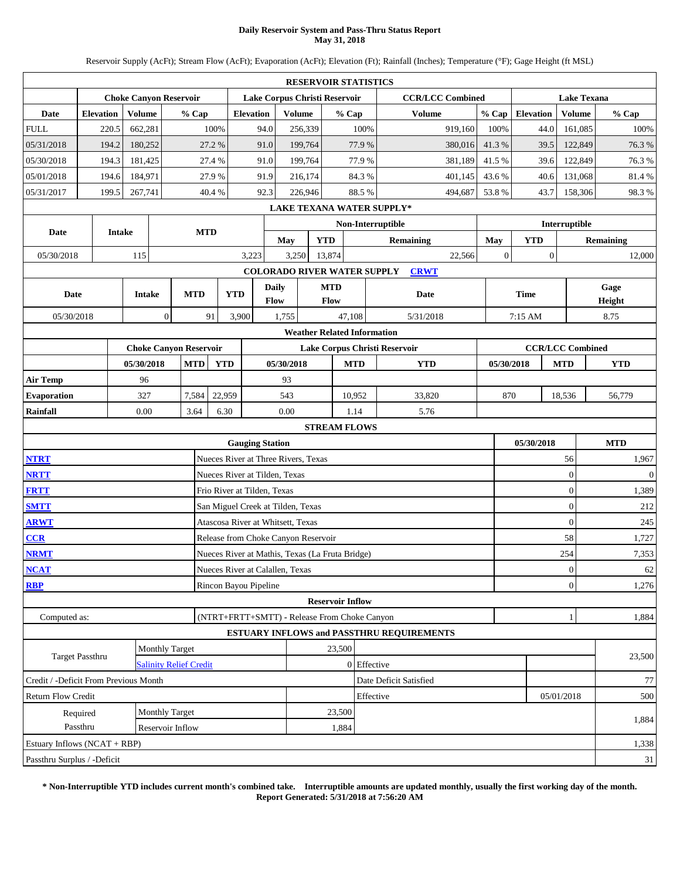**Daily Reservoir System and Pass-Thru Status Report**
**May 31, 2018**

Reservoir Supply (AcFt); Stream Flow (AcFt); Evaporation (AcFt); Elevation (Ft); Rainfall (Inches); Temperature (°F); Gage Height (ft MSL)

## RESERVOIR STATISTICS

| Date | Choke Canyon Reservoir | | | Lake Corpus Christi Reservoir | | | CCR/LCC Combined | | Lake Texana | | |
|---|---|---|---|---|---|---|---|---|---|---|---|
| | Elevation | Volume | % Cap | Elevation | Volume | % Cap | Volume | % Cap | Elevation | Volume | % Cap |
| FULL | 220.5 | 662,281 | 100% | 94.0 | 256,339 | 100% | 919,160 | 100% | 44.0 | 161,085 | 100% |
| 05/31/2018 | 194.2 | 180,252 | 27.2 % | 91.0 | 199,764 | 77.9 % | 380,016 | 41.3 % | 39.5 | 122,849 | 76.3 % |
| 05/30/2018 | 194.3 | 181,425 | 27.4 % | 91.0 | 199,764 | 77.9 % | 381,189 | 41.5 % | 39.6 | 122,849 | 76.3 % |
| 05/01/2018 | 194.6 | 184,971 | 27.9 % | 91.9 | 216,174 | 84.3 % | 401,145 | 43.6 % | 40.6 | 131,068 | 81.4 % |
| 05/31/2017 | 199.5 | 267,741 | 40.4 % | 92.3 | 226,946 | 88.5 % | 494,687 | 53.8 % | 43.7 | 158,306 | 98.3 % |

## LAKE TEXANA WATER SUPPLY*

| Date | Intake | MTD | Non-Interruptible | | | Interruptible | | |
|---|---|---|---|---|---|---|---|---|
| | | | May | YTD | Remaining | May | YTD | Remaining |
| 05/30/2018 | 115 | 3,223 | 3,250 | 13,874 | 22,566 | 0 | 0 | 12,000 |

## COLORADO RIVER WATER SUPPLY CRWT

| Date | Intake | MTD | YTD | Daily Flow | MTD Flow | Date | Time | Gage Height |
|---|---|---|---|---|---|---|---|---|
| 05/30/2018 | 0 | 91 | 3,900 | 1,755 | 47,108 | 5/31/2018 | 7:15 AM | 8.75 |

## Weather Related Information

| | Choke Canyon Reservoir | | | Lake Corpus Christi Reservoir | | | CCR/LCC Combined | | |
|---|---|---|---|---|---|---|---|---|---|
| | 05/30/2018 | MTD | YTD | 05/30/2018 | MTD | YTD | 05/30/2018 | MTD | YTD |
| Air Temp | 96 | | | 93 | | | | | |
| Evaporation | 327 | 7,584 | 22,959 | 543 | 10,952 | 33,820 | 870 | 18,536 | 56,779 |
| Rainfall | 0.00 | 3.64 | 6.30 | 0.00 | 1.14 | 5.76 | | | |

## STREAM FLOWS

| | Gauging Station | 05/30/2018 | MTD |
|---|---|---|---|
| NTRT | Nueces River at Three Rivers, Texas | 56 | 1,967 |
| NRTT | Nueces River at Tilden, Texas | 0 | 0 |
| FRTT | Frio River at Tilden, Texas | 0 | 1,389 |
| SMTT | San Miguel Creek at Tilden, Texas | 0 | 212 |
| ARWT | Atascosa River at Whitsett, Texas | 0 | 245 |
| CCR | Release from Choke Canyon Reservoir | 58 | 1,727 |
| NRMT | Nueces River at Mathis, Texas (La Fruta Bridge) | 254 | 7,353 |
| NCAT | Nueces River at Calallen, Texas | 0 | 62 |
| RBP | Rincon Bayou Pipeline | 0 | 1,276 |

## Reservoir Inflow

| | | | |
|---|---|---|---|
| Computed as: | (NTRT+FRTT+SMTT) - Release From Choke Canyon | 1 | 1,884 |

## ESTUARY INFLOWS and PASSTHRU REQUIREMENTS

| | | | | | |
|---|---|---|---|---|---|
| Target Passthru | Monthly Target | 23,500 | | | 23,500 |
| | Salinity Relief Credit | 0 | Effective | | |
| Credit / -Deficit From Previous Month | | | Date Deficit Satisfied | | 77 |
| Return Flow Credit | | | Effective | 05/01/2018 | 500 |
| Required Passthru | Monthly Target | 23,500 | | | 1,884 |
| | Reservoir Inflow | 1,884 | | | |
| Estuary Inflows (NCAT + RBP) | | | | | 1,338 |
| Passthru Surplus / -Deficit | | | | | 31 |

**\* Non-Interruptible YTD includes current month's combined take. Interruptible amounts are updated monthly, usually the first working day of the month.**
**Report Generated: 5/31/2018 at 7:56:20 AM**